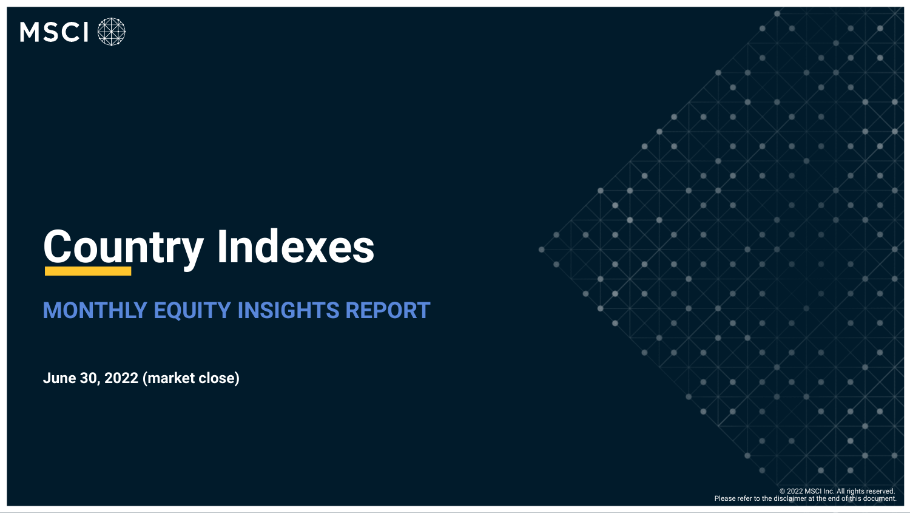MSCI

# Country Indexes

## MONTHLY EQUITY INSIGHTS REPORT

**June 30, 2022 (market close)**

© 2022 MSCI Inc. All rights reserved.
Please refer to the disclaimer at the end of this document.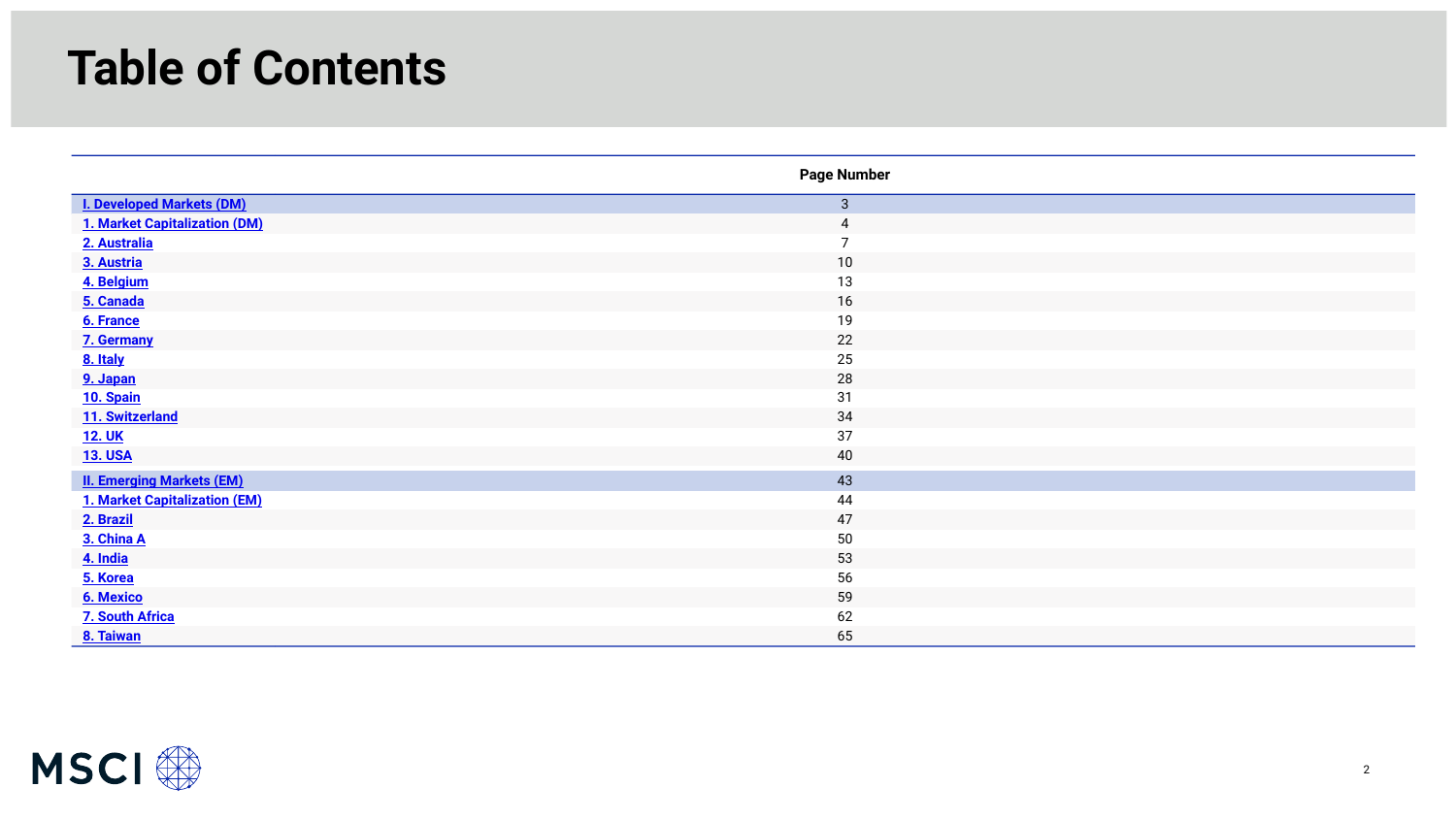# Table of Contents

| | Page Number |
|---|---|
| **I. Developed Markets (DM)** | 3 |
| 1. Market Capitalization (DM) | 4 |
| 2. Australia | 7 |
| 3. Austria | 10 |
| 4. Belgium | 13 |
| 5. Canada | 16 |
| 6. France | 19 |
| 7. Germany | 22 |
| 8. Italy | 25 |
| 9. Japan | 28 |
| 10. Spain | 31 |
| 11. Switzerland | 34 |
| 12. UK | 37 |
| 13. USA | 40 |
| **II. Emerging Markets (EM)** | 43 |
| 1. Market Capitalization (EM) | 44 |
| 2. Brazil | 47 |
| 3. China A | 50 |
| 4. India | 53 |
| 5. Korea | 56 |
| 6. Mexico | 59 |
| 7. South Africa | 62 |
| 8. Taiwan | 65 |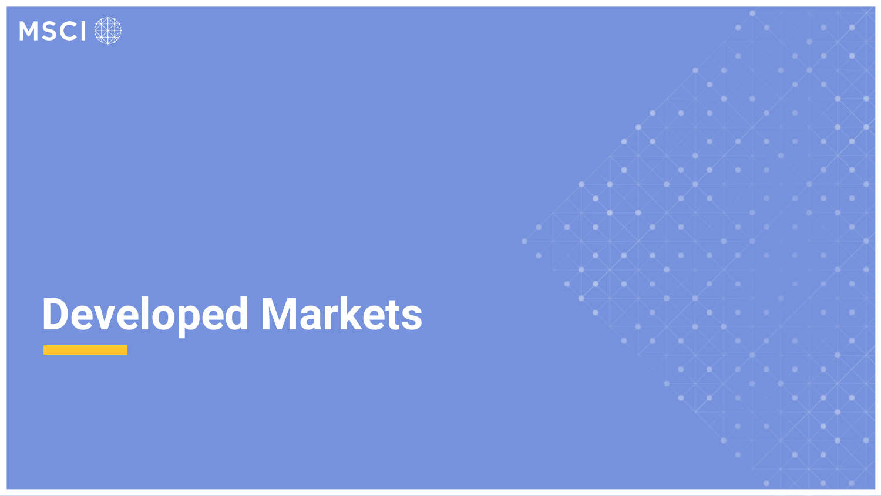# Developed Markets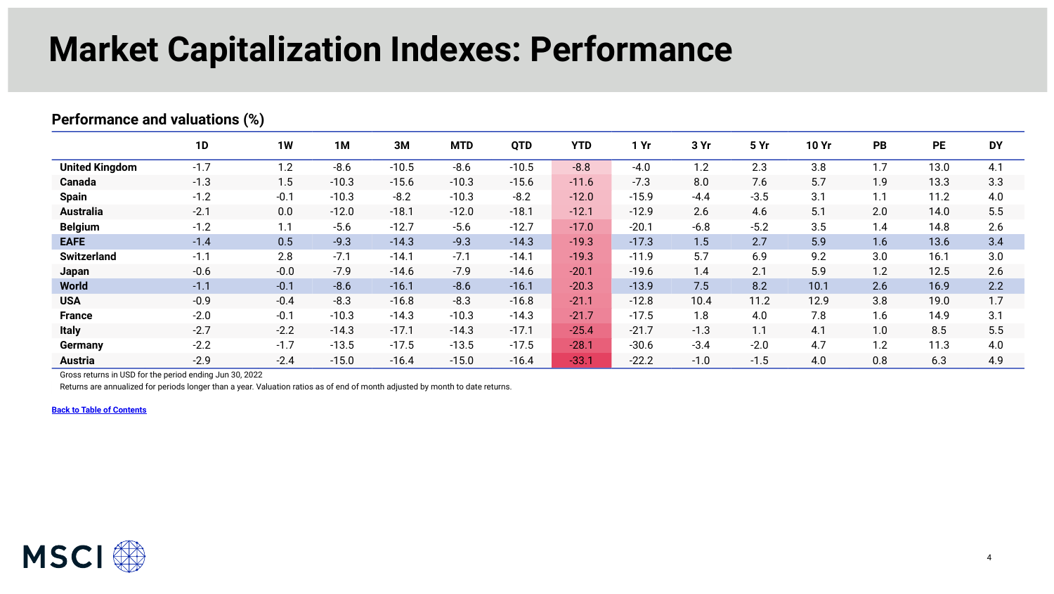# Market Capitalization Indexes: Performance

## Performance and valuations (%)

| | 1D | 1W | 1M | 3M | MTD | QTD | YTD | 1 Yr | 3 Yr | 5 Yr | 10 Yr | PB | PE | DY |
|---|---|---|---|---|---|---|---|---|---|---|---|---|---|---|
| **United Kingdom** | -1.7 | 1.2 | -8.6 | -10.5 | -8.6 | -10.5 | -8.8 | -4.0 | 1.2 | 2.3 | 3.8 | 1.7 | 13.0 | 4.1 |
| **Canada** | -1.3 | 1.5 | -10.3 | -15.6 | -10.3 | -15.6 | -11.6 | -7.3 | 8.0 | 7.6 | 5.7 | 1.9 | 13.3 | 3.3 |
| **Spain** | -1.2 | -0.1 | -10.3 | -8.2 | -10.3 | -8.2 | -12.0 | -15.9 | -4.4 | -3.5 | 3.1 | 1.1 | 11.2 | 4.0 |
| **Australia** | -2.1 | 0.0 | -12.0 | -18.1 | -12.0 | -18.1 | -12.1 | -12.9 | 2.6 | 4.6 | 5.1 | 2.0 | 14.0 | 5.5 |
| **Belgium** | -1.2 | 1.1 | -5.6 | -12.7 | -5.6 | -12.7 | -17.0 | -20.1 | -6.8 | -5.2 | 3.5 | 1.4 | 14.8 | 2.6 |
| **EAFE** | -1.4 | 0.5 | -9.3 | -14.3 | -9.3 | -14.3 | -19.3 | -17.3 | 1.5 | 2.7 | 5.9 | 1.6 | 13.6 | 3.4 |
| **Switzerland** | -1.1 | 2.8 | -7.1 | -14.1 | -7.1 | -14.1 | -19.3 | -11.9 | 5.7 | 6.9 | 9.2 | 3.0 | 16.1 | 3.0 |
| **Japan** | -0.6 | -0.0 | -7.9 | -14.6 | -7.9 | -14.6 | -20.1 | -19.6 | 1.4 | 2.1 | 5.9 | 1.2 | 12.5 | 2.6 |
| **World** | -1.1 | -0.1 | -8.6 | -16.1 | -8.6 | -16.1 | -20.3 | -13.9 | 7.5 | 8.2 | 10.1 | 2.6 | 16.9 | 2.2 |
| **USA** | -0.9 | -0.4 | -8.3 | -16.8 | -8.3 | -16.8 | -21.1 | -12.8 | 10.4 | 11.2 | 12.9 | 3.8 | 19.0 | 1.7 |
| **France** | -2.0 | -0.1 | -10.3 | -14.3 | -10.3 | -14.3 | -21.7 | -17.5 | 1.8 | 4.0 | 7.8 | 1.6 | 14.9 | 3.1 |
| **Italy** | -2.7 | -2.2 | -14.3 | -17.1 | -14.3 | -17.1 | -25.4 | -21.7 | -1.3 | 1.1 | 4.1 | 1.0 | 8.5 | 5.5 |
| **Germany** | -2.2 | -1.7 | -13.5 | -17.5 | -13.5 | -17.5 | -28.1 | -30.6 | -3.4 | -2.0 | 4.7 | 1.2 | 11.3 | 4.0 |
| **Austria** | -2.9 | -2.4 | -15.0 | -16.4 | -15.0 | -16.4 | -33.1 | -22.2 | -1.0 | -1.5 | 4.0 | 0.8 | 6.3 | 4.9 |

Gross returns in USD for the period ending Jun 30, 2022

Returns are annualized for periods longer than a year. Valuation ratios as of end of month adjusted by month to date returns.

[Back to Table of Contents]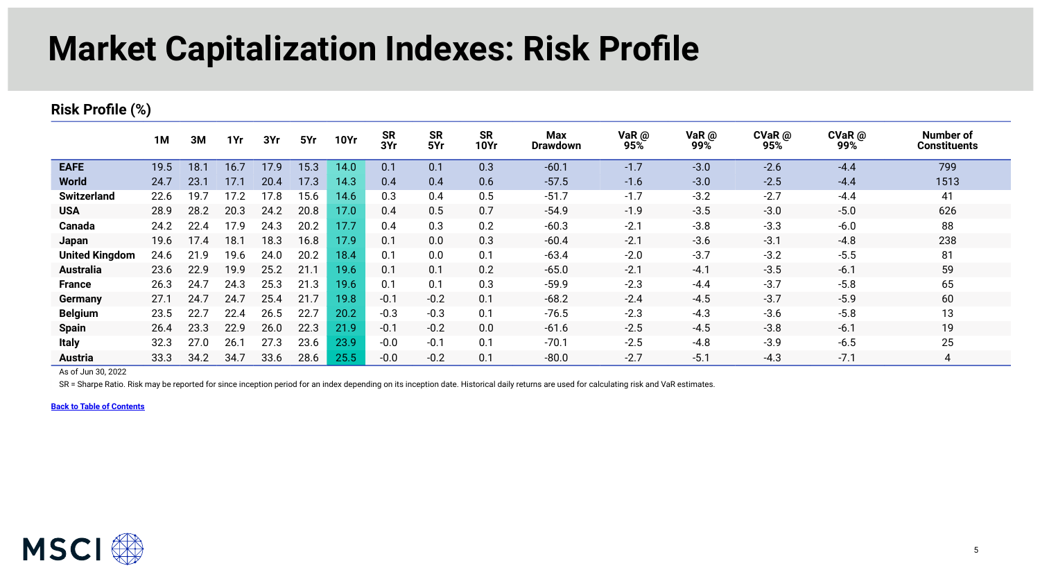# Market Capitalization Indexes: Risk Profile

## Risk Profile (%)

| | 1M | 3M | 1Yr | 3Yr | 5Yr | 10Yr | SR 3Yr | SR 5Yr | SR 10Yr | Max Drawdown | VaR @ 95% | VaR @ 99% | CVaR @ 95% | CVaR @ 99% | Number of Constituents |
|---|---|---|---|---|---|---|---|---|---|---|---|---|---|---|---|
| **EAFE** | 19.5 | 18.1 | 16.7 | 17.9 | 15.3 | 14.0 | 0.1 | 0.1 | 0.3 | -60.1 | -1.7 | -3.0 | -2.6 | -4.4 | 799 |
| **World** | 24.7 | 23.1 | 17.1 | 20.4 | 17.3 | 14.3 | 0.4 | 0.4 | 0.6 | -57.5 | -1.6 | -3.0 | -2.5 | -4.4 | 1513 |
| **Switzerland** | 22.6 | 19.7 | 17.2 | 17.8 | 15.6 | 14.6 | 0.3 | 0.4 | 0.5 | -51.7 | -1.7 | -3.2 | -2.7 | -4.4 | 41 |
| **USA** | 28.9 | 28.2 | 20.3 | 24.2 | 20.8 | 17.0 | 0.4 | 0.5 | 0.7 | -54.9 | -1.9 | -3.5 | -3.0 | -5.0 | 626 |
| **Canada** | 24.2 | 22.4 | 17.9 | 24.3 | 20.2 | 17.7 | 0.4 | 0.3 | 0.2 | -60.3 | -2.1 | -3.8 | -3.3 | -6.0 | 88 |
| **Japan** | 19.6 | 17.4 | 18.1 | 18.3 | 16.8 | 17.9 | 0.1 | 0.0 | 0.3 | -60.4 | -2.1 | -3.6 | -3.1 | -4.8 | 238 |
| **United Kingdom** | 24.6 | 21.9 | 19.6 | 24.0 | 20.2 | 18.4 | 0.1 | 0.0 | 0.1 | -63.4 | -2.0 | -3.7 | -3.2 | -5.5 | 81 |
| **Australia** | 23.6 | 22.9 | 19.9 | 25.2 | 21.1 | 19.6 | 0.1 | 0.1 | 0.2 | -65.0 | -2.1 | -4.1 | -3.5 | -6.1 | 59 |
| **France** | 26.3 | 24.7 | 24.3 | 25.3 | 21.3 | 19.6 | 0.1 | 0.1 | 0.3 | -59.9 | -2.3 | -4.4 | -3.7 | -5.8 | 65 |
| **Germany** | 27.1 | 24.7 | 24.7 | 25.4 | 21.7 | 19.8 | -0.1 | -0.2 | 0.1 | -68.2 | -2.4 | -4.5 | -3.7 | -5.9 | 60 |
| **Belgium** | 23.5 | 22.7 | 22.4 | 26.5 | 22.7 | 20.2 | -0.3 | -0.3 | 0.1 | -76.5 | -2.3 | -4.3 | -3.6 | -5.8 | 13 |
| **Spain** | 26.4 | 23.3 | 22.9 | 26.0 | 22.3 | 21.9 | -0.1 | -0.2 | 0.0 | -61.6 | -2.5 | -4.5 | -3.8 | -6.1 | 19 |
| **Italy** | 32.3 | 27.0 | 26.1 | 27.3 | 23.6 | 23.9 | -0.0 | -0.1 | 0.1 | -70.1 | -2.5 | -4.8 | -3.9 | -6.5 | 25 |
| **Austria** | 33.3 | 34.2 | 34.7 | 33.6 | 28.6 | 25.5 | -0.0 | -0.2 | 0.1 | -80.0 | -2.7 | -5.1 | -4.3 | -7.1 | 4 |

As of Jun 30, 2022

SR = Sharpe Ratio. Risk may be reported for since inception period for an index depending on its inception date. Historical daily returns are used for calculating risk and VaR estimates.

**Back to Table of Contents**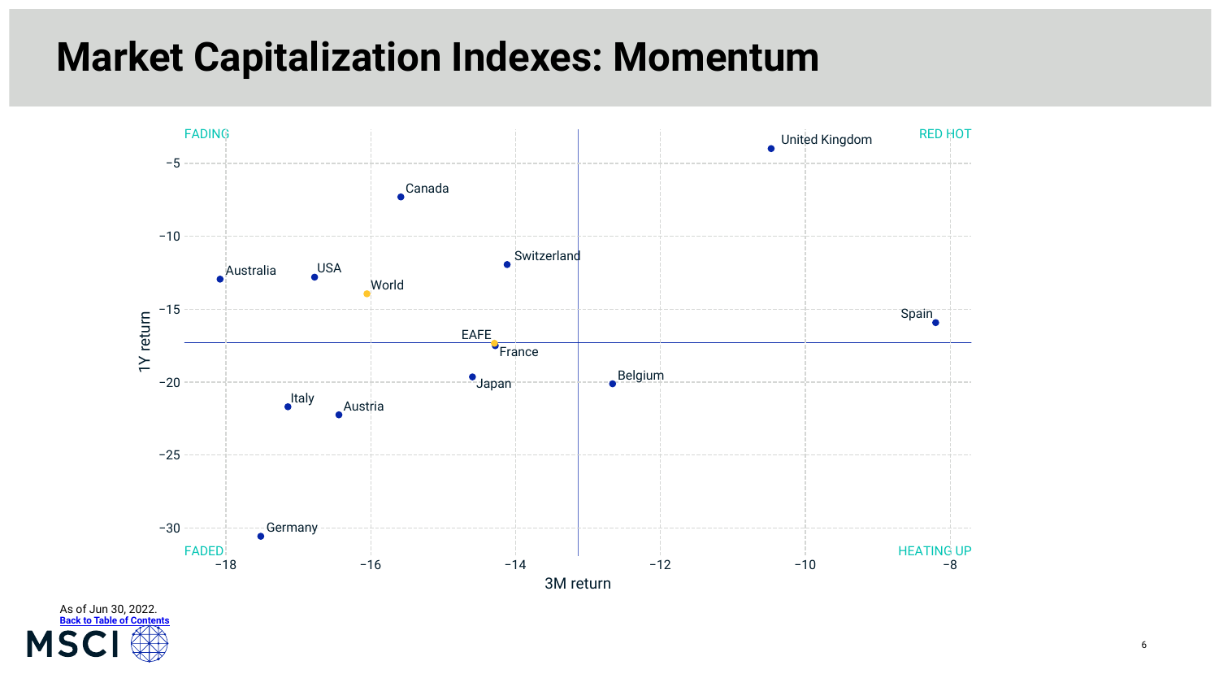# Market Capitalization Indexes: Momentum

FADING

RED HOT

FADED

HEATING UP

1Y return

3M return

United Kingdom

Canada

Switzerland

Australia

USA

World

Spain

EAFE

France

Japan

Belgium

Italy

Austria

Germany

As of Jun 30, 2022.

Back to Table of Contents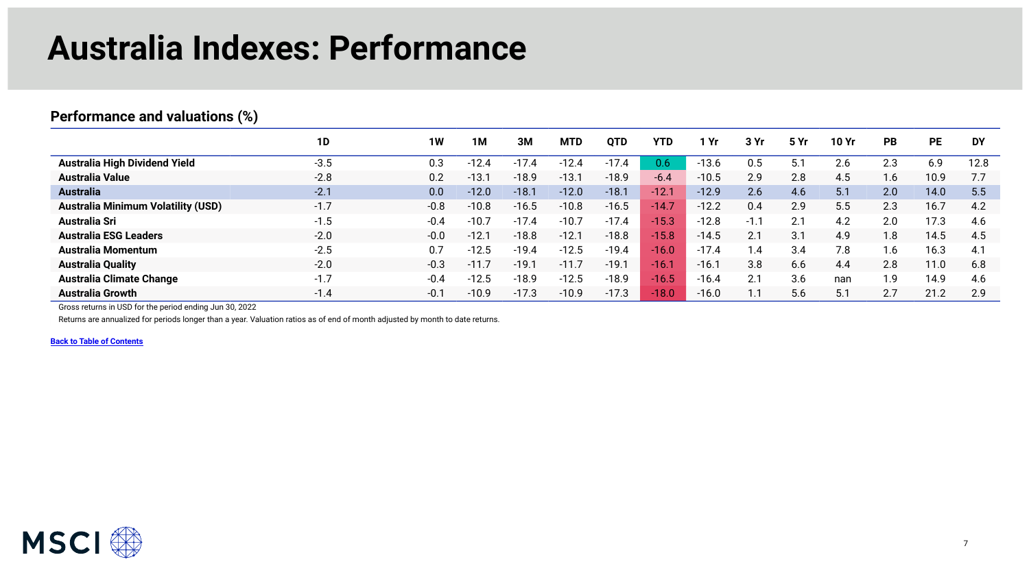# Australia Indexes: Performance

## Performance and valuations (%)

| | 1D | 1W | 1M | 3M | MTD | QTD | YTD | 1 Yr | 3 Yr | 5 Yr | 10 Yr | PB | PE | DY |
|---|---|---|---|---|---|---|---|---|---|---|---|---|---|---|
| **Australia High Dividend Yield** | -3.5 | 0.3 | -12.4 | -17.4 | -12.4 | -17.4 | 0.6 | -13.6 | 0.5 | 5.1 | 2.6 | 2.3 | 6.9 | 12.8 |
| **Australia Value** | -2.8 | 0.2 | -13.1 | -18.9 | -13.1 | -18.9 | -6.4 | -10.5 | 2.9 | 2.8 | 4.5 | 1.6 | 10.9 | 7.7 |
| **Australia** | -2.1 | 0.0 | -12.0 | -18.1 | -12.0 | -18.1 | -12.1 | -12.9 | 2.6 | 4.6 | 5.1 | 2.0 | 14.0 | 5.5 |
| **Australia Minimum Volatility (USD)** | -1.7 | -0.8 | -10.8 | -16.5 | -10.8 | -16.5 | -14.7 | -12.2 | 0.4 | 2.9 | 5.5 | 2.3 | 16.7 | 4.2 |
| **Australia Sri** | -1.5 | -0.4 | -10.7 | -17.4 | -10.7 | -17.4 | -15.3 | -12.8 | -1.1 | 2.1 | 4.2 | 2.0 | 17.3 | 4.6 |
| **Australia ESG Leaders** | -2.0 | -0.0 | -12.1 | -18.8 | -12.1 | -18.8 | -15.8 | -14.5 | 2.1 | 3.1 | 4.9 | 1.8 | 14.5 | 4.5 |
| **Australia Momentum** | -2.5 | 0.7 | -12.5 | -19.4 | -12.5 | -19.4 | -16.0 | -17.4 | 1.4 | 3.4 | 7.8 | 1.6 | 16.3 | 4.1 |
| **Australia Quality** | -2.0 | -0.3 | -11.7 | -19.1 | -11.7 | -19.1 | -16.1 | -16.1 | 3.8 | 6.6 | 4.4 | 2.8 | 11.0 | 6.8 |
| **Australia Climate Change** | -1.7 | -0.4 | -12.5 | -18.9 | -12.5 | -18.9 | -16.5 | -16.4 | 2.1 | 3.6 | nan | 1.9 | 14.9 | 4.6 |
| **Australia Growth** | -1.4 | -0.1 | -10.9 | -17.3 | -10.9 | -17.3 | -18.0 | -16.0 | 1.1 | 5.6 | 5.1 | 2.7 | 21.2 | 2.9 |

Gross returns in USD for the period ending Jun 30, 2022

Returns are annualized for periods longer than a year. Valuation ratios as of end of month adjusted by month to date returns.

Back to Table of Contents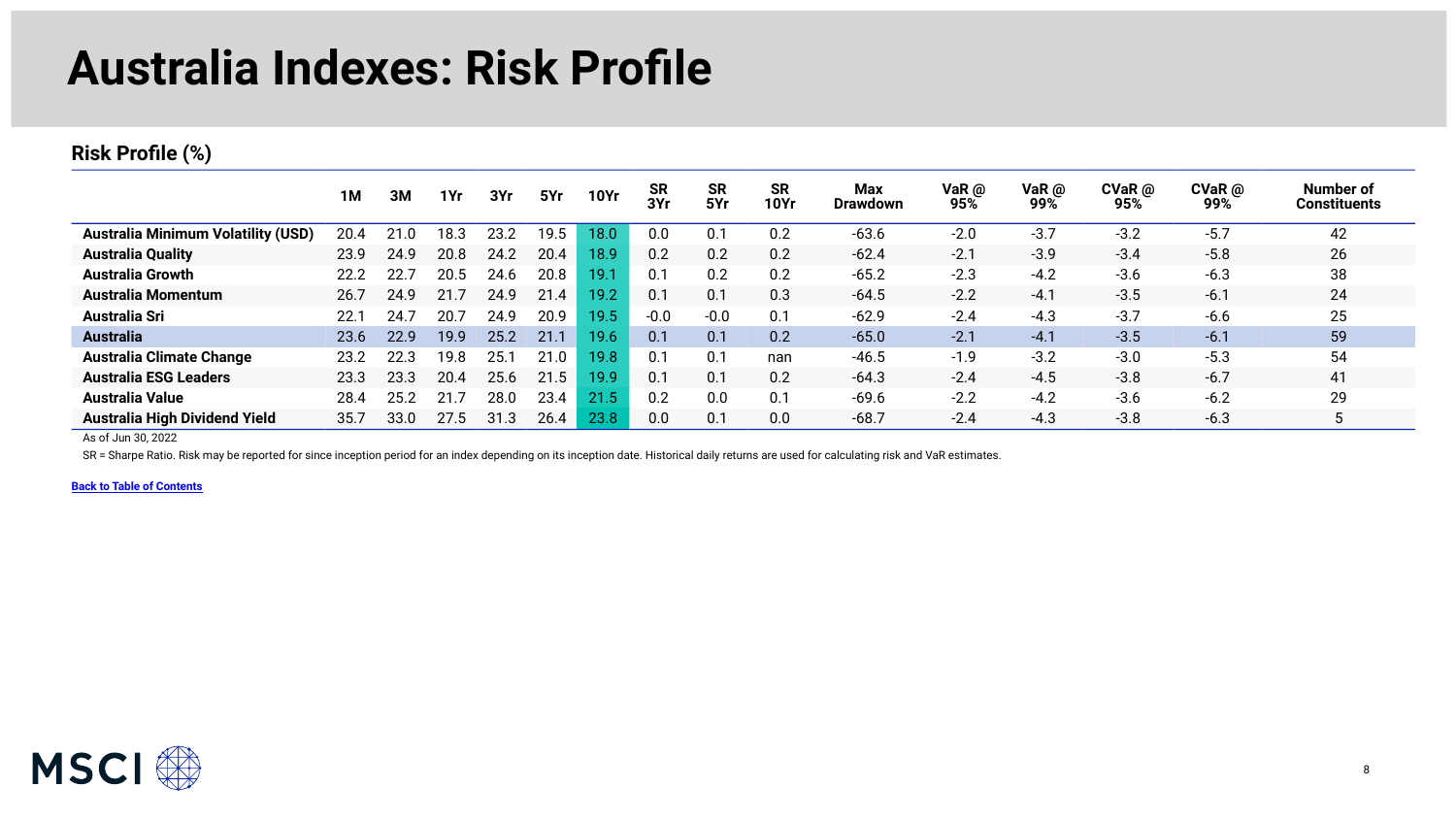# Australia Indexes: Risk Profile

## Risk Profile (%)

| | 1M | 3M | 1Yr | 3Yr | 5Yr | 10Yr | SR 3Yr | SR 5Yr | SR 10Yr | Max Drawdown | VaR @ 95% | VaR @ 99% | CVaR @ 95% | CVaR @ 99% | Number of Constituents |
|---|---|---|---|---|---|---|---|---|---|---|---|---|---|---|---|
| **Australia Minimum Volatility (USD)** | 20.4 | 21.0 | 18.3 | 23.2 | 19.5 | 18.0 | 0.0 | 0.1 | 0.2 | -63.6 | -2.0 | -3.7 | -3.2 | -5.7 | 42 |
| **Australia Quality** | 23.9 | 24.9 | 20.8 | 24.2 | 20.4 | 18.9 | 0.2 | 0.2 | 0.2 | -62.4 | -2.1 | -3.9 | -3.4 | -5.8 | 26 |
| **Australia Growth** | 22.2 | 22.7 | 20.5 | 24.6 | 20.8 | 19.1 | 0.1 | 0.2 | 0.2 | -65.2 | -2.3 | -4.2 | -3.6 | -6.3 | 38 |
| **Australia Momentum** | 26.7 | 24.9 | 21.7 | 24.9 | 21.4 | 19.2 | 0.1 | 0.1 | 0.3 | -64.5 | -2.2 | -4.1 | -3.5 | -6.1 | 24 |
| **Australia Sri** | 22.1 | 24.7 | 20.7 | 24.9 | 20.9 | 19.5 | -0.0 | -0.0 | 0.1 | -62.9 | -2.4 | -4.3 | -3.7 | -6.6 | 25 |
| **Australia** | 23.6 | 22.9 | 19.9 | 25.2 | 21.1 | 19.6 | 0.1 | 0.1 | 0.2 | -65.0 | -2.1 | -4.1 | -3.5 | -6.1 | 59 |
| **Australia Climate Change** | 23.2 | 22.3 | 19.8 | 25.1 | 21.0 | 19.8 | 0.1 | 0.1 | nan | -46.5 | -1.9 | -3.2 | -3.0 | -5.3 | 54 |
| **Australia ESG Leaders** | 23.3 | 23.3 | 20.4 | 25.6 | 21.5 | 19.9 | 0.1 | 0.1 | 0.2 | -64.3 | -2.4 | -4.5 | -3.8 | -6.7 | 41 |
| **Australia Value** | 28.4 | 25.2 | 21.7 | 28.0 | 23.4 | 21.5 | 0.2 | 0.0 | 0.1 | -69.6 | -2.2 | -4.2 | -3.6 | -6.2 | 29 |
| **Australia High Dividend Yield** | 35.7 | 33.0 | 27.5 | 31.3 | 26.4 | 23.8 | 0.0 | 0.1 | 0.0 | -68.7 | -2.4 | -4.3 | -3.8 | -6.3 | 5 |

As of Jun 30, 2022

SR = Sharpe Ratio. Risk may be reported for since inception period for an index depending on its inception date. Historical daily returns are used for calculating risk and VaR estimates.

**Back to Table of Contents**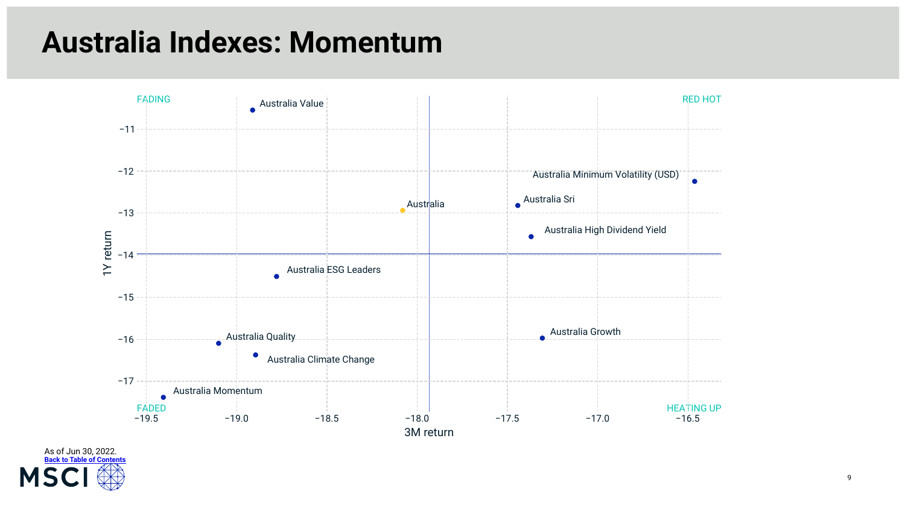# Australia Indexes: Momentum

FADING

RED HOT

FADED

HEATING UP

| Index | 3M return | 1Y return |
|---|---|---|
| Australia Value | -18.91 | -10.55 |
| Australia Minimum Volatility (USD) | -16.46 | -12.25 |
| Australia Sri | -17.45 | -12.82 |
| Australia | -18.09 | -12.94 |
| Australia High Dividend Yield | -17.37 | -13.57 |
| Australia ESG Leaders | -18.78 | -14.52 |
| Australia Growth | -17.31 | -15.96 |
| Australia Quality | -19.10 | -16.09 |
| Australia Climate Change | -18.90 | -16.37 |
| Australia Momentum | -19.40 | -17.39 |

As of Jun 30, 2022.

Back to Table of Contents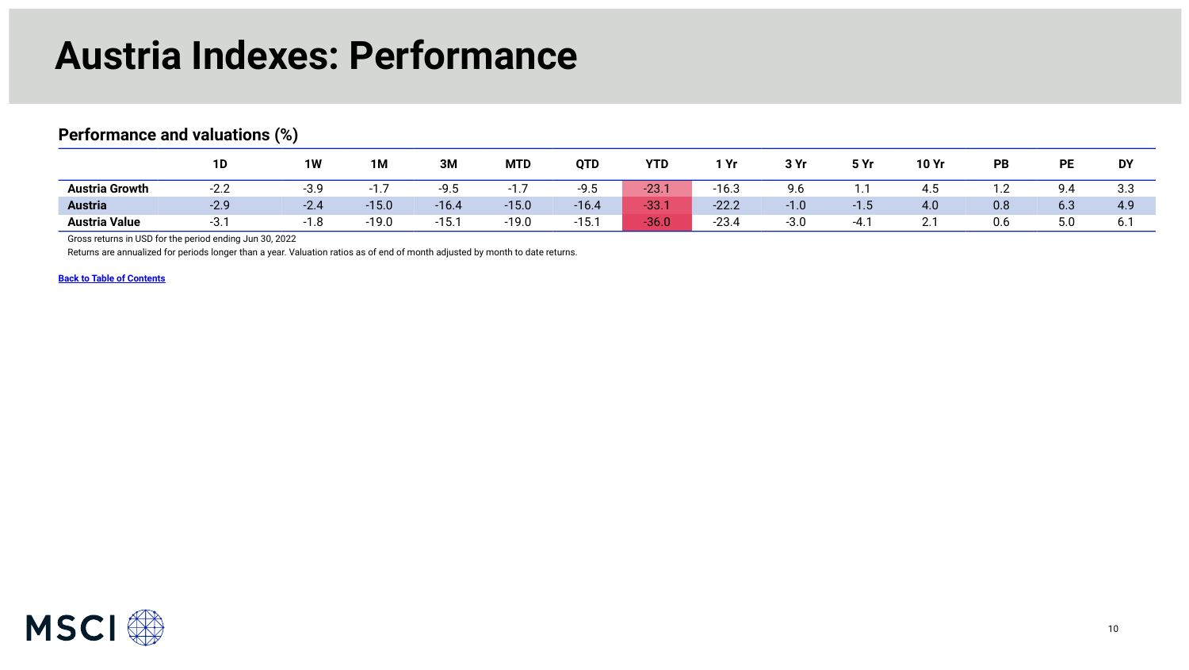# Austria Indexes: Performance

### Performance and valuations (%)

| | 1D | 1W | 1M | 3M | MTD | QTD | YTD | 1 Yr | 3 Yr | 5 Yr | 10 Yr | PB | PE | DY |
|---|---|---|---|---|---|---|---|---|---|---|---|---|---|---|
| **Austria Growth** | -2.2 | -3.9 | -1.7 | -9.5 | -1.7 | -9.5 | -23.1 | -16.3 | 9.6 | 1.1 | 4.5 | 1.2 | 9.4 | 3.3 |
| **Austria** | -2.9 | -2.4 | -15.0 | -16.4 | -15.0 | -16.4 | -33.1 | -22.2 | -1.0 | -1.5 | 4.0 | 0.8 | 6.3 | 4.9 |
| **Austria Value** | -3.1 | -1.8 | -19.0 | -15.1 | -19.0 | -15.1 | -36.0 | -23.4 | -3.0 | -4.1 | 2.1 | 0.6 | 5.0 | 6.1 |

Gross returns in USD for the period ending Jun 30, 2022

Returns are annualized for periods longer than a year. Valuation ratios as of end of month adjusted by month to date returns.

**Back to Table of Contents**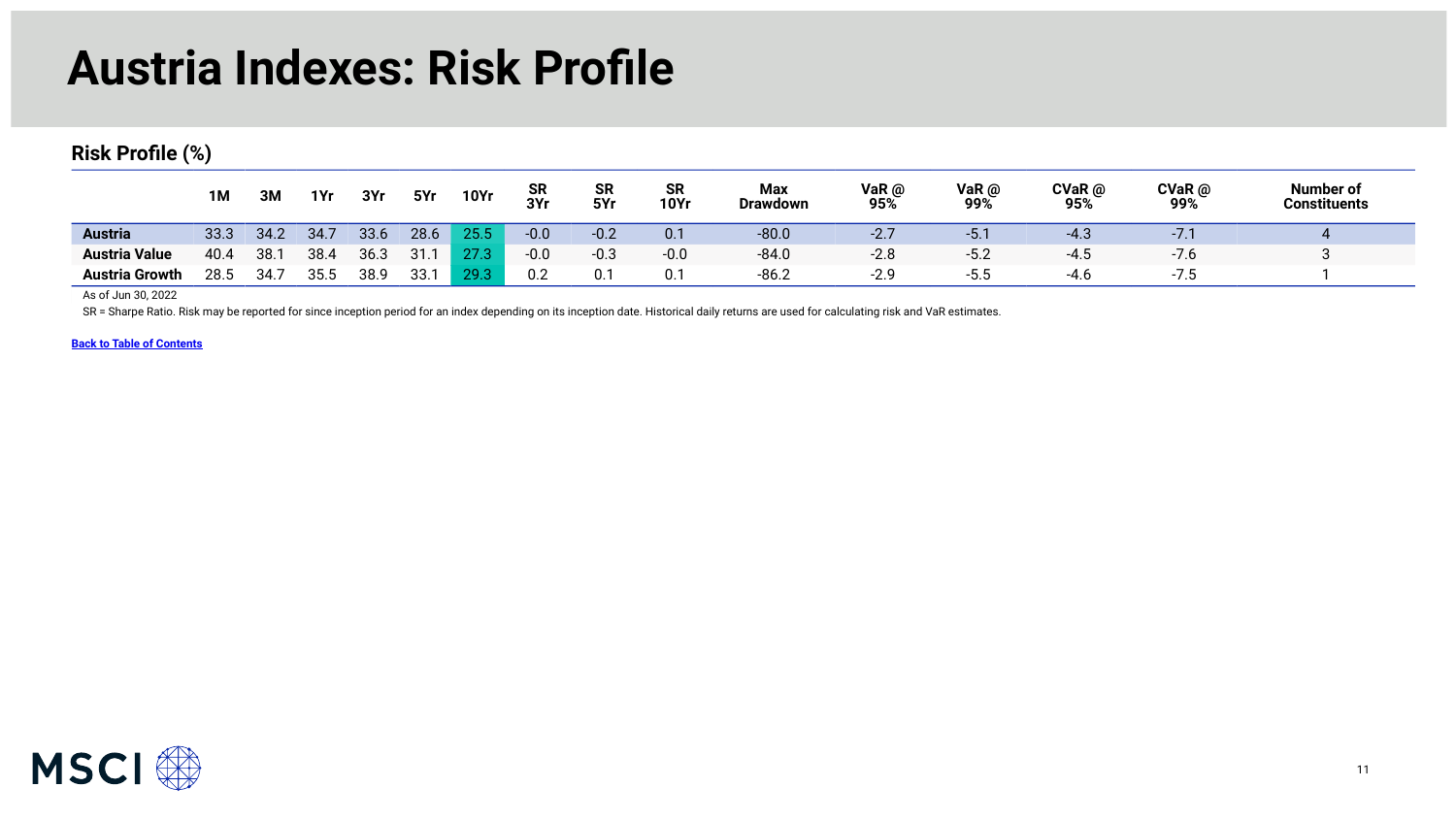# Austria Indexes: Risk Profile

## Risk Profile (%)

| | 1M | 3M | 1Yr | 3Yr | 5Yr | 10Yr | SR 3Yr | SR 5Yr | SR 10Yr | Max Drawdown | VaR @ 95% | VaR @ 99% | CVaR @ 95% | CVaR @ 99% | Number of Constituents |
|---|---|---|---|---|---|---|---|---|---|---|---|---|---|---|---|
| **Austria** | 33.3 | 34.2 | 34.7 | 33.6 | 28.6 | 25.5 | -0.0 | -0.2 | 0.1 | -80.0 | -2.7 | -5.1 | -4.3 | -7.1 | 4 |
| **Austria Value** | 40.4 | 38.1 | 38.4 | 36.3 | 31.1 | 27.3 | -0.0 | -0.3 | -0.0 | -84.0 | -2.8 | -5.2 | -4.5 | -7.6 | 3 |
| **Austria Growth** | 28.5 | 34.7 | 35.5 | 38.9 | 33.1 | 29.3 | 0.2 | 0.1 | 0.1 | -86.2 | -2.9 | -5.5 | -4.6 | -7.5 | 1 |

As of Jun 30, 2022

SR = Sharpe Ratio. Risk may be reported for since inception period for an index depending on its inception date. Historical daily returns are used for calculating risk and VaR estimates.

**Back to Table of Contents**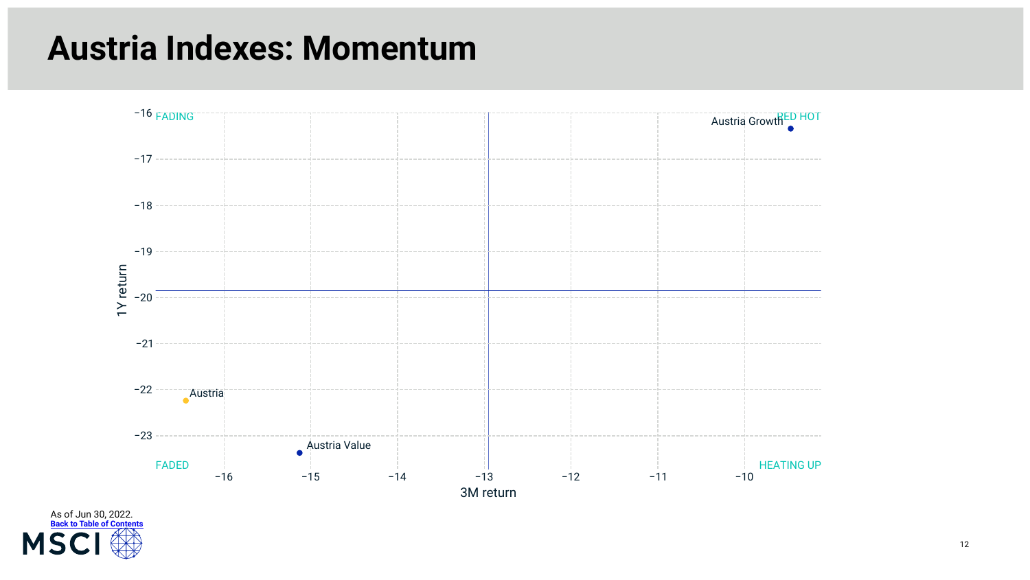# Austria Indexes: Momentum

FADING

RED HOT

FADED

HEATING UP

1Y return

3M return

Austria Growth

Austria

Austria Value

As of Jun 30, 2022.

Back to Table of Contents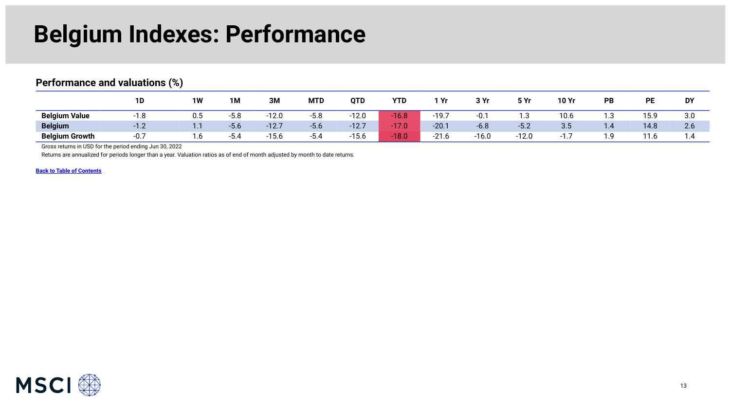# Belgium Indexes: Performance

## Performance and valuations (%)

| | 1D | 1W | 1M | 3M | MTD | QTD | YTD | 1 Yr | 3 Yr | 5 Yr | 10 Yr | PB | PE | DY |
|---|---|---|---|---|---|---|---|---|---|---|---|---|---|---|
| **Belgium Value** | -1.8 | 0.5 | -5.8 | -12.0 | -5.8 | -12.0 | -16.8 | -19.7 | -0.1 | 1.3 | 10.6 | 1.3 | 15.9 | 3.0 |
| **Belgium** | -1.2 | 1.1 | -5.6 | -12.7 | -5.6 | -12.7 | -17.0 | -20.1 | -6.8 | -5.2 | 3.5 | 1.4 | 14.8 | 2.6 |
| **Belgium Growth** | -0.7 | 1.6 | -5.4 | -15.6 | -5.4 | -15.6 | -18.0 | -21.6 | -16.0 | -12.0 | -1.7 | 1.9 | 11.6 | 1.4 |

Gross returns in USD for the period ending Jun 30, 2022

Returns are annualized for periods longer than a year. Valuation ratios as of end of month adjusted by month to date returns.

**Back to Table of Contents**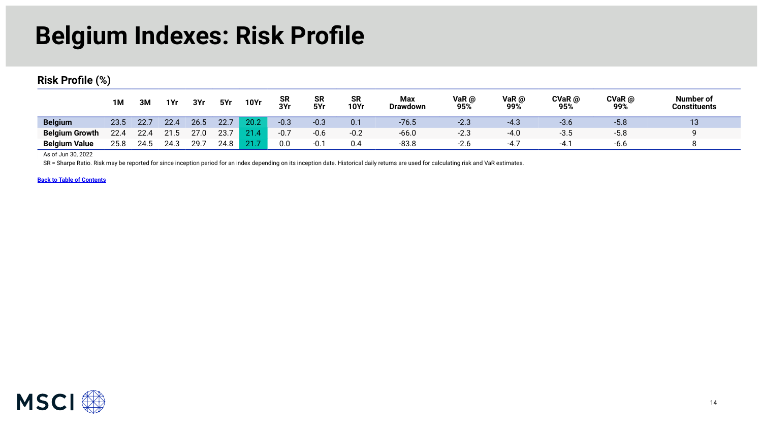# Belgium Indexes: Risk Profile

## Risk Profile (%)

| | 1M | 3M | 1Yr | 3Yr | 5Yr | 10Yr | SR 3Yr | SR 5Yr | SR 10Yr | Max Drawdown | VaR @ 95% | VaR @ 99% | CVaR @ 95% | CVaR @ 99% | Number of Constituents |
|---|---|---|---|---|---|---|---|---|---|---|---|---|---|---|---|
| **Belgium** | 23.5 | 22.7 | 22.4 | 26.5 | 22.7 | 20.2 | -0.3 | -0.3 | 0.1 | -76.5 | -2.3 | -4.3 | -3.6 | -5.8 | 13 |
| **Belgium Growth** | 22.4 | 22.4 | 21.5 | 27.0 | 23.7 | 21.4 | -0.7 | -0.6 | -0.2 | -66.0 | -2.3 | -4.0 | -3.5 | -5.8 | 9 |
| **Belgium Value** | 25.8 | 24.5 | 24.3 | 29.7 | 24.8 | 21.7 | 0.0 | -0.1 | 0.4 | -83.8 | -2.6 | -4.7 | -4.1 | -6.6 | 8 |

As of Jun 30, 2022

SR = Sharpe Ratio. Risk may be reported for since inception period for an index depending on its inception date. Historical daily returns are used for calculating risk and VaR estimates.

[Back to Table of Contents]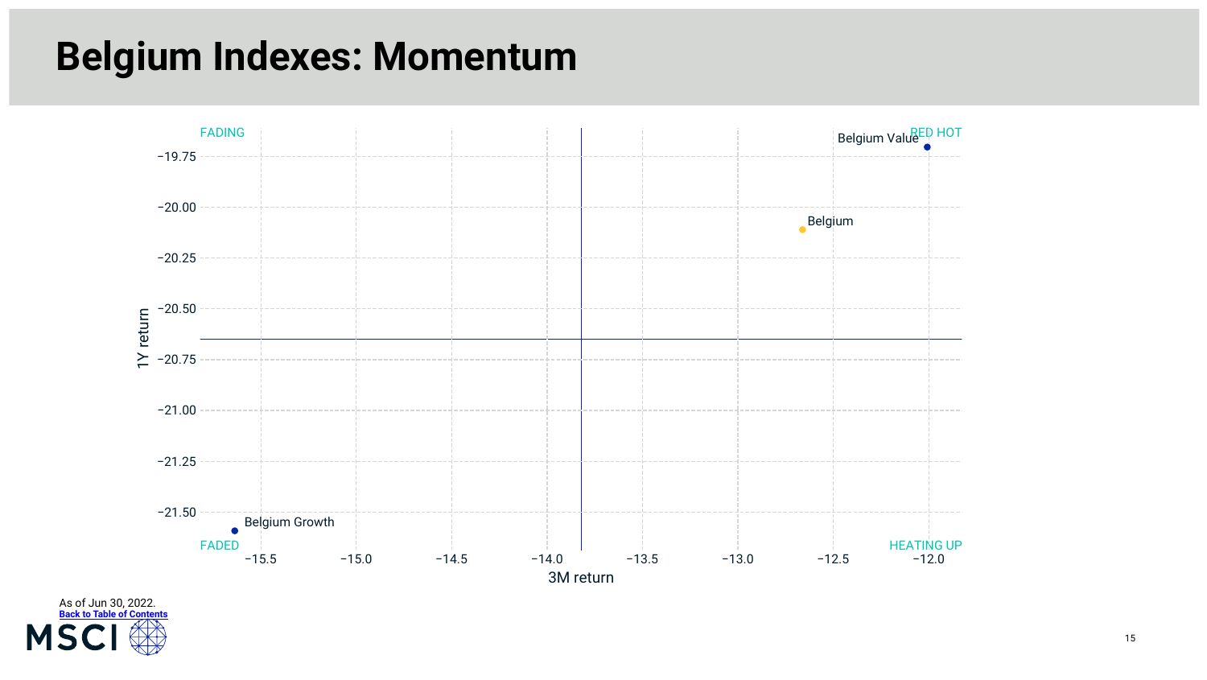# Belgium Indexes: Momentum

FADING

RED HOT

Belgium Value

Belgium

Belgium Growth

FADED

HEATING UP

1Y return

3M return

−19.75, −20.00, −20.25, −20.50, −20.75, −21.00, −21.25, −21.50

−15.5, −15.0, −14.5, −14.0, −13.5, −13.0, −12.5, −12.0

As of Jun 30, 2022.

Back to Table of Contents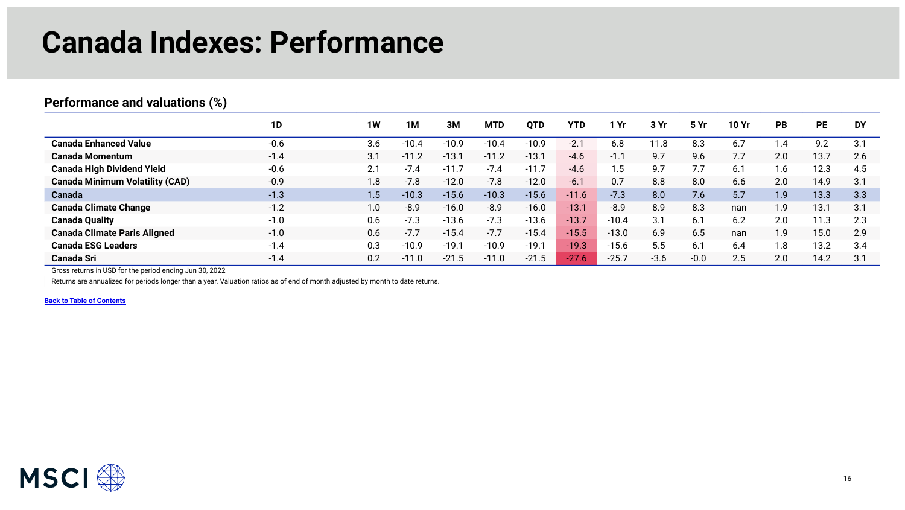# Canada Indexes: Performance

## Performance and valuations (%)

| | 1D | 1W | 1M | 3M | MTD | QTD | YTD | 1 Yr | 3 Yr | 5 Yr | 10 Yr | PB | PE | DY |
|---|---|---|---|---|---|---|---|---|---|---|---|---|---|---|
| **Canada Enhanced Value** | -0.6 | 3.6 | -10.4 | -10.9 | -10.4 | -10.9 | -2.1 | 6.8 | 11.8 | 8.3 | 6.7 | 1.4 | 9.2 | 3.1 |
| **Canada Momentum** | -1.4 | 3.1 | -11.2 | -13.1 | -11.2 | -13.1 | -4.6 | -1.1 | 9.7 | 9.6 | 7.7 | 2.0 | 13.7 | 2.6 |
| **Canada High Dividend Yield** | -0.6 | 2.1 | -7.4 | -11.7 | -7.4 | -11.7 | -4.6 | 1.5 | 9.7 | 7.7 | 6.1 | 1.6 | 12.3 | 4.5 |
| **Canada Minimum Volatility (CAD)** | -0.9 | 1.8 | -7.8 | -12.0 | -7.8 | -12.0 | -6.1 | 0.7 | 8.8 | 8.0 | 6.6 | 2.0 | 14.9 | 3.1 |
| **Canada** | -1.3 | 1.5 | -10.3 | -15.6 | -10.3 | -15.6 | -11.6 | -7.3 | 8.0 | 7.6 | 5.7 | 1.9 | 13.3 | 3.3 |
| **Canada Climate Change** | -1.2 | 1.0 | -8.9 | -16.0 | -8.9 | -16.0 | -13.1 | -8.9 | 8.9 | 8.3 | nan | 1.9 | 13.1 | 3.1 |
| **Canada Quality** | -1.0 | 0.6 | -7.3 | -13.6 | -7.3 | -13.6 | -13.7 | -10.4 | 3.1 | 6.1 | 6.2 | 2.0 | 11.3 | 2.3 |
| **Canada Climate Paris Aligned** | -1.0 | 0.6 | -7.7 | -15.4 | -7.7 | -15.4 | -15.5 | -13.0 | 6.9 | 6.5 | nan | 1.9 | 15.0 | 2.9 |
| **Canada ESG Leaders** | -1.4 | 0.3 | -10.9 | -19.1 | -10.9 | -19.1 | -19.3 | -15.6 | 5.5 | 6.1 | 6.4 | 1.8 | 13.2 | 3.4 |
| **Canada Sri** | -1.4 | 0.2 | -11.0 | -21.5 | -11.0 | -21.5 | -27.6 | -25.7 | -3.6 | -0.0 | 2.5 | 2.0 | 14.2 | 3.1 |

Gross returns in USD for the period ending Jun 30, 2022

Returns are annualized for periods longer than a year. Valuation ratios as of end of month adjusted by month to date returns.

Back to Table of Contents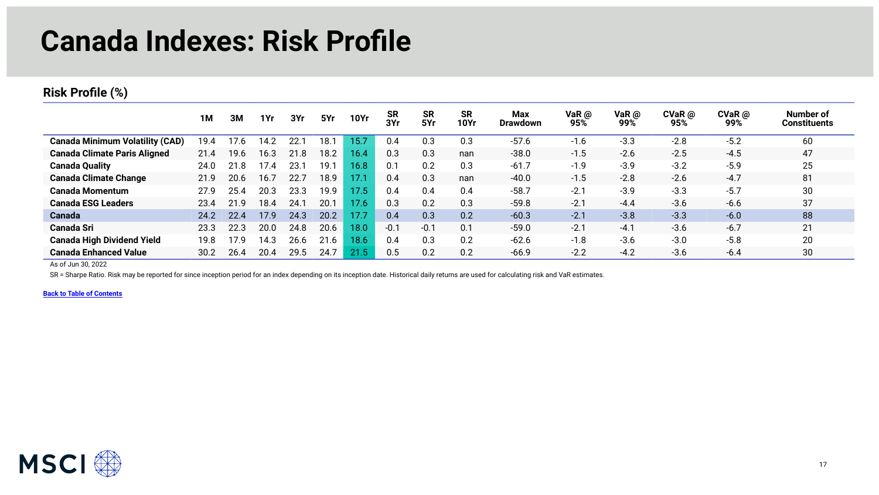# Canada Indexes: Risk Profile

## Risk Profile (%)

| | 1M | 3M | 1Yr | 3Yr | 5Yr | 10Yr | SR 3Yr | SR 5Yr | SR 10Yr | Max Drawdown | VaR @ 95% | VaR @ 99% | CVaR @ 95% | CVaR @ 99% | Number of Constituents |
|---|---|---|---|---|---|---|---|---|---|---|---|---|---|---|---|
| **Canada Minimum Volatility (CAD)** | 19.4 | 17.6 | 14.2 | 22.1 | 18.1 | 15.7 | 0.4 | 0.3 | 0.3 | -57.6 | -1.6 | -3.3 | -2.8 | -5.2 | 60 |
| **Canada Climate Paris Aligned** | 21.4 | 19.6 | 16.3 | 21.8 | 18.2 | 16.4 | 0.3 | 0.3 | nan | -38.0 | -1.5 | -2.6 | -2.5 | -4.5 | 47 |
| **Canada Quality** | 24.0 | 21.8 | 17.4 | 23.1 | 19.1 | 16.8 | 0.1 | 0.2 | 0.3 | -61.7 | -1.9 | -3.9 | -3.2 | -5.9 | 25 |
| **Canada Climate Change** | 21.9 | 20.6 | 16.7 | 22.7 | 18.9 | 17.1 | 0.4 | 0.3 | nan | -40.0 | -1.5 | -2.8 | -2.6 | -4.7 | 81 |
| **Canada Momentum** | 27.9 | 25.4 | 20.3 | 23.3 | 19.9 | 17.5 | 0.4 | 0.4 | 0.4 | -58.7 | -2.1 | -3.9 | -3.3 | -5.7 | 30 |
| **Canada ESG Leaders** | 23.4 | 21.9 | 18.4 | 24.1 | 20.1 | 17.6 | 0.3 | 0.2 | 0.3 | -59.8 | -2.1 | -4.4 | -3.6 | -6.6 | 37 |
| **Canada** | 24.2 | 22.4 | 17.9 | 24.3 | 20.2 | 17.7 | 0.4 | 0.3 | 0.2 | -60.3 | -2.1 | -3.8 | -3.3 | -6.0 | 88 |
| **Canada Sri** | 23.3 | 22.3 | 20.0 | 24.8 | 20.6 | 18.0 | -0.1 | -0.1 | 0.1 | -59.0 | -2.1 | -4.1 | -3.6 | -6.7 | 21 |
| **Canada High Dividend Yield** | 19.8 | 17.9 | 14.3 | 26.6 | 21.6 | 18.6 | 0.4 | 0.3 | 0.2 | -62.6 | -1.8 | -3.6 | -3.0 | -5.8 | 20 |
| **Canada Enhanced Value** | 30.2 | 26.4 | 20.4 | 29.5 | 24.7 | 21.5 | 0.5 | 0.2 | 0.2 | -66.9 | -2.2 | -4.2 | -3.6 | -6.4 | 30 |

As of Jun 30, 2022

SR = Sharpe Ratio. Risk may be reported for since inception period for an index depending on its inception date. Historical daily returns are used for calculating risk and VaR estimates.

**Back to Table of Contents**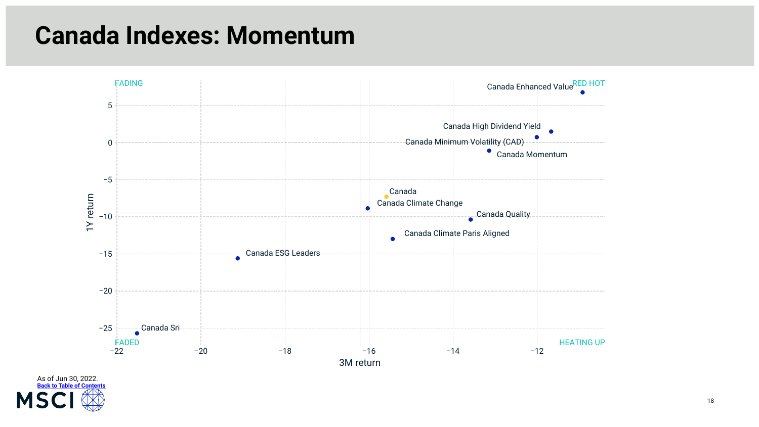# Canada Indexes: Momentum

FADING

RED HOT

FADED

HEATING UP

1Y return

3M return

Canada Enhanced Value

Canada High Dividend Yield

Canada Minimum Volatility (CAD)

Canada Momentum

Canada

Canada Climate Change

Canada Quality

Canada Climate Paris Aligned

Canada ESG Leaders

Canada Sri

As of Jun 30, 2022.

Back to Table of Contents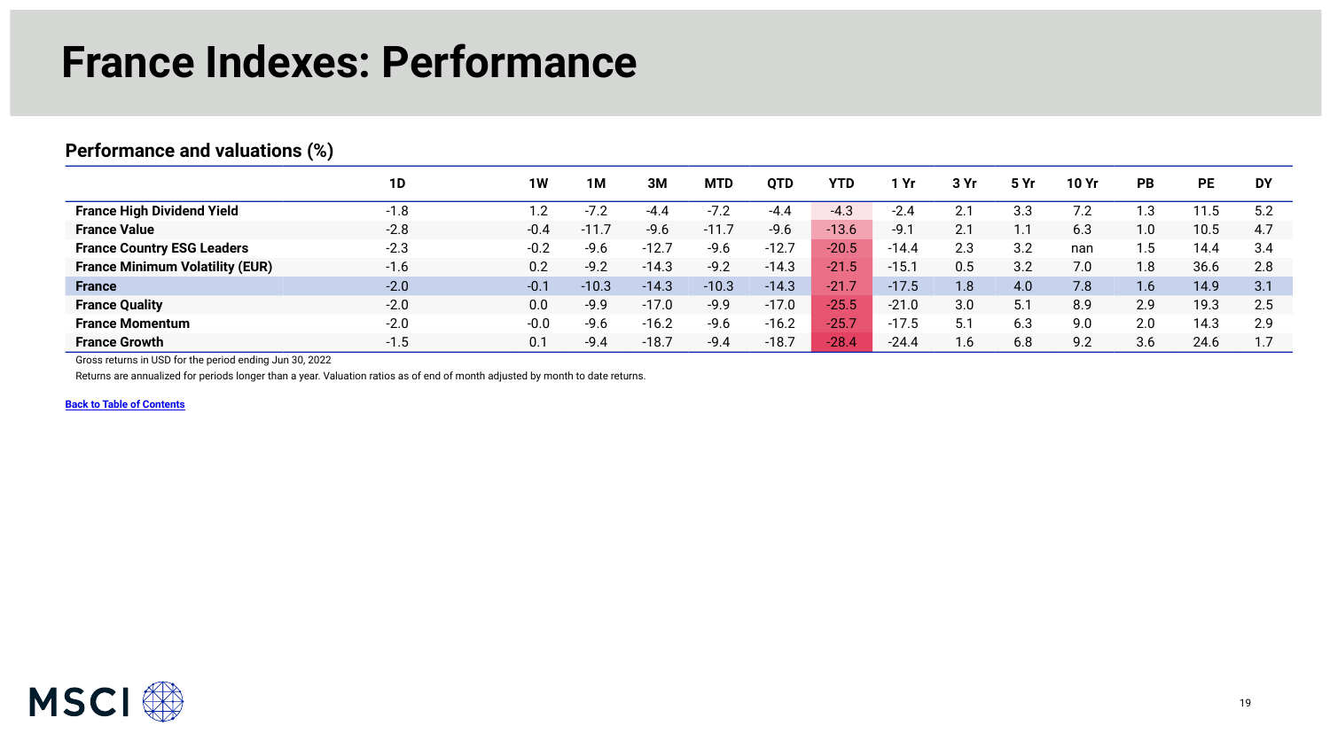# France Indexes: Performance

## Performance and valuations (%)

| | 1D | 1W | 1M | 3M | MTD | QTD | YTD | 1 Yr | 3 Yr | 5 Yr | 10 Yr | PB | PE | DY |
|---|---|---|---|---|---|---|---|---|---|---|---|---|---|---|
| **France High Dividend Yield** | -1.8 | 1.2 | -7.2 | -4.4 | -7.2 | -4.4 | -4.3 | -2.4 | 2.1 | 3.3 | 7.2 | 1.3 | 11.5 | 5.2 |
| **France Value** | -2.8 | -0.4 | -11.7 | -9.6 | -11.7 | -9.6 | -13.6 | -9.1 | 2.1 | 1.1 | 6.3 | 1.0 | 10.5 | 4.7 |
| **France Country ESG Leaders** | -2.3 | -0.2 | -9.6 | -12.7 | -9.6 | -12.7 | -20.5 | -14.4 | 2.3 | 3.2 | nan | 1.5 | 14.4 | 3.4 |
| **France Minimum Volatility (EUR)** | -1.6 | 0.2 | -9.2 | -14.3 | -9.2 | -14.3 | -21.5 | -15.1 | 0.5 | 3.2 | 7.0 | 1.8 | 36.6 | 2.8 |
| **France** | -2.0 | -0.1 | -10.3 | -14.3 | -10.3 | -14.3 | -21.7 | -17.5 | 1.8 | 4.0 | 7.8 | 1.6 | 14.9 | 3.1 |
| **France Quality** | -2.0 | 0.0 | -9.9 | -17.0 | -9.9 | -17.0 | -25.5 | -21.0 | 3.0 | 5.1 | 8.9 | 2.9 | 19.3 | 2.5 |
| **France Momentum** | -2.0 | -0.0 | -9.6 | -16.2 | -9.6 | -16.2 | -25.7 | -17.5 | 5.1 | 6.3 | 9.0 | 2.0 | 14.3 | 2.9 |
| **France Growth** | -1.5 | 0.1 | -9.4 | -18.7 | -9.4 | -18.7 | -28.4 | -24.4 | 1.6 | 6.8 | 9.2 | 3.6 | 24.6 | 1.7 |

Gross returns in USD for the period ending Jun 30, 2022

Returns are annualized for periods longer than a year. Valuation ratios as of end of month adjusted by month to date returns.

**Back to Table of Contents**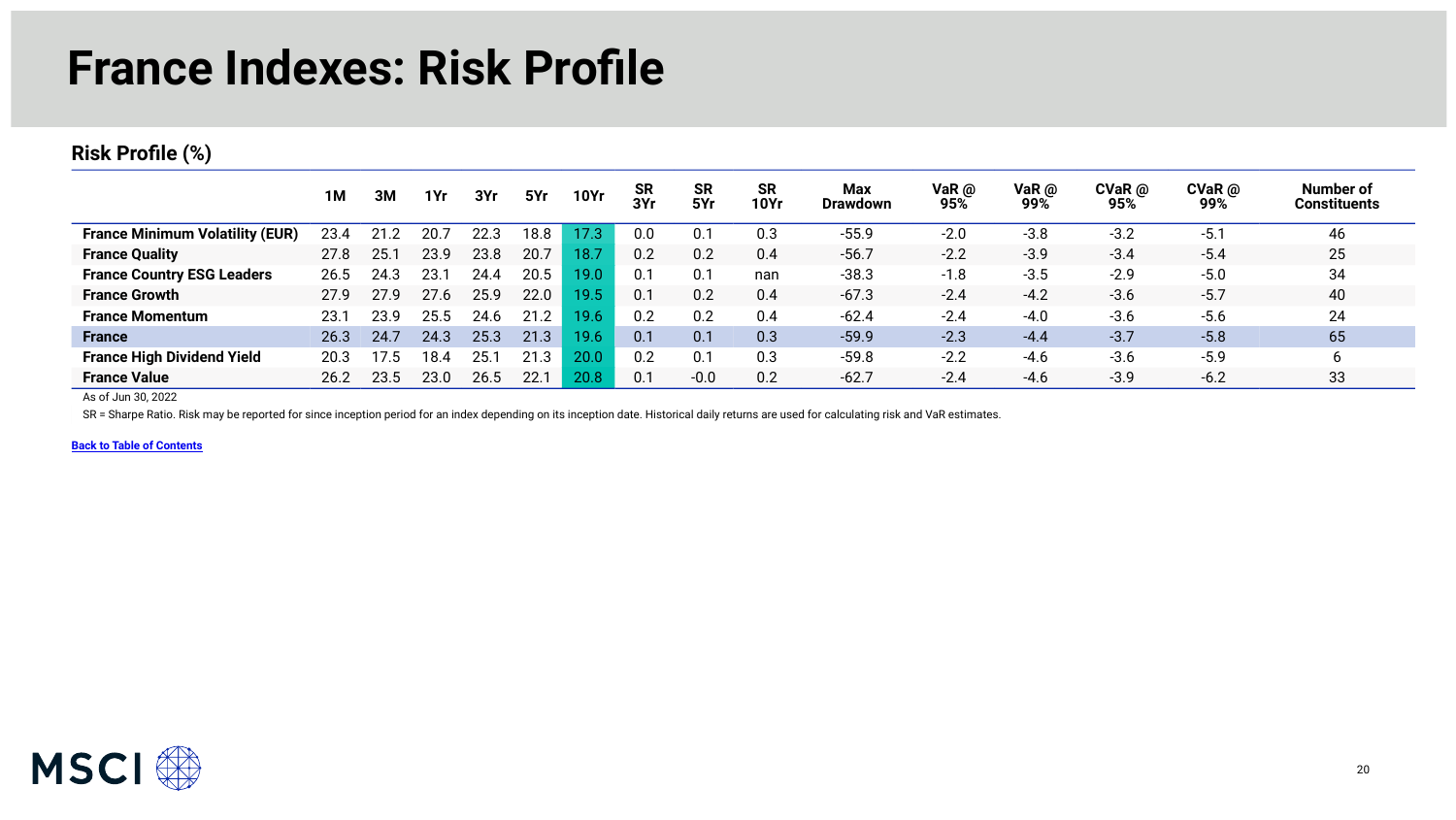# France Indexes: Risk Profile

## Risk Profile (%)

| | 1M | 3M | 1Yr | 3Yr | 5Yr | 10Yr | SR 3Yr | SR 5Yr | SR 10Yr | Max Drawdown | VaR @ 95% | VaR @ 99% | CVaR @ 95% | CVaR @ 99% | Number of Constituents |
|---|---|---|---|---|---|---|---|---|---|---|---|---|---|---|---|
| **France Minimum Volatility (EUR)** | 23.4 | 21.2 | 20.7 | 22.3 | 18.8 | 17.3 | 0.0 | 0.1 | 0.3 | -55.9 | -2.0 | -3.8 | -3.2 | -5.1 | 46 |
| **France Quality** | 27.8 | 25.1 | 23.9 | 23.8 | 20.7 | 18.7 | 0.2 | 0.2 | 0.4 | -56.7 | -2.2 | -3.9 | -3.4 | -5.4 | 25 |
| **France Country ESG Leaders** | 26.5 | 24.3 | 23.1 | 24.4 | 20.5 | 19.0 | 0.1 | 0.1 | nan | -38.3 | -1.8 | -3.5 | -2.9 | -5.0 | 34 |
| **France Growth** | 27.9 | 27.9 | 27.6 | 25.9 | 22.0 | 19.5 | 0.1 | 0.2 | 0.4 | -67.3 | -2.4 | -4.2 | -3.6 | -5.7 | 40 |
| **France Momentum** | 23.1 | 23.9 | 25.5 | 24.6 | 21.2 | 19.6 | 0.2 | 0.2 | 0.4 | -62.4 | -2.4 | -4.0 | -3.6 | -5.6 | 24 |
| **France** | 26.3 | 24.7 | 24.3 | 25.3 | 21.3 | 19.6 | 0.1 | 0.1 | 0.3 | -59.9 | -2.3 | -4.4 | -3.7 | -5.8 | 65 |
| **France High Dividend Yield** | 20.3 | 17.5 | 18.4 | 25.1 | 21.3 | 20.0 | 0.2 | 0.1 | 0.3 | -59.8 | -2.2 | -4.6 | -3.6 | -5.9 | 6 |
| **France Value** | 26.2 | 23.5 | 23.0 | 26.5 | 22.1 | 20.8 | 0.1 | -0.0 | 0.2 | -62.7 | -2.4 | -4.6 | -3.9 | -6.2 | 33 |

As of Jun 30, 2022

SR = Sharpe Ratio. Risk may be reported for since inception period for an index depending on its inception date. Historical daily returns are used for calculating risk and VaR estimates.

**Back to Table of Contents**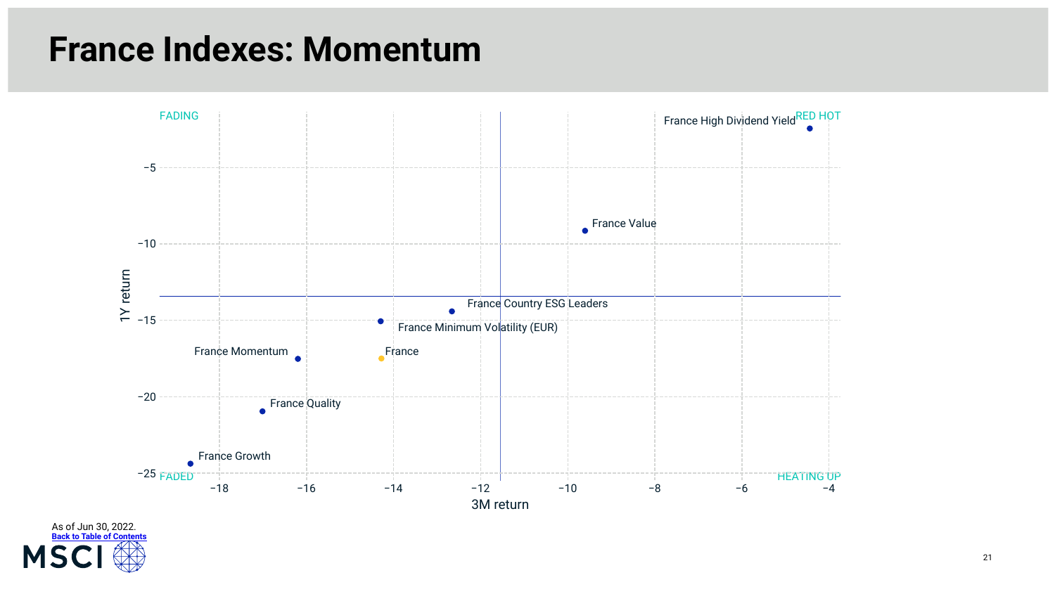# France Indexes: Momentum

FADING

RED HOT

FADED

HEATING UP

1Y return

3M return

France High Dividend Yield

France Value

France Country ESG Leaders

France Minimum Volatility (EUR)

France Momentum

France

France Quality

France Growth

As of Jun 30, 2022.

[Back to Table of Contents]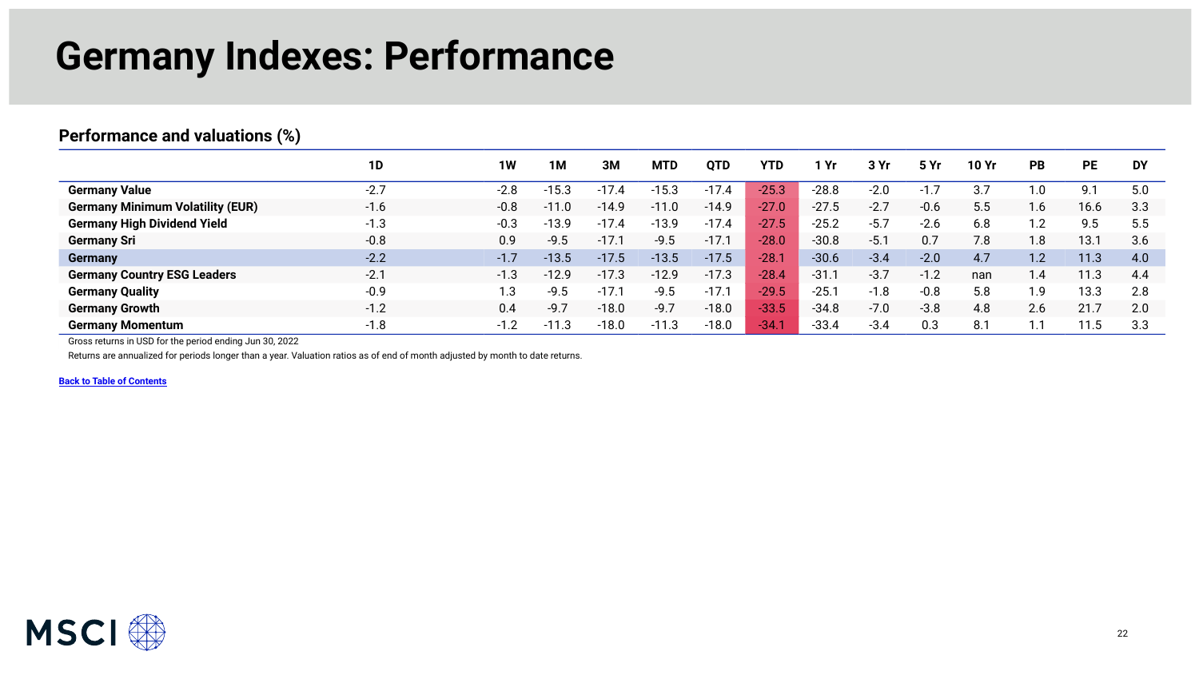# Germany Indexes: Performance

## Performance and valuations (%)

| | 1D | 1W | 1M | 3M | MTD | QTD | YTD | 1 Yr | 3 Yr | 5 Yr | 10 Yr | PB | PE | DY |
|---|---|---|---|---|---|---|---|---|---|---|---|---|---|---|
| **Germany Value** | -2.7 | -2.8 | -15.3 | -17.4 | -15.3 | -17.4 | -25.3 | -28.8 | -2.0 | -1.7 | 3.7 | 1.0 | 9.1 | 5.0 |
| **Germany Minimum Volatility (EUR)** | -1.6 | -0.8 | -11.0 | -14.9 | -11.0 | -14.9 | -27.0 | -27.5 | -2.7 | -0.6 | 5.5 | 1.6 | 16.6 | 3.3 |
| **Germany High Dividend Yield** | -1.3 | -0.3 | -13.9 | -17.4 | -13.9 | -17.4 | -27.5 | -25.2 | -5.7 | -2.6 | 6.8 | 1.2 | 9.5 | 5.5 |
| **Germany Sri** | -0.8 | 0.9 | -9.5 | -17.1 | -9.5 | -17.1 | -28.0 | -30.8 | -5.1 | 0.7 | 7.8 | 1.8 | 13.1 | 3.6 |
| **Germany** | -2.2 | -1.7 | -13.5 | -17.5 | -13.5 | -17.5 | -28.1 | -30.6 | -3.4 | -2.0 | 4.7 | 1.2 | 11.3 | 4.0 |
| **Germany Country ESG Leaders** | -2.1 | -1.3 | -12.9 | -17.3 | -12.9 | -17.3 | -28.4 | -31.1 | -3.7 | -1.2 | nan | 1.4 | 11.3 | 4.4 |
| **Germany Quality** | -0.9 | 1.3 | -9.5 | -17.1 | -9.5 | -17.1 | -29.5 | -25.1 | -1.8 | -0.8 | 5.8 | 1.9 | 13.3 | 2.8 |
| **Germany Growth** | -1.2 | 0.4 | -9.7 | -18.0 | -9.7 | -18.0 | -33.5 | -34.8 | -7.0 | -3.8 | 4.8 | 2.6 | 21.7 | 2.0 |
| **Germany Momentum** | -1.8 | -1.2 | -11.3 | -18.0 | -11.3 | -18.0 | -34.1 | -33.4 | -3.4 | 0.3 | 8.1 | 1.1 | 11.5 | 3.3 |

Gross returns in USD for the period ending Jun 30, 2022

Returns are annualized for periods longer than a year. Valuation ratios as of end of month adjusted by month to date returns.

Back to Table of Contents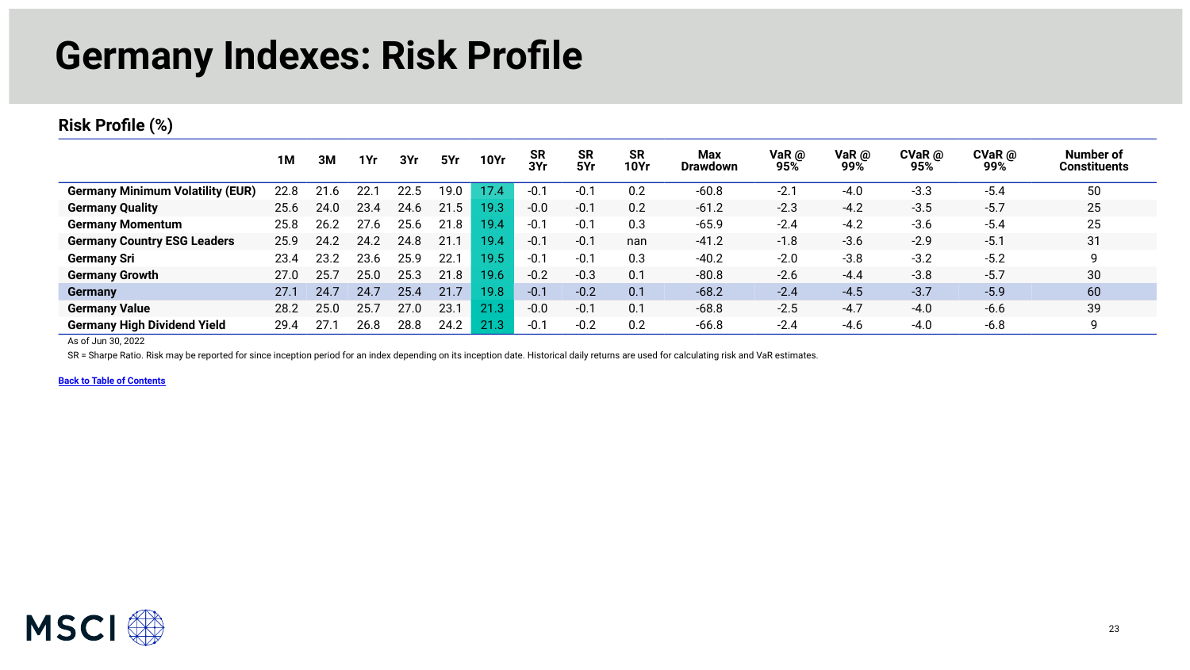# Germany Indexes: Risk Profile

## Risk Profile (%)

| | 1M | 3M | 1Yr | 3Yr | 5Yr | 10Yr | SR 3Yr | SR 5Yr | SR 10Yr | Max Drawdown | VaR @ 95% | VaR @ 99% | CVaR @ 95% | CVaR @ 99% | Number of Constituents |
|---|---|---|---|---|---|---|---|---|---|---|---|---|---|---|---|
| **Germany Minimum Volatility (EUR)** | 22.8 | 21.6 | 22.1 | 22.5 | 19.0 | 17.4 | -0.1 | -0.1 | 0.2 | -60.8 | -2.1 | -4.0 | -3.3 | -5.4 | 50 |
| **Germany Quality** | 25.6 | 24.0 | 23.4 | 24.6 | 21.5 | 19.3 | -0.0 | -0.1 | 0.2 | -61.2 | -2.3 | -4.2 | -3.5 | -5.7 | 25 |
| **Germany Momentum** | 25.8 | 26.2 | 27.6 | 25.6 | 21.8 | 19.4 | -0.1 | -0.1 | 0.3 | -65.9 | -2.4 | -4.2 | -3.6 | -5.4 | 25 |
| **Germany Country ESG Leaders** | 25.9 | 24.2 | 24.2 | 24.8 | 21.1 | 19.4 | -0.1 | -0.1 | nan | -41.2 | -1.8 | -3.6 | -2.9 | -5.1 | 31 |
| **Germany Sri** | 23.4 | 23.2 | 23.6 | 25.9 | 22.1 | 19.5 | -0.1 | -0.1 | 0.3 | -40.2 | -2.0 | -3.8 | -3.2 | -5.2 | 9 |
| **Germany Growth** | 27.0 | 25.7 | 25.0 | 25.3 | 21.8 | 19.6 | -0.2 | -0.3 | 0.1 | -80.8 | -2.6 | -4.4 | -3.8 | -5.7 | 30 |
| **Germany** | 27.1 | 24.7 | 24.7 | 25.4 | 21.7 | 19.8 | -0.1 | -0.2 | 0.1 | -68.2 | -2.4 | -4.5 | -3.7 | -5.9 | 60 |
| **Germany Value** | 28.2 | 25.0 | 25.7 | 27.0 | 23.1 | 21.3 | -0.0 | -0.1 | 0.1 | -68.8 | -2.5 | -4.7 | -4.0 | -6.6 | 39 |
| **Germany High Dividend Yield** | 29.4 | 27.1 | 26.8 | 28.8 | 24.2 | 21.3 | -0.1 | -0.2 | 0.2 | -66.8 | -2.4 | -4.6 | -4.0 | -6.8 | 9 |

As of Jun 30, 2022

SR = Sharpe Ratio. Risk may be reported for since inception period for an index depending on its inception date. Historical daily returns are used for calculating risk and VaR estimates.

**Back to Table of Contents**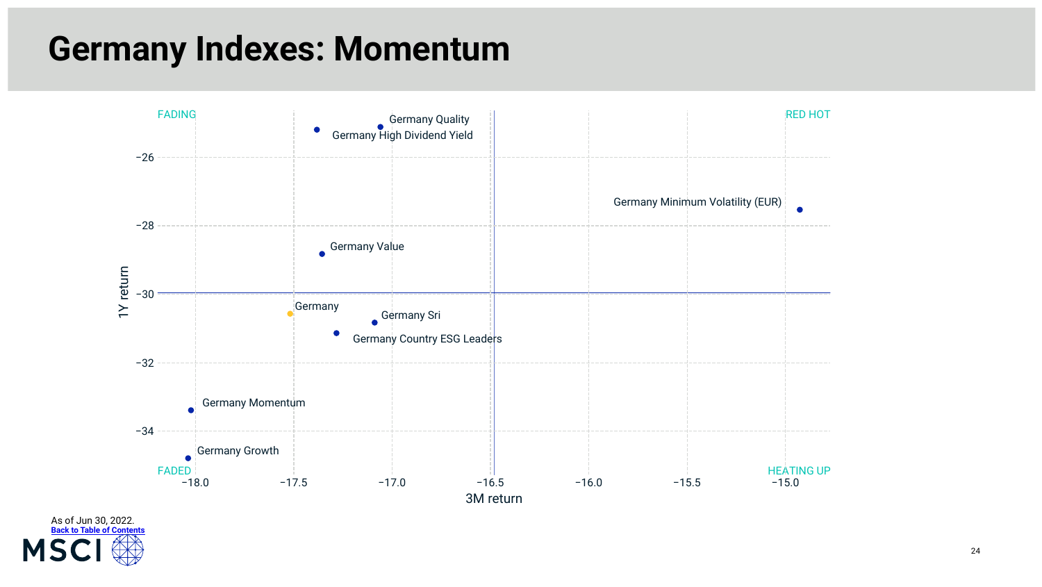# Germany Indexes: Momentum

FADING | RED HOT | FADED | HEATING UP

1Y return vs. 3M return

- Germany Quality
- Germany High Dividend Yield
- Germany Minimum Volatility (EUR)
- Germany Value
- Germany
- Germany Sri
- Germany Country ESG Leaders
- Germany Momentum
- Germany Growth

As of Jun 30, 2022.

Back to Table of Contents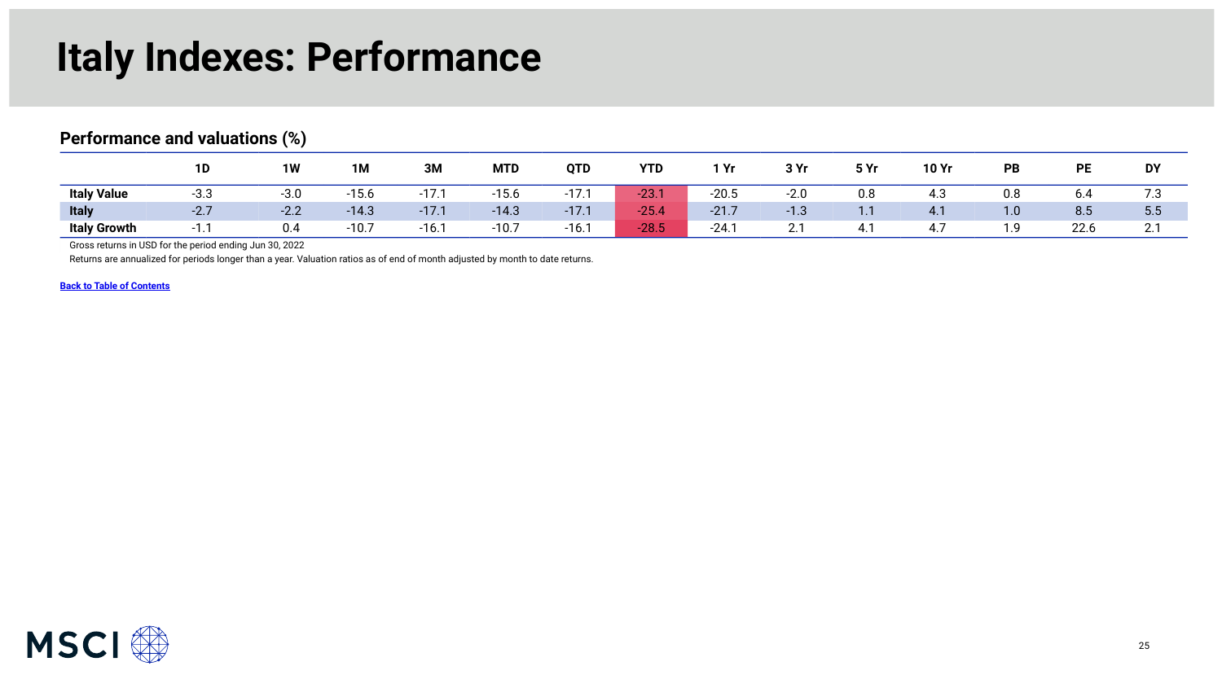# Italy Indexes: Performance

## Performance and valuations (%)

| | 1D | 1W | 1M | 3M | MTD | QTD | YTD | 1 Yr | 3 Yr | 5 Yr | 10 Yr | PB | PE | DY |
|---|---|---|---|---|---|---|---|---|---|---|---|---|---|---|
| **Italy Value** | -3.3 | -3.0 | -15.6 | -17.1 | -15.6 | -17.1 | -23.1 | -20.5 | -2.0 | 0.8 | 4.3 | 0.8 | 6.4 | 7.3 |
| **Italy** | -2.7 | -2.2 | -14.3 | -17.1 | -14.3 | -17.1 | -25.4 | -21.7 | -1.3 | 1.1 | 4.1 | 1.0 | 8.5 | 5.5 |
| **Italy Growth** | -1.1 | 0.4 | -10.7 | -16.1 | -10.7 | -16.1 | -28.5 | -24.1 | 2.1 | 4.1 | 4.7 | 1.9 | 22.6 | 2.1 |

Gross returns in USD for the period ending Jun 30, 2022

Returns are annualized for periods longer than a year. Valuation ratios as of end of month adjusted by month to date returns.

Back to Table of Contents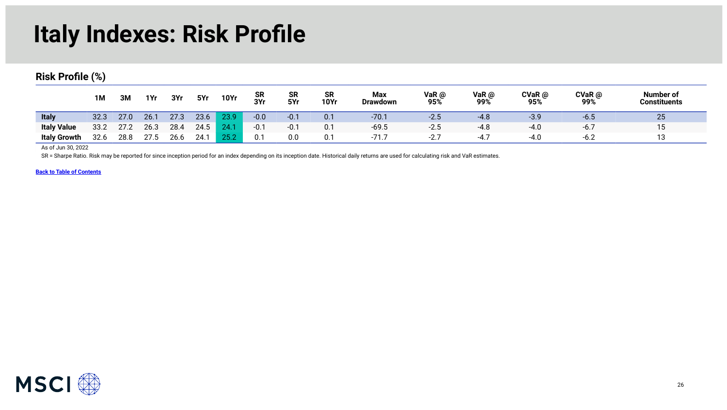# Italy Indexes: Risk Profile

## Risk Profile (%)

| | 1M | 3M | 1Yr | 3Yr | 5Yr | 10Yr | SR 3Yr | SR 5Yr | SR 10Yr | Max Drawdown | VaR @ 95% | VaR @ 99% | CVaR @ 95% | CVaR @ 99% | Number of Constituents |
|---|---|---|---|---|---|---|---|---|---|---|---|---|---|---|---|
| **Italy** | 32.3 | 27.0 | 26.1 | 27.3 | 23.6 | 23.9 | -0.0 | -0.1 | 0.1 | -70.1 | -2.5 | -4.8 | -3.9 | -6.5 | 25 |
| **Italy Value** | 33.2 | 27.2 | 26.3 | 28.4 | 24.5 | 24.1 | -0.1 | -0.1 | 0.1 | -69.5 | -2.5 | -4.8 | -4.0 | -6.7 | 15 |
| **Italy Growth** | 32.6 | 28.8 | 27.5 | 26.6 | 24.1 | 25.2 | 0.1 | 0.0 | 0.1 | -71.7 | -2.7 | -4.7 | -4.0 | -6.2 | 13 |

As of Jun 30, 2022

SR = Sharpe Ratio. Risk may be reported for since inception period for an index depending on its inception date. Historical daily returns are used for calculating risk and VaR estimates.

**Back to Table of Contents**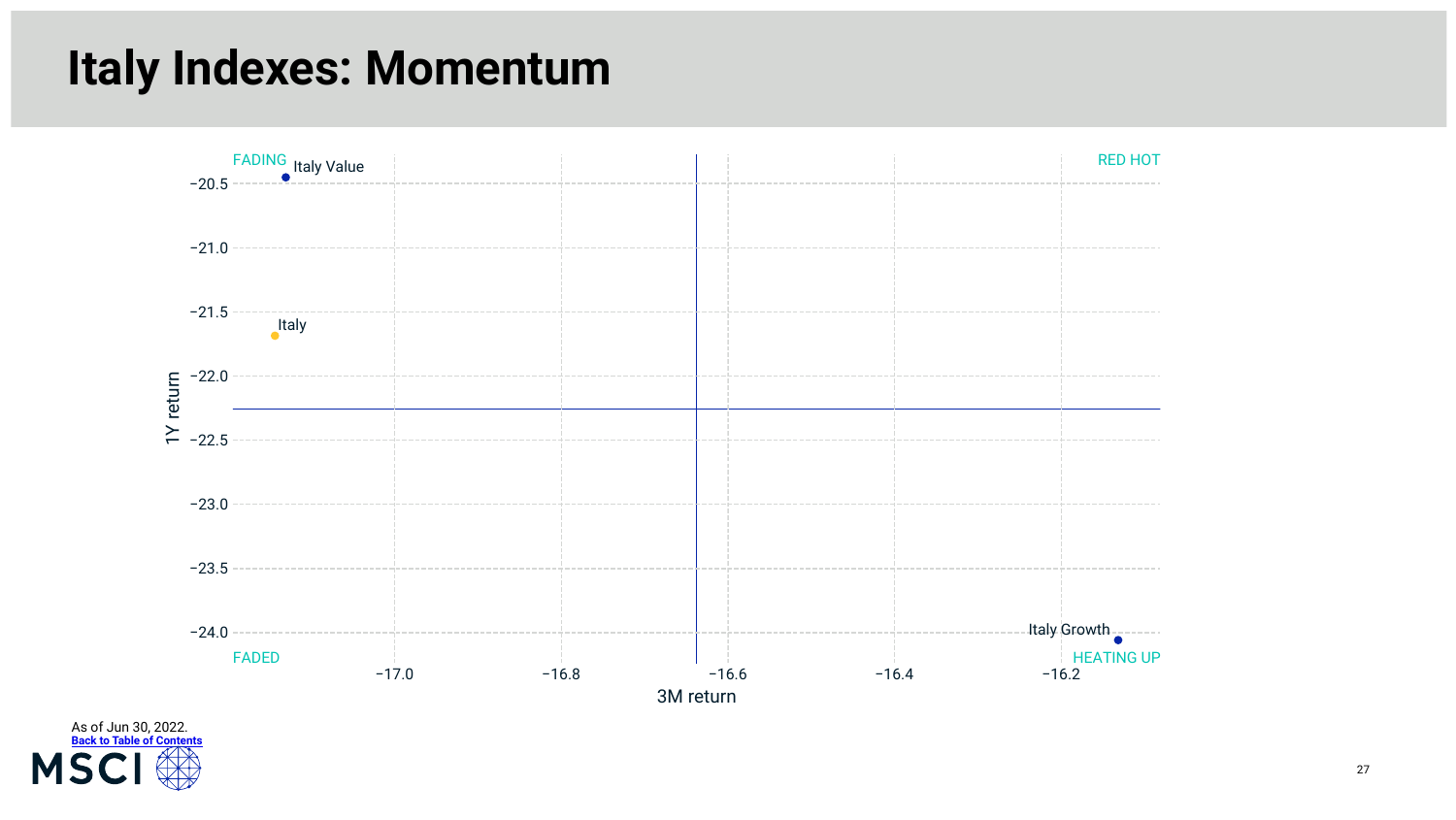# Italy Indexes: Momentum

FADING | RED HOT | FADED | HEATING UP

- Italy Value
- Italy
- Italy Growth

1Y return: −20.5, −21.0, −21.5, −22.0, −22.5, −23.0, −23.5, −24.0

3M return: −17.0, −16.8, −16.6, −16.4, −16.2

As of Jun 30, 2022.

Back to Table of Contents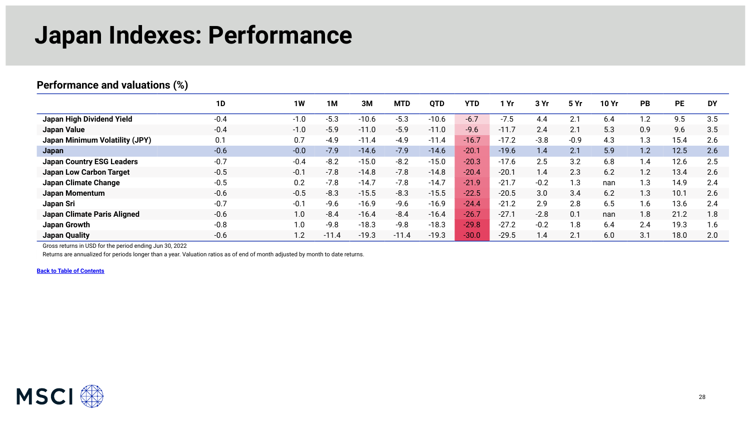# Japan Indexes: Performance

## Performance and valuations (%)

| | 1D | 1W | 1M | 3M | MTD | QTD | YTD | 1 Yr | 3 Yr | 5 Yr | 10 Yr | PB | PE | DY |
|---|---|---|---|---|---|---|---|---|---|---|---|---|---|---|
| **Japan High Dividend Yield** | -0.4 | -1.0 | -5.3 | -10.6 | -5.3 | -10.6 | -6.7 | -7.5 | 4.4 | 2.1 | 6.4 | 1.2 | 9.5 | 3.5 |
| **Japan Value** | -0.4 | -1.0 | -5.9 | -11.0 | -5.9 | -11.0 | -9.6 | -11.7 | 2.4 | 2.1 | 5.3 | 0.9 | 9.6 | 3.5 |
| **Japan Minimum Volatility (JPY)** | 0.1 | 0.7 | -4.9 | -11.4 | -4.9 | -11.4 | -16.7 | -17.2 | -3.8 | -0.9 | 4.3 | 1.3 | 15.4 | 2.6 |
| **Japan** | -0.6 | -0.0 | -7.9 | -14.6 | -7.9 | -14.6 | -20.1 | -19.6 | 1.4 | 2.1 | 5.9 | 1.2 | 12.5 | 2.6 |
| **Japan Country ESG Leaders** | -0.7 | -0.4 | -8.2 | -15.0 | -8.2 | -15.0 | -20.3 | -17.6 | 2.5 | 3.2 | 6.8 | 1.4 | 12.6 | 2.5 |
| **Japan Low Carbon Target** | -0.5 | -0.1 | -7.8 | -14.8 | -7.8 | -14.8 | -20.4 | -20.1 | 1.4 | 2.3 | 6.2 | 1.2 | 13.4 | 2.6 |
| **Japan Climate Change** | -0.5 | 0.2 | -7.8 | -14.7 | -7.8 | -14.7 | -21.9 | -21.7 | -0.2 | 1.3 | nan | 1.3 | 14.9 | 2.4 |
| **Japan Momentum** | -0.6 | -0.5 | -8.3 | -15.5 | -8.3 | -15.5 | -22.5 | -20.5 | 3.0 | 3.4 | 6.2 | 1.3 | 10.1 | 2.6 |
| **Japan Sri** | -0.7 | -0.1 | -9.6 | -16.9 | -9.6 | -16.9 | -24.4 | -21.2 | 2.9 | 2.8 | 6.5 | 1.6 | 13.6 | 2.4 |
| **Japan Climate Paris Aligned** | -0.6 | 1.0 | -8.4 | -16.4 | -8.4 | -16.4 | -26.7 | -27.1 | -2.8 | 0.1 | nan | 1.8 | 21.2 | 1.8 |
| **Japan Growth** | -0.8 | 1.0 | -9.8 | -18.3 | -9.8 | -18.3 | -29.8 | -27.2 | -0.2 | 1.8 | 6.4 | 2.4 | 19.3 | 1.6 |
| **Japan Quality** | -0.6 | 1.2 | -11.4 | -19.3 | -11.4 | -19.3 | -30.0 | -29.5 | 1.4 | 2.1 | 6.0 | 3.1 | 18.0 | 2.0 |

Gross returns in USD for the period ending Jun 30, 2022

Returns are annualized for periods longer than a year. Valuation ratios as of end of month adjusted by month to date returns.

**Back to Table of Contents**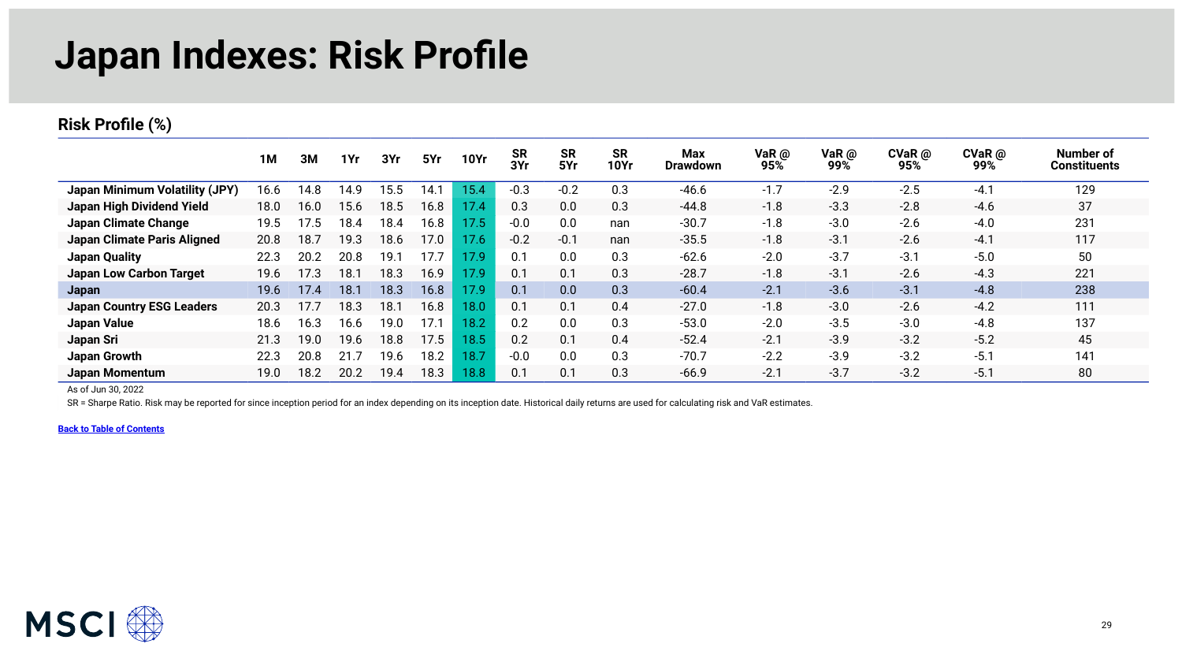# Japan Indexes: Risk Profile

## Risk Profile (%)

| | 1M | 3M | 1Yr | 3Yr | 5Yr | 10Yr | SR 3Yr | SR 5Yr | SR 10Yr | Max Drawdown | VaR @ 95% | VaR @ 99% | CVaR @ 95% | CVaR @ 99% | Number of Constituents |
|---|---|---|---|---|---|---|---|---|---|---|---|---|---|---|---|
| **Japan Minimum Volatility (JPY)** | 16.6 | 14.8 | 14.9 | 15.5 | 14.1 | 15.4 | -0.3 | -0.2 | 0.3 | -46.6 | -1.7 | -2.9 | -2.5 | -4.1 | 129 |
| **Japan High Dividend Yield** | 18.0 | 16.0 | 15.6 | 18.5 | 16.8 | 17.4 | 0.3 | 0.0 | 0.3 | -44.8 | -1.8 | -3.3 | -2.8 | -4.6 | 37 |
| **Japan Climate Change** | 19.5 | 17.5 | 18.4 | 18.4 | 16.8 | 17.5 | -0.0 | 0.0 | nan | -30.7 | -1.8 | -3.0 | -2.6 | -4.0 | 231 |
| **Japan Climate Paris Aligned** | 20.8 | 18.7 | 19.3 | 18.6 | 17.0 | 17.6 | -0.2 | -0.1 | nan | -35.5 | -1.8 | -3.1 | -2.6 | -4.1 | 117 |
| **Japan Quality** | 22.3 | 20.2 | 20.8 | 19.1 | 17.7 | 17.9 | 0.1 | 0.0 | 0.3 | -62.6 | -2.0 | -3.7 | -3.1 | -5.0 | 50 |
| **Japan Low Carbon Target** | 19.6 | 17.3 | 18.1 | 18.3 | 16.9 | 17.9 | 0.1 | 0.1 | 0.3 | -28.7 | -1.8 | -3.1 | -2.6 | -4.3 | 221 |
| **Japan** | 19.6 | 17.4 | 18.1 | 18.3 | 16.8 | 17.9 | 0.1 | 0.0 | 0.3 | -60.4 | -2.1 | -3.6 | -3.1 | -4.8 | 238 |
| **Japan Country ESG Leaders** | 20.3 | 17.7 | 18.3 | 18.1 | 16.8 | 18.0 | 0.1 | 0.1 | 0.4 | -27.0 | -1.8 | -3.0 | -2.6 | -4.2 | 111 |
| **Japan Value** | 18.6 | 16.3 | 16.6 | 19.0 | 17.1 | 18.2 | 0.2 | 0.0 | 0.3 | -53.0 | -2.0 | -3.5 | -3.0 | -4.8 | 137 |
| **Japan Sri** | 21.3 | 19.0 | 19.6 | 18.8 | 17.5 | 18.5 | 0.2 | 0.1 | 0.4 | -52.4 | -2.1 | -3.9 | -3.2 | -5.2 | 45 |
| **Japan Growth** | 22.3 | 20.8 | 21.7 | 19.6 | 18.2 | 18.7 | -0.0 | 0.0 | 0.3 | -70.7 | -2.2 | -3.9 | -3.2 | -5.1 | 141 |
| **Japan Momentum** | 19.0 | 18.2 | 20.2 | 19.4 | 18.3 | 18.8 | 0.1 | 0.1 | 0.3 | -66.9 | -2.1 | -3.7 | -3.2 | -5.1 | 80 |

As of Jun 30, 2022

SR = Sharpe Ratio. Risk may be reported for since inception period for an index depending on its inception date. Historical daily returns are used for calculating risk and VaR estimates.

[Back to Table of Contents]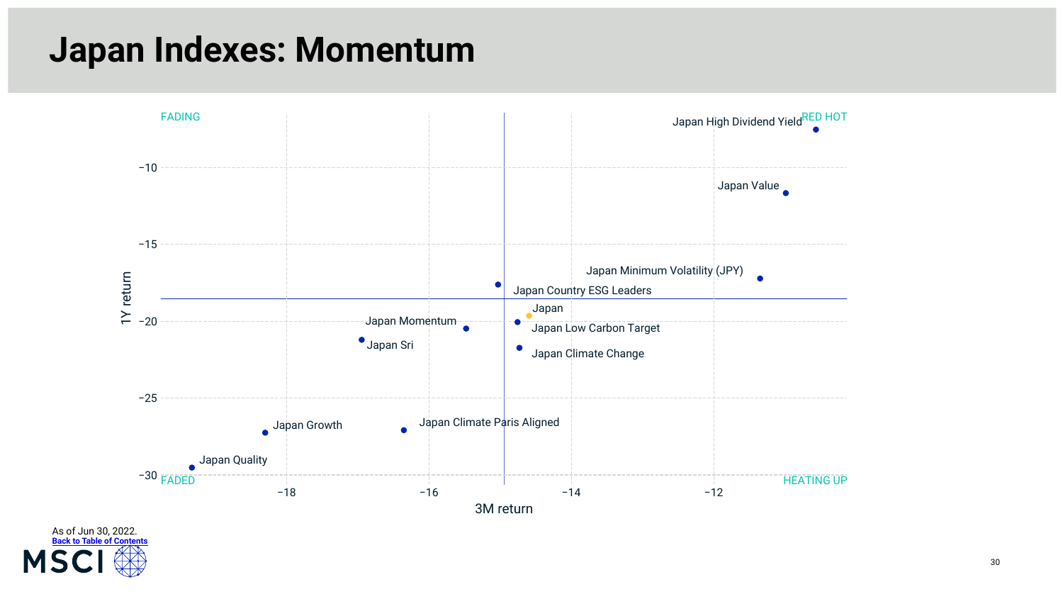# Japan Indexes: Momentum

FADING | RED HOT | FADED | HEATING UP

1Y return vs. 3M return

- Japan High Dividend Yield
- Japan Value
- Japan Minimum Volatility (JPY)
- Japan Country ESG Leaders
- Japan
- Japan Momentum
- Japan Low Carbon Target
- Japan Sri
- Japan Climate Change
- Japan Growth
- Japan Climate Paris Aligned
- Japan Quality

As of Jun 30, 2022.

Back to Table of Contents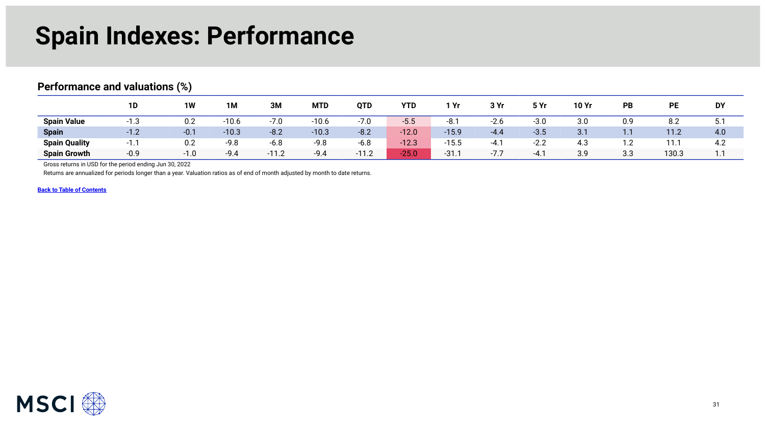# Spain Indexes: Performance

## Performance and valuations (%)

| | 1D | 1W | 1M | 3M | MTD | QTD | YTD | 1 Yr | 3 Yr | 5 Yr | 10 Yr | PB | PE | DY |
|---|---|---|---|---|---|---|---|---|---|---|---|---|---|---|
| **Spain Value** | -1.3 | 0.2 | -10.6 | -7.0 | -10.6 | -7.0 | -5.5 | -8.1 | -2.6 | -3.0 | 3.0 | 0.9 | 8.2 | 5.1 |
| **Spain** | -1.2 | -0.1 | -10.3 | -8.2 | -10.3 | -8.2 | -12.0 | -15.9 | -4.4 | -3.5 | 3.1 | 1.1 | 11.2 | 4.0 |
| **Spain Quality** | -1.1 | 0.2 | -9.8 | -6.8 | -9.8 | -6.8 | -12.3 | -15.5 | -4.1 | -2.2 | 4.3 | 1.2 | 11.1 | 4.2 |
| **Spain Growth** | -0.9 | -1.0 | -9.4 | -11.2 | -9.4 | -11.2 | -25.0 | -31.1 | -7.7 | -4.1 | 3.9 | 3.3 | 130.3 | 1.1 |

Gross returns in USD for the period ending Jun 30, 2022

Returns are annualized for periods longer than a year. Valuation ratios as of end of month adjusted by month to date returns.

[Back to Table of Contents]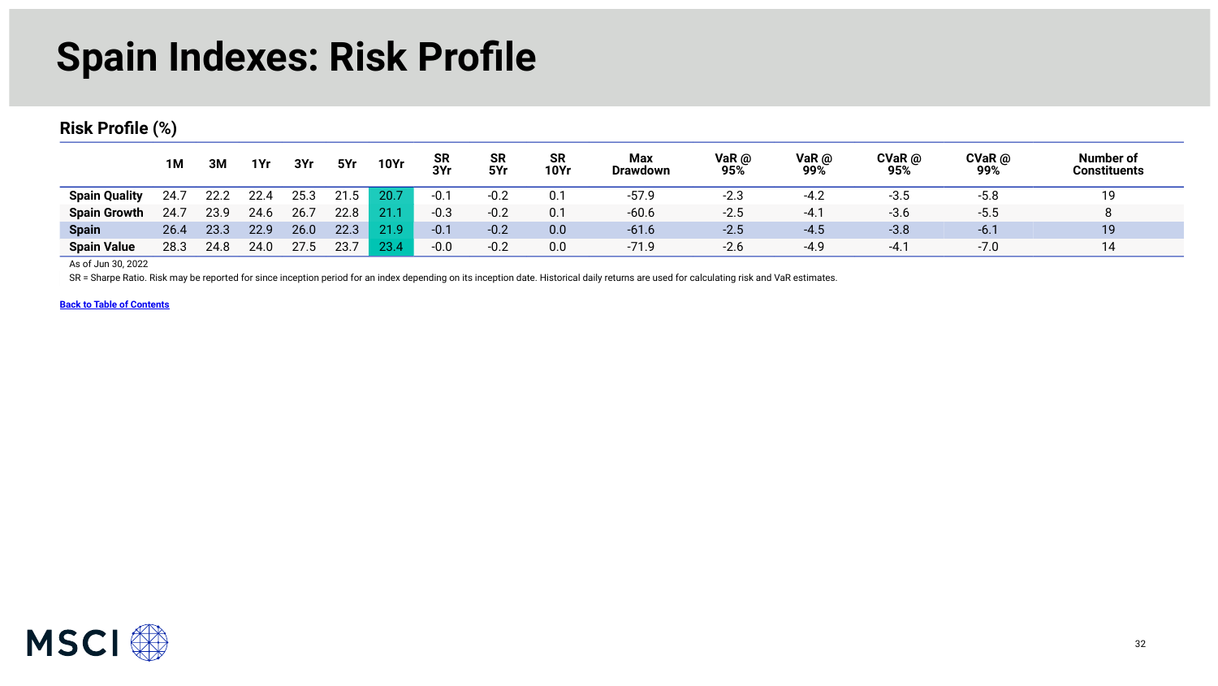# Spain Indexes: Risk Profile

## Risk Profile (%)

| | 1M | 3M | 1Yr | 3Yr | 5Yr | 10Yr | SR 3Yr | SR 5Yr | SR 10Yr | Max Drawdown | VaR @ 95% | VaR @ 99% | CVaR @ 95% | CVaR @ 99% | Number of Constituents |
|---|---|---|---|---|---|---|---|---|---|---|---|---|---|---|---|
| **Spain Quality** | 24.7 | 22.2 | 22.4 | 25.3 | 21.5 | 20.7 | -0.1 | -0.2 | 0.1 | -57.9 | -2.3 | -4.2 | -3.5 | -5.8 | 19 |
| **Spain Growth** | 24.7 | 23.9 | 24.6 | 26.7 | 22.8 | 21.1 | -0.3 | -0.2 | 0.1 | -60.6 | -2.5 | -4.1 | -3.6 | -5.5 | 8 |
| **Spain** | 26.4 | 23.3 | 22.9 | 26.0 | 22.3 | 21.9 | -0.1 | -0.2 | 0.0 | -61.6 | -2.5 | -4.5 | -3.8 | -6.1 | 19 |
| **Spain Value** | 28.3 | 24.8 | 24.0 | 27.5 | 23.7 | 23.4 | -0.0 | -0.2 | 0.0 | -71.9 | -2.6 | -4.9 | -4.1 | -7.0 | 14 |

As of Jun 30, 2022

SR = Sharpe Ratio. Risk may be reported for since inception period for an index depending on its inception date. Historical daily returns are used for calculating risk and VaR estimates.

**Back to Table of Contents**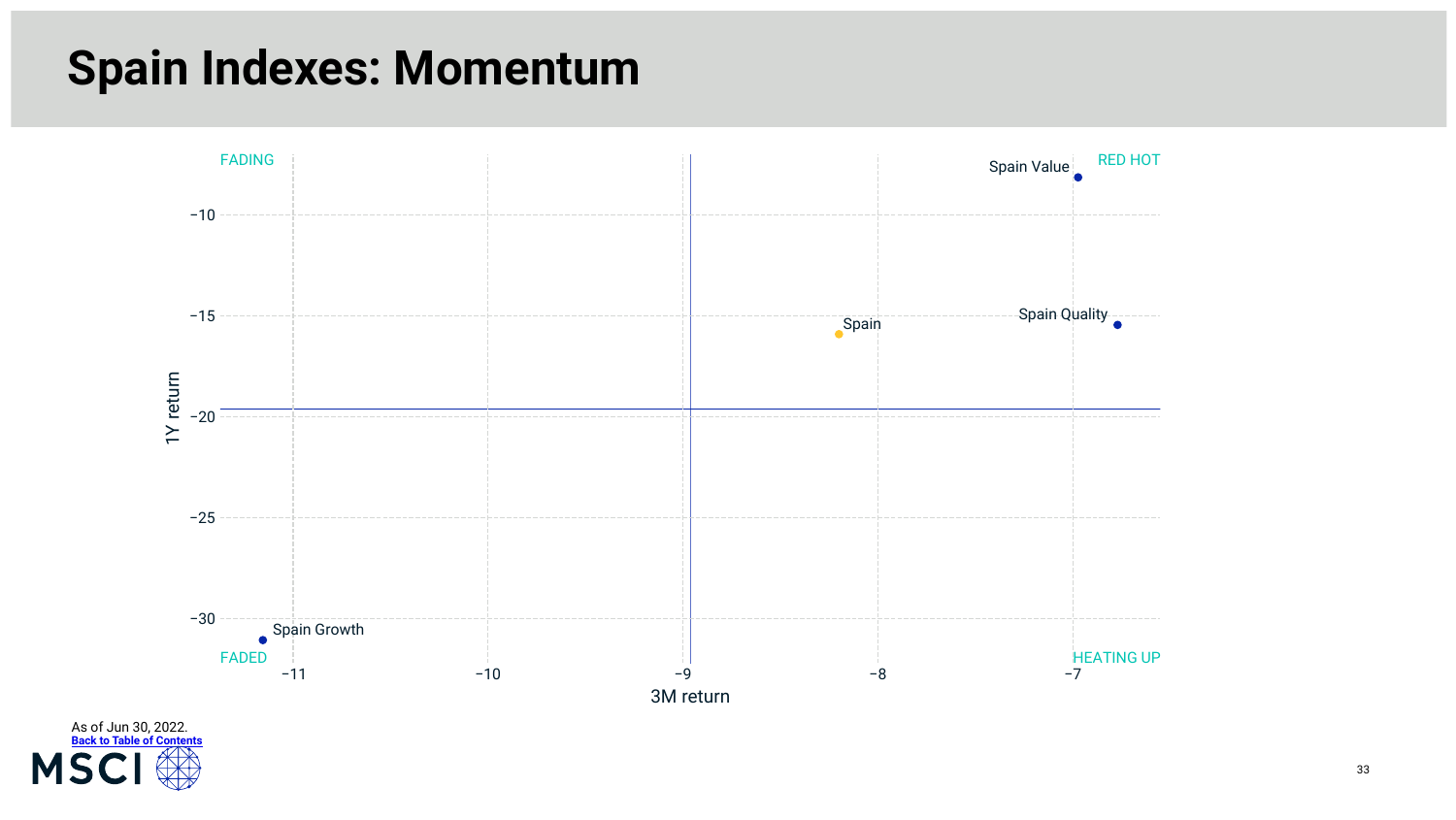# Spain Indexes: Momentum

FADING

RED HOT

FADED

HEATING UP

1Y return

3M return

Spain Value

Spain Quality

Spain

Spain Growth

−10

−15

−20

−25

−30

−11

−10

−9

−8

−7

As of Jun 30, 2022.

Back to Table of Contents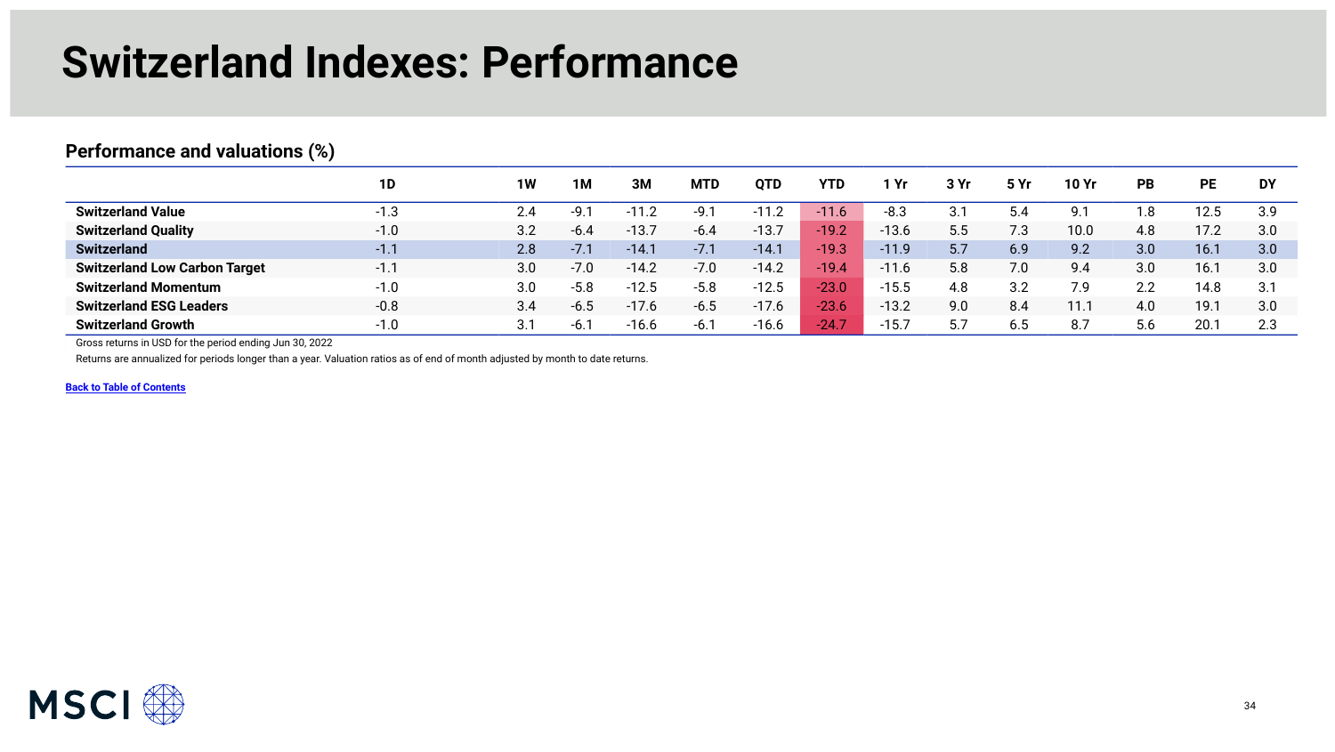# Switzerland Indexes: Performance

## Performance and valuations (%)

| | 1D | 1W | 1M | 3M | MTD | QTD | YTD | 1 Yr | 3 Yr | 5 Yr | 10 Yr | PB | PE | DY |
|---|---|---|---|---|---|---|---|---|---|---|---|---|---|---|
| **Switzerland Value** | -1.3 | 2.4 | -9.1 | -11.2 | -9.1 | -11.2 | -11.6 | -8.3 | 3.1 | 5.4 | 9.1 | 1.8 | 12.5 | 3.9 |
| **Switzerland Quality** | -1.0 | 3.2 | -6.4 | -13.7 | -6.4 | -13.7 | -19.2 | -13.6 | 5.5 | 7.3 | 10.0 | 4.8 | 17.2 | 3.0 |
| **Switzerland** | -1.1 | 2.8 | -7.1 | -14.1 | -7.1 | -14.1 | -19.3 | -11.9 | 5.7 | 6.9 | 9.2 | 3.0 | 16.1 | 3.0 |
| **Switzerland Low Carbon Target** | -1.1 | 3.0 | -7.0 | -14.2 | -7.0 | -14.2 | -19.4 | -11.6 | 5.8 | 7.0 | 9.4 | 3.0 | 16.1 | 3.0 |
| **Switzerland Momentum** | -1.0 | 3.0 | -5.8 | -12.5 | -5.8 | -12.5 | -23.0 | -15.5 | 4.8 | 3.2 | 7.9 | 2.2 | 14.8 | 3.1 |
| **Switzerland ESG Leaders** | -0.8 | 3.4 | -6.5 | -17.6 | -6.5 | -17.6 | -23.6 | -13.2 | 9.0 | 8.4 | 11.1 | 4.0 | 19.1 | 3.0 |
| **Switzerland Growth** | -1.0 | 3.1 | -6.1 | -16.6 | -6.1 | -16.6 | -24.7 | -15.7 | 5.7 | 6.5 | 8.7 | 5.6 | 20.1 | 2.3 |

Gross returns in USD for the period ending Jun 30, 2022

Returns are annualized for periods longer than a year. Valuation ratios as of end of month adjusted by month to date returns.

**Back to Table of Contents**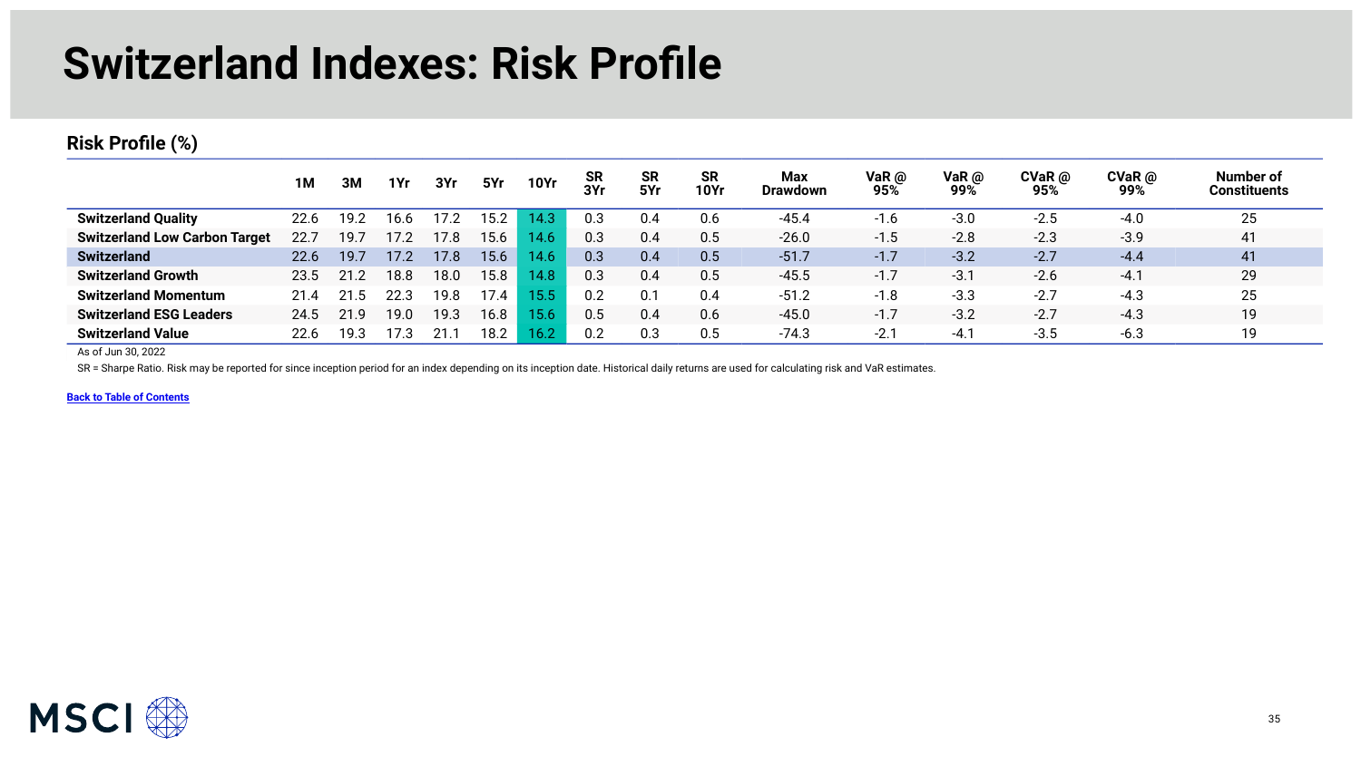# Switzerland Indexes: Risk Profile

## Risk Profile (%)

| | 1M | 3M | 1Yr | 3Yr | 5Yr | 10Yr | SR 3Yr | SR 5Yr | SR 10Yr | Max Drawdown | VaR @ 95% | VaR @ 99% | CVaR @ 95% | CVaR @ 99% | Number of Constituents |
|---|---|---|---|---|---|---|---|---|---|---|---|---|---|---|---|
| **Switzerland Quality** | 22.6 | 19.2 | 16.6 | 17.2 | 15.2 | 14.3 | 0.3 | 0.4 | 0.6 | -45.4 | -1.6 | -3.0 | -2.5 | -4.0 | 25 |
| **Switzerland Low Carbon Target** | 22.7 | 19.7 | 17.2 | 17.8 | 15.6 | 14.6 | 0.3 | 0.4 | 0.5 | -26.0 | -1.5 | -2.8 | -2.3 | -3.9 | 41 |
| **Switzerland** | 22.6 | 19.7 | 17.2 | 17.8 | 15.6 | 14.6 | 0.3 | 0.4 | 0.5 | -51.7 | -1.7 | -3.2 | -2.7 | -4.4 | 41 |
| **Switzerland Growth** | 23.5 | 21.2 | 18.8 | 18.0 | 15.8 | 14.8 | 0.3 | 0.4 | 0.5 | -45.5 | -1.7 | -3.1 | -2.6 | -4.1 | 29 |
| **Switzerland Momentum** | 21.4 | 21.5 | 22.3 | 19.8 | 17.4 | 15.5 | 0.2 | 0.1 | 0.4 | -51.2 | -1.8 | -3.3 | -2.7 | -4.3 | 25 |
| **Switzerland ESG Leaders** | 24.5 | 21.9 | 19.0 | 19.3 | 16.8 | 15.6 | 0.5 | 0.4 | 0.6 | -45.0 | -1.7 | -3.2 | -2.7 | -4.3 | 19 |
| **Switzerland Value** | 22.6 | 19.3 | 17.3 | 21.1 | 18.2 | 16.2 | 0.2 | 0.3 | 0.5 | -74.3 | -2.1 | -4.1 | -3.5 | -6.3 | 19 |

As of Jun 30, 2022

SR = Sharpe Ratio. Risk may be reported for since inception period for an index depending on its inception date. Historical daily returns are used for calculating risk and VaR estimates.

**Back to Table of Contents**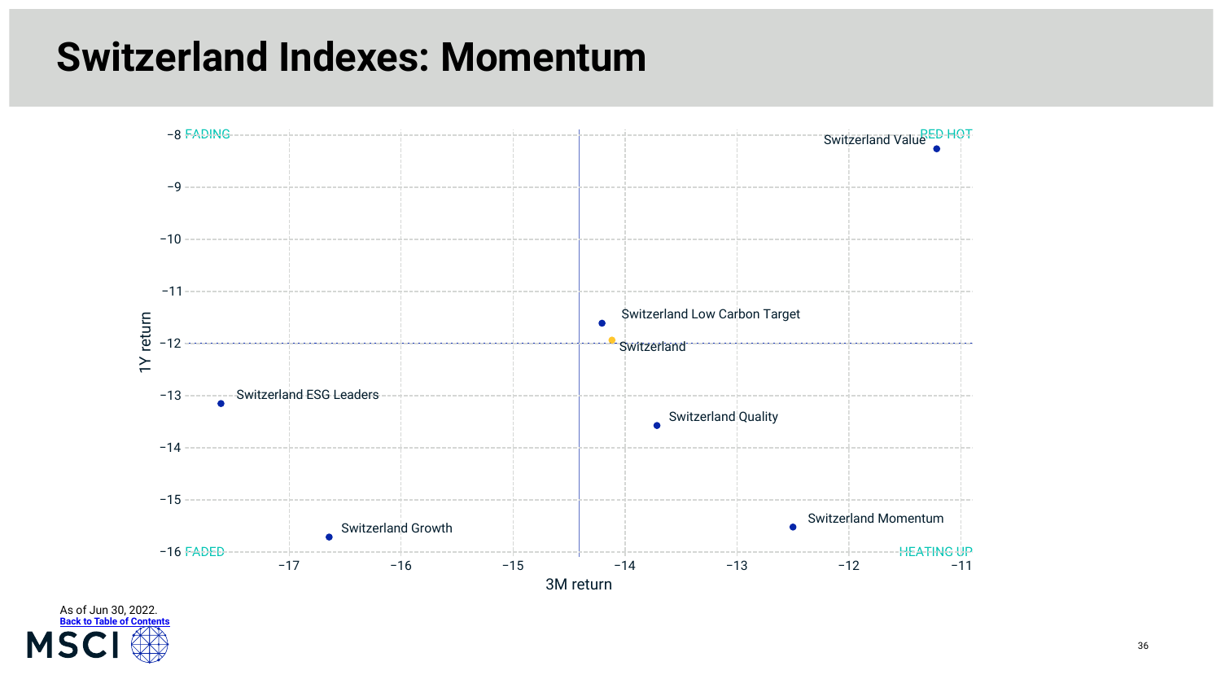# Switzerland Indexes: Momentum

FADING

RED HOT

FADED

HEATING UP

1Y return

3M return

Switzerland Value

Switzerland Low Carbon Target

Switzerland

Switzerland ESG Leaders

Switzerland Quality

Switzerland Momentum

Switzerland Growth

−8, −9, −10, −11, −12, −13, −14, −15, −16

−17, −16, −15, −14, −13, −12, −11

As of Jun 30, 2022.

Back to Table of Contents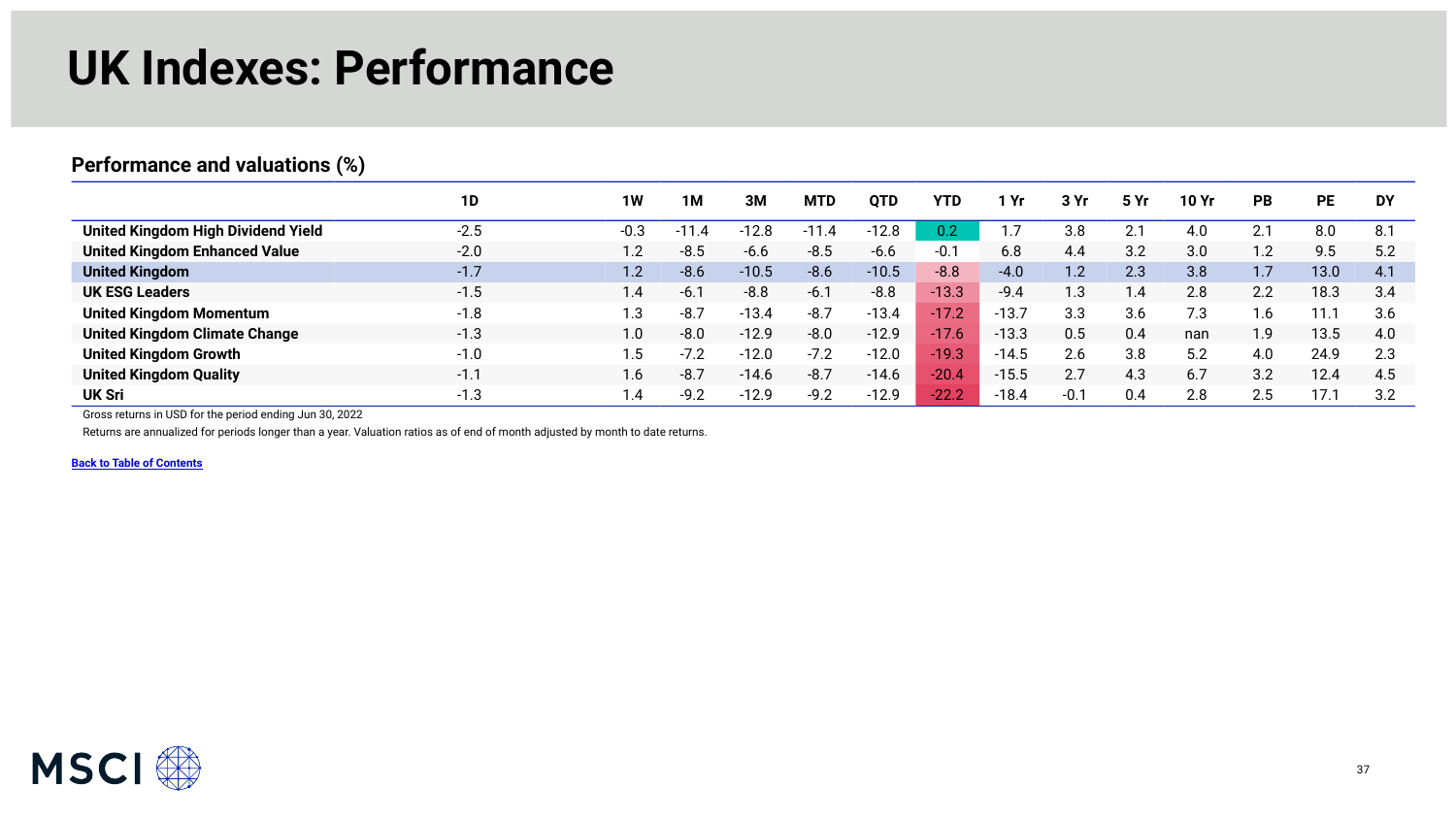# UK Indexes: Performance

## Performance and valuations (%)

| | 1D | 1W | 1M | 3M | MTD | QTD | YTD | 1 Yr | 3 Yr | 5 Yr | 10 Yr | PB | PE | DY |
|---|---|---|---|---|---|---|---|---|---|---|---|---|---|---|
| **United Kingdom High Dividend Yield** | -2.5 | -0.3 | -11.4 | -12.8 | -11.4 | -12.8 | 0.2 | 1.7 | 3.8 | 2.1 | 4.0 | 2.1 | 8.0 | 8.1 |
| **United Kingdom Enhanced Value** | -2.0 | 1.2 | -8.5 | -6.6 | -8.5 | -6.6 | -0.1 | 6.8 | 4.4 | 3.2 | 3.0 | 1.2 | 9.5 | 5.2 |
| **United Kingdom** | -1.7 | 1.2 | -8.6 | -10.5 | -8.6 | -10.5 | -8.8 | -4.0 | 1.2 | 2.3 | 3.8 | 1.7 | 13.0 | 4.1 |
| **UK ESG Leaders** | -1.5 | 1.4 | -6.1 | -8.8 | -6.1 | -8.8 | -13.3 | -9.4 | 1.3 | 1.4 | 2.8 | 2.2 | 18.3 | 3.4 |
| **United Kingdom Momentum** | -1.8 | 1.3 | -8.7 | -13.4 | -8.7 | -13.4 | -17.2 | -13.7 | 3.3 | 3.6 | 7.3 | 1.6 | 11.1 | 3.6 |
| **United Kingdom Climate Change** | -1.3 | 1.0 | -8.0 | -12.9 | -8.0 | -12.9 | -17.6 | -13.3 | 0.5 | 0.4 | nan | 1.9 | 13.5 | 4.0 |
| **United Kingdom Growth** | -1.0 | 1.5 | -7.2 | -12.0 | -7.2 | -12.0 | -19.3 | -14.5 | 2.6 | 3.8 | 5.2 | 4.0 | 24.9 | 2.3 |
| **United Kingdom Quality** | -1.1 | 1.6 | -8.7 | -14.6 | -8.7 | -14.6 | -20.4 | -15.5 | 2.7 | 4.3 | 6.7 | 3.2 | 12.4 | 4.5 |
| **UK Sri** | -1.3 | 1.4 | -9.2 | -12.9 | -9.2 | -12.9 | -22.2 | -18.4 | -0.1 | 0.4 | 2.8 | 2.5 | 17.1 | 3.2 |

Gross returns in USD for the period ending Jun 30, 2022

Returns are annualized for periods longer than a year. Valuation ratios as of end of month adjusted by month to date returns.

Back to Table of Contents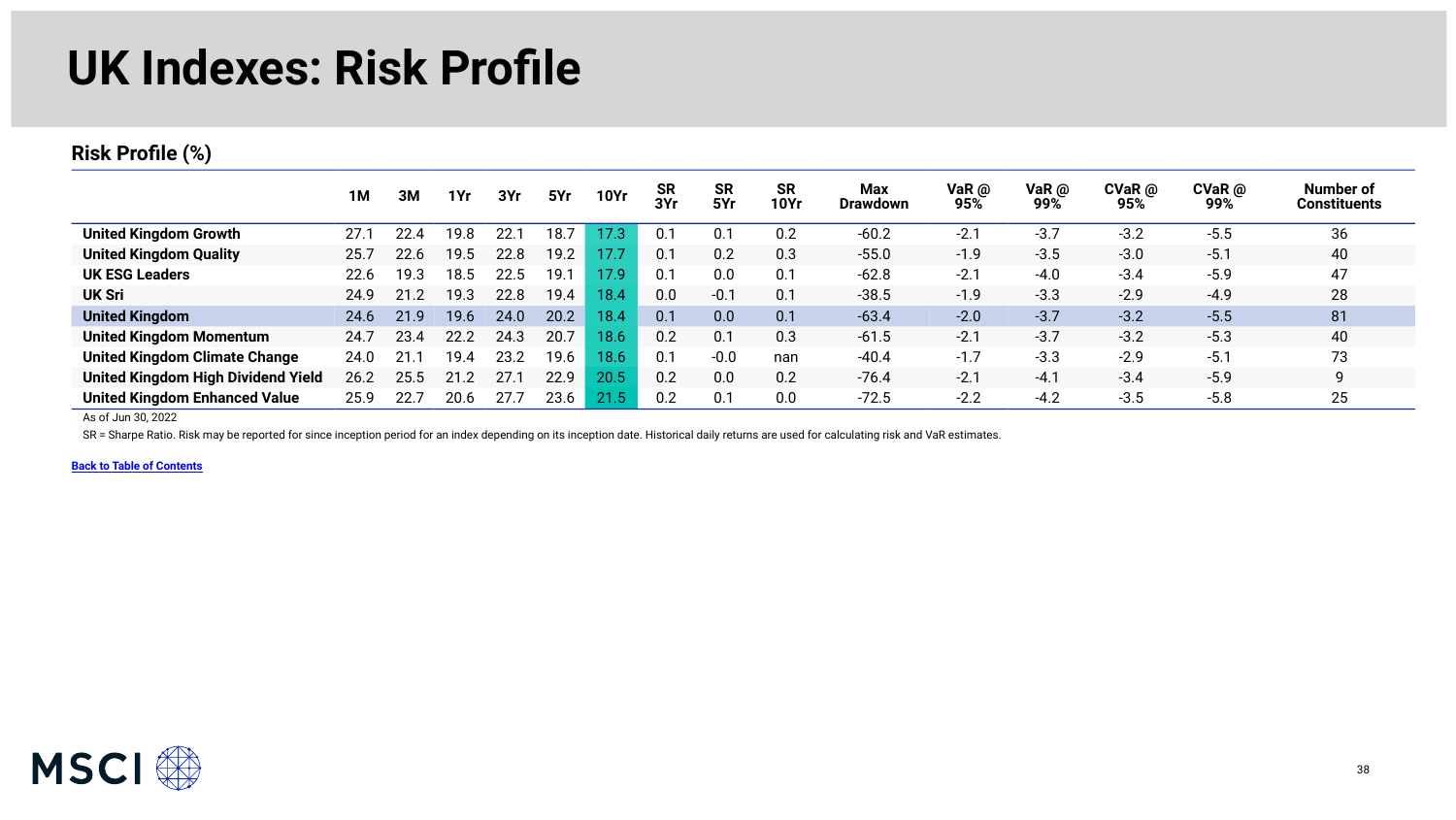# UK Indexes: Risk Profile

## Risk Profile (%)

| | 1M | 3M | 1Yr | 3Yr | 5Yr | 10Yr | SR 3Yr | SR 5Yr | SR 10Yr | Max Drawdown | VaR @ 95% | VaR @ 99% | CVaR @ 95% | CVaR @ 99% | Number of Constituents |
|---|---|---|---|---|---|---|---|---|---|---|---|---|---|---|---|
| **United Kingdom Growth** | 27.1 | 22.4 | 19.8 | 22.1 | 18.7 | 17.3 | 0.1 | 0.1 | 0.2 | -60.2 | -2.1 | -3.7 | -3.2 | -5.5 | 36 |
| **United Kingdom Quality** | 25.7 | 22.6 | 19.5 | 22.8 | 19.2 | 17.7 | 0.1 | 0.2 | 0.3 | -55.0 | -1.9 | -3.5 | -3.0 | -5.1 | 40 |
| **UK ESG Leaders** | 22.6 | 19.3 | 18.5 | 22.5 | 19.1 | 17.9 | 0.1 | 0.0 | 0.1 | -62.8 | -2.1 | -4.0 | -3.4 | -5.9 | 47 |
| **UK Sri** | 24.9 | 21.2 | 19.3 | 22.8 | 19.4 | 18.4 | 0.0 | -0.1 | 0.1 | -38.5 | -1.9 | -3.3 | -2.9 | -4.9 | 28 |
| **United Kingdom** | 24.6 | 21.9 | 19.6 | 24.0 | 20.2 | 18.4 | 0.1 | 0.0 | 0.1 | -63.4 | -2.0 | -3.7 | -3.2 | -5.5 | 81 |
| **United Kingdom Momentum** | 24.7 | 23.4 | 22.2 | 24.3 | 20.7 | 18.6 | 0.2 | 0.1 | 0.3 | -61.5 | -2.1 | -3.7 | -3.2 | -5.3 | 40 |
| **United Kingdom Climate Change** | 24.0 | 21.1 | 19.4 | 23.2 | 19.6 | 18.6 | 0.1 | -0.0 | nan | -40.4 | -1.7 | -3.3 | -2.9 | -5.1 | 73 |
| **United Kingdom High Dividend Yield** | 26.2 | 25.5 | 21.2 | 27.1 | 22.9 | 20.5 | 0.2 | 0.0 | 0.2 | -76.4 | -2.1 | -4.1 | -3.4 | -5.9 | 9 |
| **United Kingdom Enhanced Value** | 25.9 | 22.7 | 20.6 | 27.7 | 23.6 | 21.5 | 0.2 | 0.1 | 0.0 | -72.5 | -2.2 | -4.2 | -3.5 | -5.8 | 25 |

As of Jun 30, 2022

SR = Sharpe Ratio. Risk may be reported for since inception period for an index depending on its inception date. Historical daily returns are used for calculating risk and VaR estimates.

[Back to Table of Contents]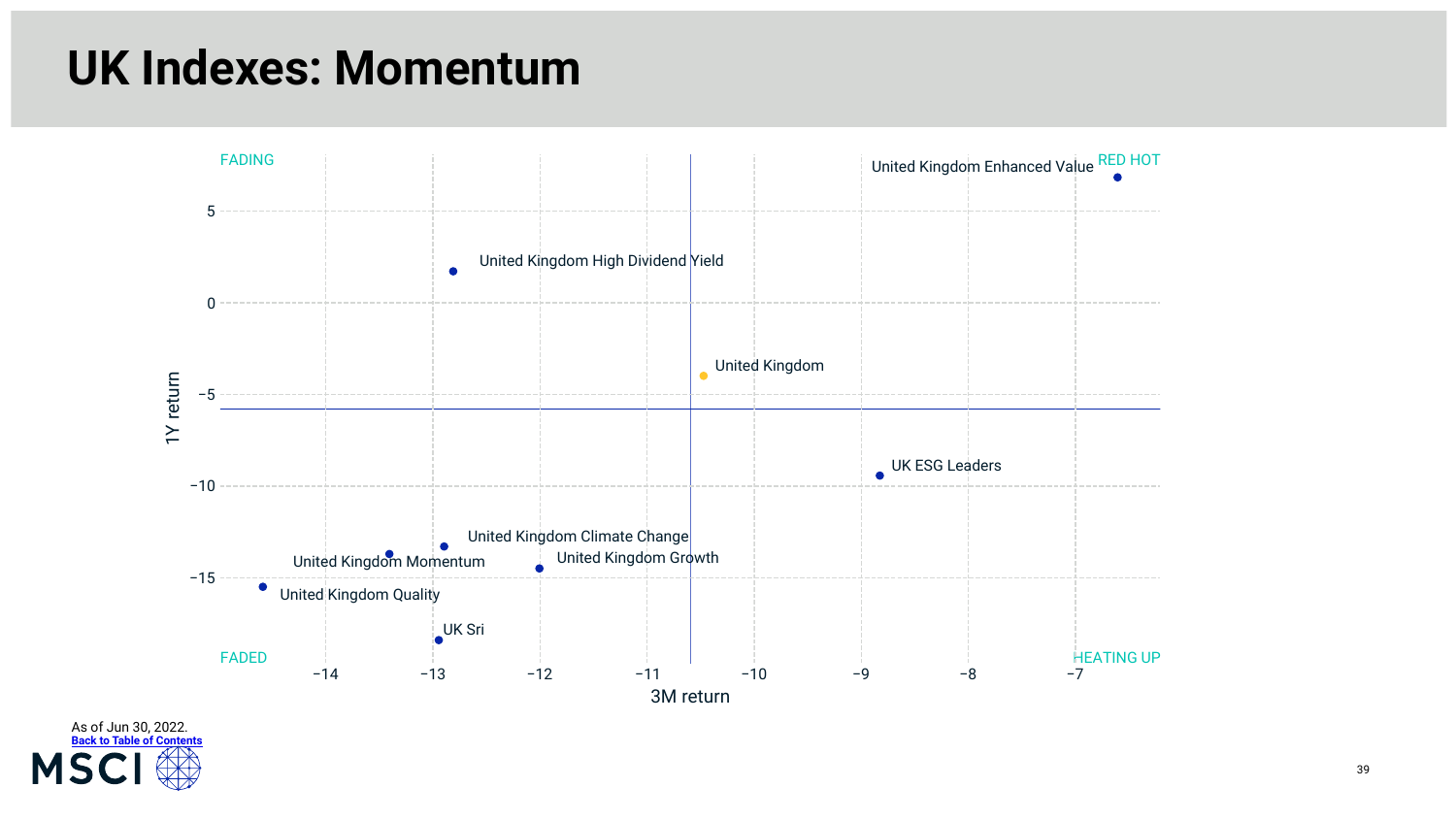# UK Indexes: Momentum

FADING

RED HOT

FADED

HEATING UP

1Y return

3M return

United Kingdom Enhanced Value

United Kingdom High Dividend Yield

United Kingdom

UK ESG Leaders

United Kingdom Climate Change

United Kingdom Momentum

United Kingdom Growth

United Kingdom Quality

UK Sri

As of Jun 30, 2022.

Back to Table of Contents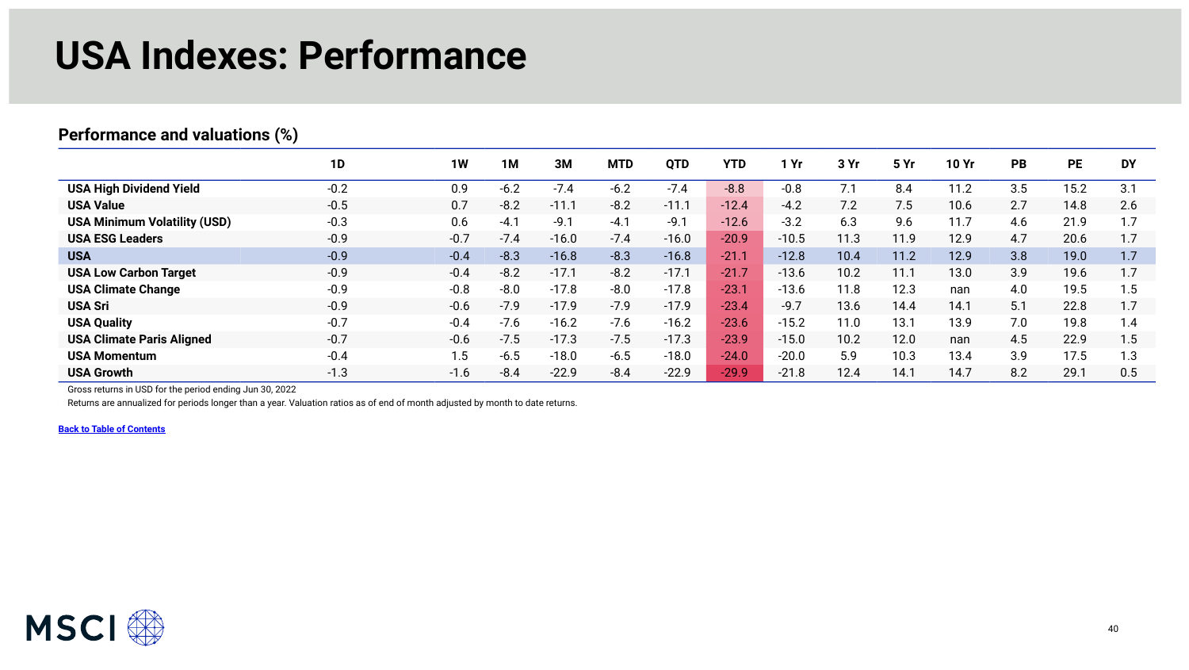# USA Indexes: Performance

## Performance and valuations (%)

| | 1D | 1W | 1M | 3M | MTD | QTD | YTD | 1 Yr | 3 Yr | 5 Yr | 10 Yr | PB | PE | DY |
|---|---|---|---|---|---|---|---|---|---|---|---|---|---|---|
| **USA High Dividend Yield** | -0.2 | 0.9 | -6.2 | -7.4 | -6.2 | -7.4 | -8.8 | -0.8 | 7.1 | 8.4 | 11.2 | 3.5 | 15.2 | 3.1 |
| **USA Value** | -0.5 | 0.7 | -8.2 | -11.1 | -8.2 | -11.1 | -12.4 | -4.2 | 7.2 | 7.5 | 10.6 | 2.7 | 14.8 | 2.6 |
| **USA Minimum Volatility (USD)** | -0.3 | 0.6 | -4.1 | -9.1 | -4.1 | -9.1 | -12.6 | -3.2 | 6.3 | 9.6 | 11.7 | 4.6 | 21.9 | 1.7 |
| **USA ESG Leaders** | -0.9 | -0.7 | -7.4 | -16.0 | -7.4 | -16.0 | -20.9 | -10.5 | 11.3 | 11.9 | 12.9 | 4.7 | 20.6 | 1.7 |
| **USA** | -0.9 | -0.4 | -8.3 | -16.8 | -8.3 | -16.8 | -21.1 | -12.8 | 10.4 | 11.2 | 12.9 | 3.8 | 19.0 | 1.7 |
| **USA Low Carbon Target** | -0.9 | -0.4 | -8.2 | -17.1 | -8.2 | -17.1 | -21.7 | -13.6 | 10.2 | 11.1 | 13.0 | 3.9 | 19.6 | 1.7 |
| **USA Climate Change** | -0.9 | -0.8 | -8.0 | -17.8 | -8.0 | -17.8 | -23.1 | -13.6 | 11.8 | 12.3 | nan | 4.0 | 19.5 | 1.5 |
| **USA Sri** | -0.9 | -0.6 | -7.9 | -17.9 | -7.9 | -17.9 | -23.4 | -9.7 | 13.6 | 14.4 | 14.1 | 5.1 | 22.8 | 1.7 |
| **USA Quality** | -0.7 | -0.4 | -7.6 | -16.2 | -7.6 | -16.2 | -23.6 | -15.2 | 11.0 | 13.1 | 13.9 | 7.0 | 19.8 | 1.4 |
| **USA Climate Paris Aligned** | -0.7 | -0.6 | -7.5 | -17.3 | -7.5 | -17.3 | -23.9 | -15.0 | 10.2 | 12.0 | nan | 4.5 | 22.9 | 1.5 |
| **USA Momentum** | -0.4 | 1.5 | -6.5 | -18.0 | -6.5 | -18.0 | -24.0 | -20.0 | 5.9 | 10.3 | 13.4 | 3.9 | 17.5 | 1.3 |
| **USA Growth** | -1.3 | -1.6 | -8.4 | -22.9 | -8.4 | -22.9 | -29.9 | -21.8 | 12.4 | 14.1 | 14.7 | 8.2 | 29.1 | 0.5 |

Gross returns in USD for the period ending Jun 30, 2022

Returns are annualized for periods longer than a year. Valuation ratios as of end of month adjusted by month to date returns.

**Back to Table of Contents**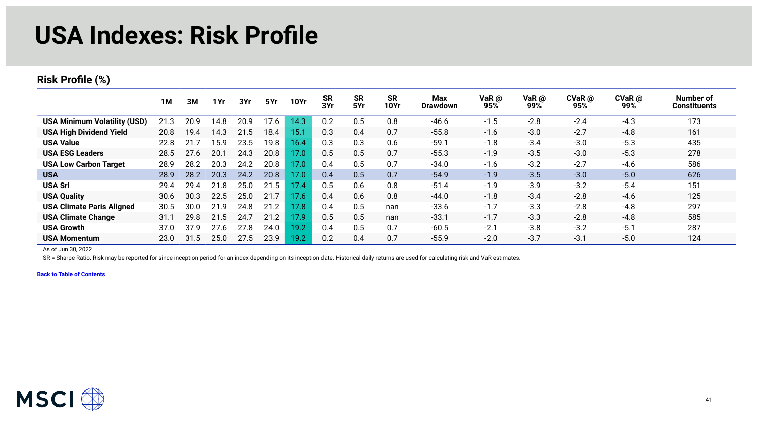# USA Indexes: Risk Profile

## Risk Profile (%)

| | 1M | 3M | 1Yr | 3Yr | 5Yr | 10Yr | SR 3Yr | SR 5Yr | SR 10Yr | Max Drawdown | VaR @ 95% | VaR @ 99% | CVaR @ 95% | CVaR @ 99% | Number of Constituents |
|---|---|---|---|---|---|---|---|---|---|---|---|---|---|---|---|
| **USA Minimum Volatility (USD)** | 21.3 | 20.9 | 14.8 | 20.9 | 17.6 | 14.3 | 0.2 | 0.5 | 0.8 | -46.6 | -1.5 | -2.8 | -2.4 | -4.3 | 173 |
| **USA High Dividend Yield** | 20.8 | 19.4 | 14.3 | 21.5 | 18.4 | 15.1 | 0.3 | 0.4 | 0.7 | -55.8 | -1.6 | -3.0 | -2.7 | -4.8 | 161 |
| **USA Value** | 22.8 | 21.7 | 15.9 | 23.5 | 19.8 | 16.4 | 0.3 | 0.3 | 0.6 | -59.1 | -1.8 | -3.4 | -3.0 | -5.3 | 435 |
| **USA ESG Leaders** | 28.5 | 27.6 | 20.1 | 24.3 | 20.8 | 17.0 | 0.5 | 0.5 | 0.7 | -55.3 | -1.9 | -3.5 | -3.0 | -5.3 | 278 |
| **USA Low Carbon Target** | 28.9 | 28.2 | 20.3 | 24.2 | 20.8 | 17.0 | 0.4 | 0.5 | 0.7 | -34.0 | -1.6 | -3.2 | -2.7 | -4.6 | 586 |
| **USA** | 28.9 | 28.2 | 20.3 | 24.2 | 20.8 | 17.0 | 0.4 | 0.5 | 0.7 | -54.9 | -1.9 | -3.5 | -3.0 | -5.0 | 626 |
| **USA Sri** | 29.4 | 29.4 | 21.8 | 25.0 | 21.5 | 17.4 | 0.5 | 0.6 | 0.8 | -51.4 | -1.9 | -3.9 | -3.2 | -5.4 | 151 |
| **USA Quality** | 30.6 | 30.3 | 22.5 | 25.0 | 21.7 | 17.6 | 0.4 | 0.6 | 0.8 | -44.0 | -1.8 | -3.4 | -2.8 | -4.6 | 125 |
| **USA Climate Paris Aligned** | 30.5 | 30.0 | 21.9 | 24.8 | 21.2 | 17.8 | 0.4 | 0.5 | nan | -33.6 | -1.7 | -3.3 | -2.8 | -4.8 | 297 |
| **USA Climate Change** | 31.1 | 29.8 | 21.5 | 24.7 | 21.2 | 17.9 | 0.5 | 0.5 | nan | -33.1 | -1.7 | -3.3 | -2.8 | -4.8 | 585 |
| **USA Growth** | 37.0 | 37.9 | 27.6 | 27.8 | 24.0 | 19.2 | 0.4 | 0.5 | 0.7 | -60.5 | -2.1 | -3.8 | -3.2 | -5.1 | 287 |
| **USA Momentum** | 23.0 | 31.5 | 25.0 | 27.5 | 23.9 | 19.2 | 0.2 | 0.4 | 0.7 | -55.9 | -2.0 | -3.7 | -3.1 | -5.0 | 124 |

As of Jun 30, 2022

SR = Sharpe Ratio. Risk may be reported for since inception period for an index depending on its inception date. Historical daily returns are used for calculating risk and VaR estimates.

**Back to Table of Contents**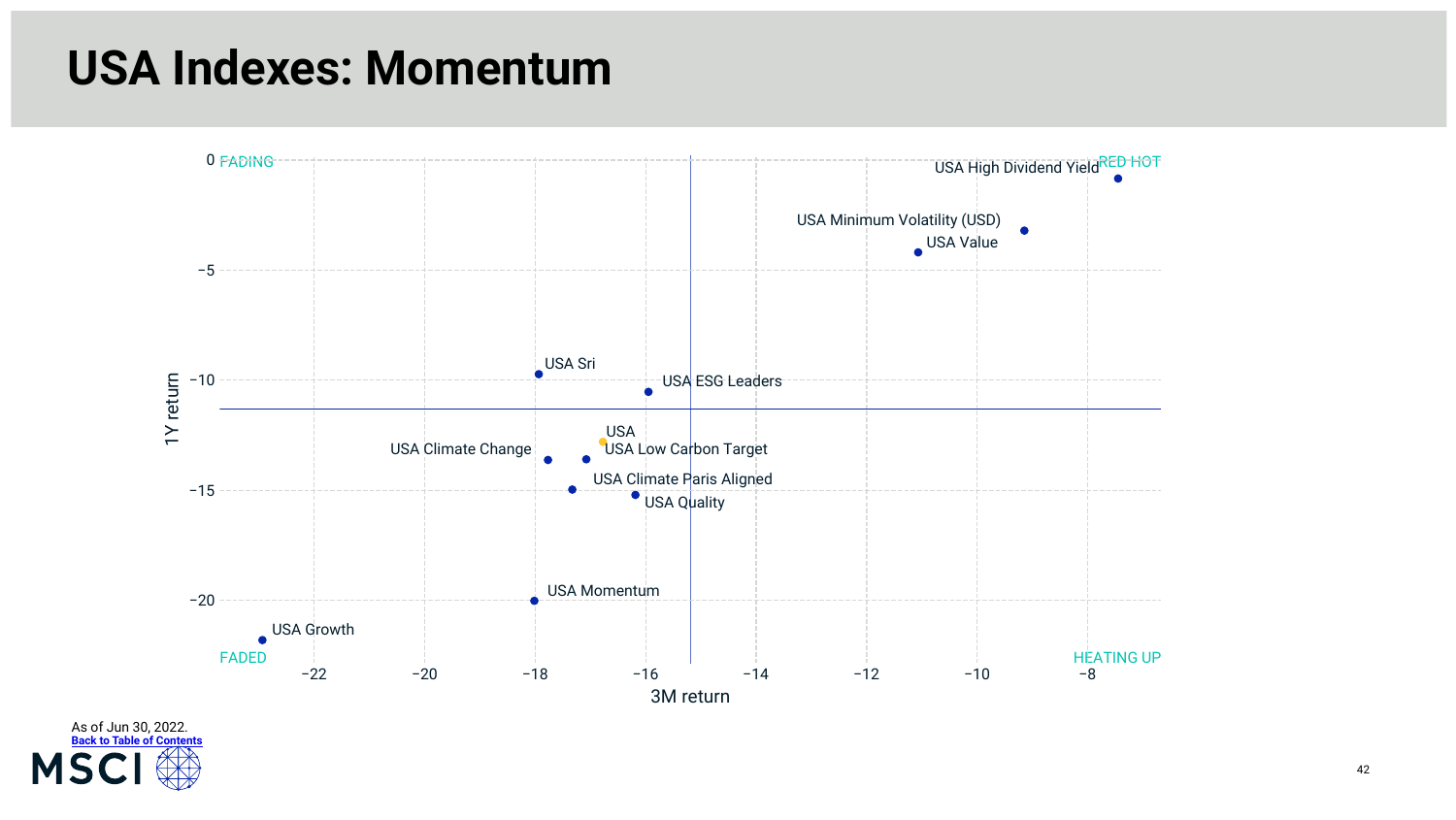# USA Indexes: Momentum

FADING | RED HOT | FADED | HEATING UP

1Y return vs. 3M return

- USA High Dividend Yield
- USA Minimum Volatility (USD)
- USA Value
- USA Sri
- USA ESG Leaders
- USA
- USA Climate Change
- USA Low Carbon Target
- USA Climate Paris Aligned
- USA Quality
- USA Momentum
- USA Growth

As of Jun 30, 2022.

Back to Table of Contents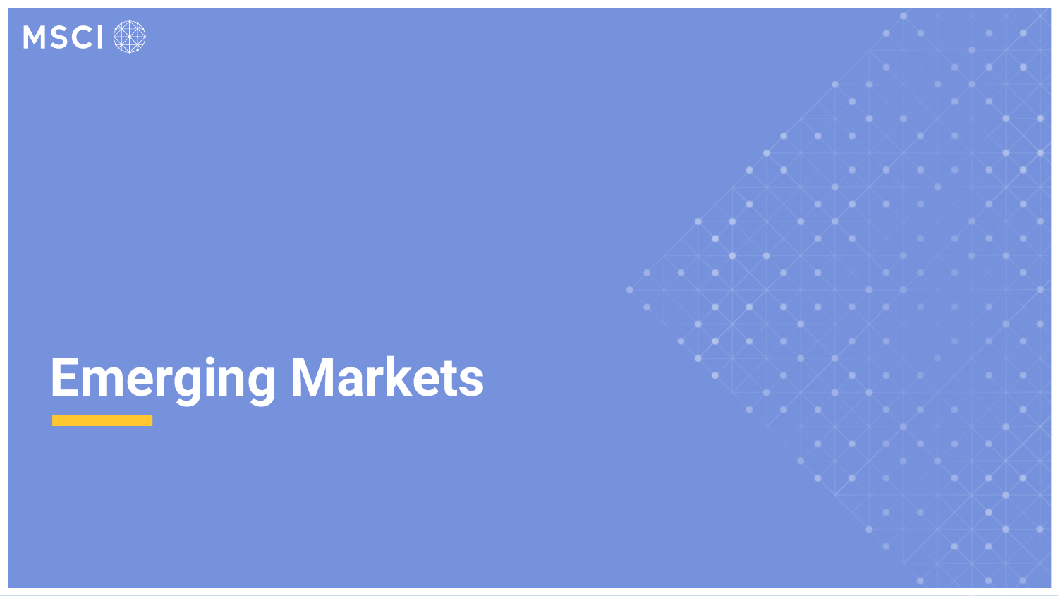# Emerging Markets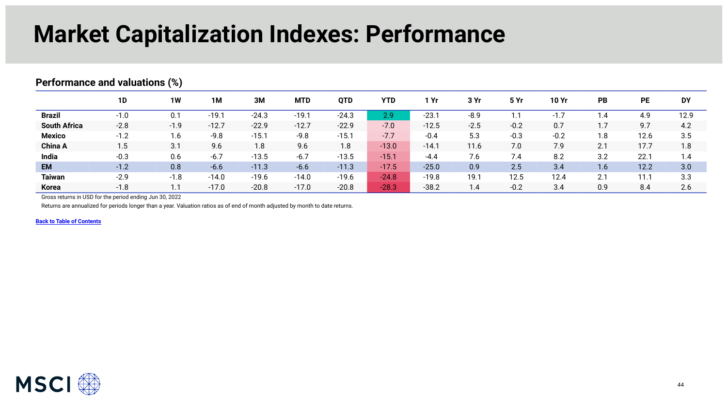# Market Capitalization Indexes: Performance

## Performance and valuations (%)

| | 1D | 1W | 1M | 3M | MTD | QTD | YTD | 1 Yr | 3 Yr | 5 Yr | 10 Yr | PB | PE | DY |
|---|---|---|---|---|---|---|---|---|---|---|---|---|---|---|
| **Brazil** | -1.0 | 0.1 | -19.1 | -24.3 | -19.1 | -24.3 | 2.9 | -23.1 | -8.9 | 1.1 | -1.7 | 1.4 | 4.9 | 12.9 |
| **South Africa** | -2.8 | -1.9 | -12.7 | -22.9 | -12.7 | -22.9 | -7.0 | -12.5 | -2.5 | -0.2 | 0.7 | 1.7 | 9.7 | 4.2 |
| **Mexico** | -1.2 | 1.6 | -9.8 | -15.1 | -9.8 | -15.1 | -7.7 | -0.4 | 5.3 | -0.3 | -0.2 | 1.8 | 12.6 | 3.5 |
| **China A** | 1.5 | 3.1 | 9.6 | 1.8 | 9.6 | 1.8 | -13.0 | -14.1 | 11.6 | 7.0 | 7.9 | 2.1 | 17.7 | 1.8 |
| **India** | -0.3 | 0.6 | -6.7 | -13.5 | -6.7 | -13.5 | -15.1 | -4.4 | 7.6 | 7.4 | 8.2 | 3.2 | 22.1 | 1.4 |
| **EM** | -1.2 | 0.8 | -6.6 | -11.3 | -6.6 | -11.3 | -17.5 | -25.0 | 0.9 | 2.5 | 3.4 | 1.6 | 12.2 | 3.0 |
| **Taiwan** | -2.9 | -1.8 | -14.0 | -19.6 | -14.0 | -19.6 | -24.8 | -19.8 | 19.1 | 12.5 | 12.4 | 2.1 | 11.1 | 3.3 |
| **Korea** | -1.8 | 1.1 | -17.0 | -20.8 | -17.0 | -20.8 | -28.3 | -38.2 | 1.4 | -0.2 | 3.4 | 0.9 | 8.4 | 2.6 |

Gross returns in USD for the period ending Jun 30, 2022

Returns are annualized for periods longer than a year. Valuation ratios as of end of month adjusted by month to date returns.

Back to Table of Contents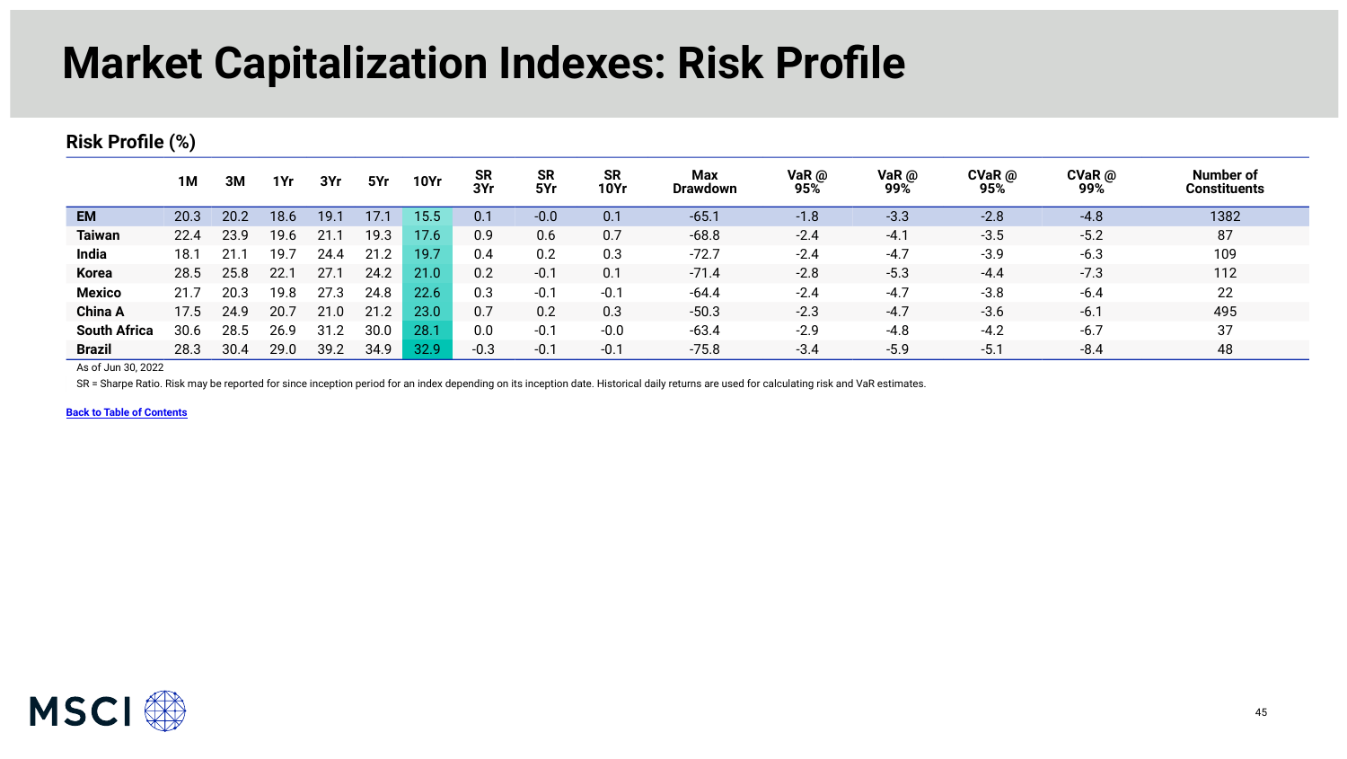# Market Capitalization Indexes: Risk Profile

## Risk Profile (%)

| | 1M | 3M | 1Yr | 3Yr | 5Yr | 10Yr | SR 3Yr | SR 5Yr | SR 10Yr | Max Drawdown | VaR @ 95% | VaR @ 99% | CVaR @ 95% | CVaR @ 99% | Number of Constituents |
|---|---|---|---|---|---|---|---|---|---|---|---|---|---|---|---|
| **EM** | 20.3 | 20.2 | 18.6 | 19.1 | 17.1 | 15.5 | 0.1 | -0.0 | 0.1 | -65.1 | -1.8 | -3.3 | -2.8 | -4.8 | 1382 |
| **Taiwan** | 22.4 | 23.9 | 19.6 | 21.1 | 19.3 | 17.6 | 0.9 | 0.6 | 0.7 | -68.8 | -2.4 | -4.1 | -3.5 | -5.2 | 87 |
| **India** | 18.1 | 21.1 | 19.7 | 24.4 | 21.2 | 19.7 | 0.4 | 0.2 | 0.3 | -72.7 | -2.4 | -4.7 | -3.9 | -6.3 | 109 |
| **Korea** | 28.5 | 25.8 | 22.1 | 27.1 | 24.2 | 21.0 | 0.2 | -0.1 | 0.1 | -71.4 | -2.8 | -5.3 | -4.4 | -7.3 | 112 |
| **Mexico** | 21.7 | 20.3 | 19.8 | 27.3 | 24.8 | 22.6 | 0.3 | -0.1 | -0.1 | -64.4 | -2.4 | -4.7 | -3.8 | -6.4 | 22 |
| **China A** | 17.5 | 24.9 | 20.7 | 21.0 | 21.2 | 23.0 | 0.7 | 0.2 | 0.3 | -50.3 | -2.3 | -4.7 | -3.6 | -6.1 | 495 |
| **South Africa** | 30.6 | 28.5 | 26.9 | 31.2 | 30.0 | 28.1 | 0.0 | -0.1 | -0.0 | -63.4 | -2.9 | -4.8 | -4.2 | -6.7 | 37 |
| **Brazil** | 28.3 | 30.4 | 29.0 | 39.2 | 34.9 | 32.9 | -0.3 | -0.1 | -0.1 | -75.8 | -3.4 | -5.9 | -5.1 | -8.4 | 48 |

As of Jun 30, 2022

SR = Sharpe Ratio. Risk may be reported for since inception period for an index depending on its inception date. Historical daily returns are used for calculating risk and VaR estimates.

[Back to Table of Contents]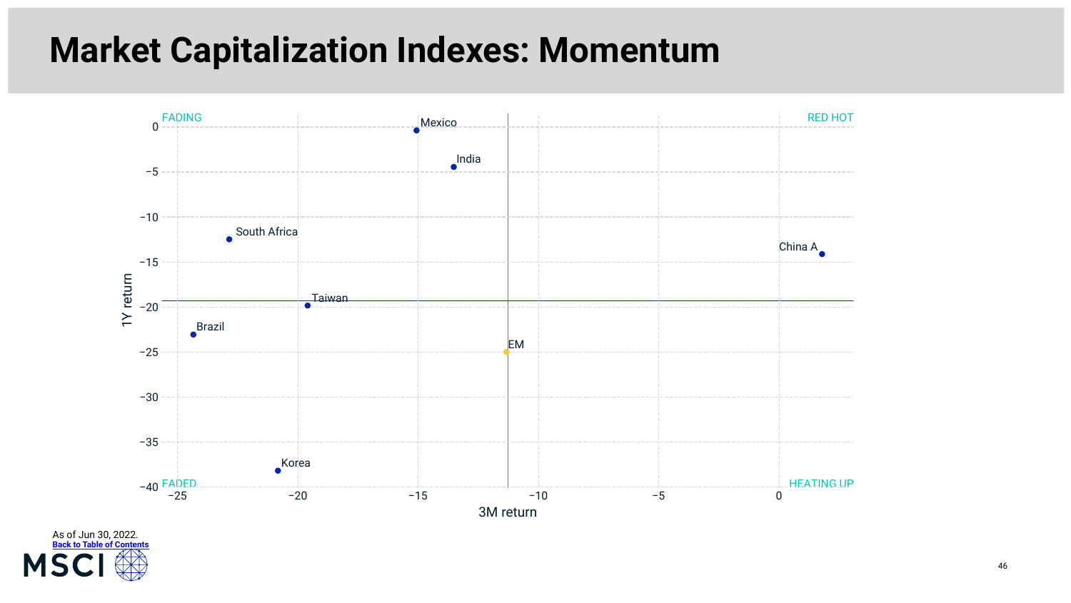# Market Capitalization Indexes: Momentum

FADING

RED HOT

FADED

HEATING UP

1Y return

3M return

Mexico

India

South Africa

China A

Taiwan

Brazil

EM

Korea

As of Jun 30, 2022.

Back to Table of Contents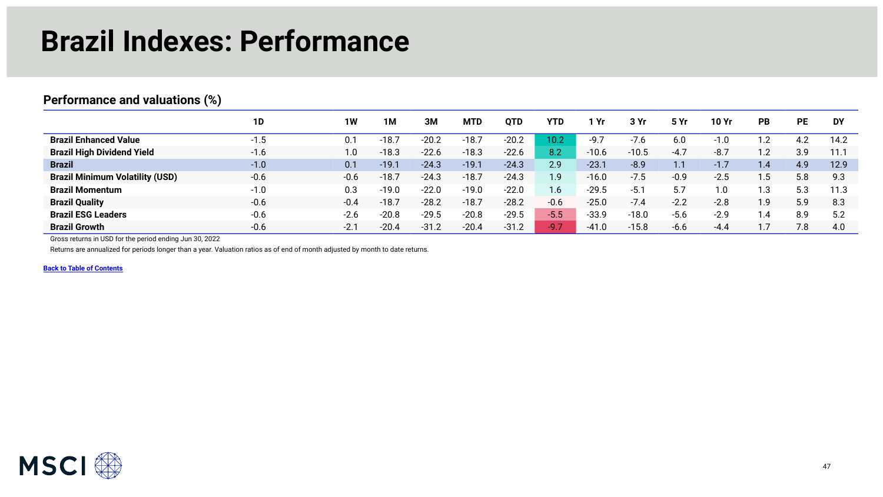# Brazil Indexes: Performance

## Performance and valuations (%)

| | 1D | 1W | 1M | 3M | MTD | QTD | YTD | 1 Yr | 3 Yr | 5 Yr | 10 Yr | PB | PE | DY |
|---|---|---|---|---|---|---|---|---|---|---|---|---|---|---|
| **Brazil Enhanced Value** | -1.5 | 0.1 | -18.7 | -20.2 | -18.7 | -20.2 | 10.2 | -9.7 | -7.6 | 6.0 | -1.0 | 1.2 | 4.2 | 14.2 |
| **Brazil High Dividend Yield** | -1.6 | 1.0 | -18.3 | -22.6 | -18.3 | -22.6 | 8.2 | -10.6 | -10.5 | -4.7 | -8.7 | 1.2 | 3.9 | 11.1 |
| **Brazil** | -1.0 | 0.1 | -19.1 | -24.3 | -19.1 | -24.3 | 2.9 | -23.1 | -8.9 | 1.1 | -1.7 | 1.4 | 4.9 | 12.9 |
| **Brazil Minimum Volatility (USD)** | -0.6 | -0.6 | -18.7 | -24.3 | -18.7 | -24.3 | 1.9 | -16.0 | -7.5 | -0.9 | -2.5 | 1.5 | 5.8 | 9.3 |
| **Brazil Momentum** | -1.0 | 0.3 | -19.0 | -22.0 | -19.0 | -22.0 | 1.6 | -29.5 | -5.1 | 5.7 | 1.0 | 1.3 | 5.3 | 11.3 |
| **Brazil Quality** | -0.6 | -0.4 | -18.7 | -28.2 | -18.7 | -28.2 | -0.6 | -25.0 | -7.4 | -2.2 | -2.8 | 1.9 | 5.9 | 8.3 |
| **Brazil ESG Leaders** | -0.6 | -2.6 | -20.8 | -29.5 | -20.8 | -29.5 | -5.5 | -33.9 | -18.0 | -5.6 | -2.9 | 1.4 | 8.9 | 5.2 |
| **Brazil Growth** | -0.6 | -2.1 | -20.4 | -31.2 | -20.4 | -31.2 | -9.7 | -41.0 | -15.8 | -6.6 | -4.4 | 1.7 | 7.8 | 4.0 |

Gross returns in USD for the period ending Jun 30, 2022

Returns are annualized for periods longer than a year. Valuation ratios as of end of month adjusted by month to date returns.

Back to Table of Contents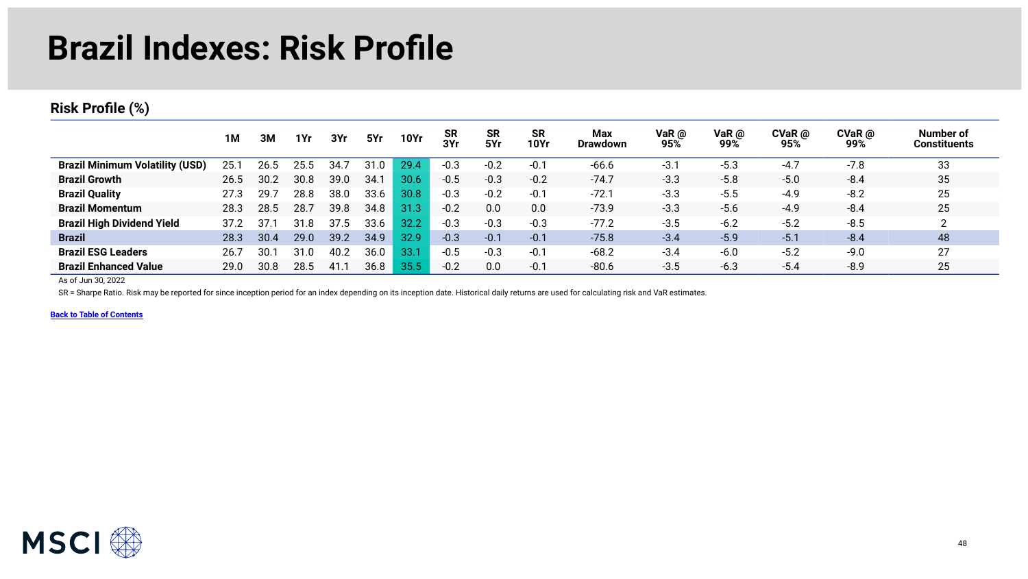# Brazil Indexes: Risk Profile

## Risk Profile (%)

| | 1M | 3M | 1Yr | 3Yr | 5Yr | 10Yr | SR 3Yr | SR 5Yr | SR 10Yr | Max Drawdown | VaR @ 95% | VaR @ 99% | CVaR @ 95% | CVaR @ 99% | Number of Constituents |
|---|---|---|---|---|---|---|---|---|---|---|---|---|---|---|---|
| **Brazil Minimum Volatility (USD)** | 25.1 | 26.5 | 25.5 | 34.7 | 31.0 | 29.4 | -0.3 | -0.2 | -0.1 | -66.6 | -3.1 | -5.3 | -4.7 | -7.8 | 33 |
| **Brazil Growth** | 26.5 | 30.2 | 30.8 | 39.0 | 34.1 | 30.6 | -0.5 | -0.3 | -0.2 | -74.7 | -3.3 | -5.8 | -5.0 | -8.4 | 35 |
| **Brazil Quality** | 27.3 | 29.7 | 28.8 | 38.0 | 33.6 | 30.8 | -0.3 | -0.2 | -0.1 | -72.1 | -3.3 | -5.5 | -4.9 | -8.2 | 25 |
| **Brazil Momentum** | 28.3 | 28.5 | 28.7 | 39.8 | 34.8 | 31.3 | -0.2 | 0.0 | 0.0 | -73.9 | -3.3 | -5.6 | -4.9 | -8.4 | 25 |
| **Brazil High Dividend Yield** | 37.2 | 37.1 | 31.8 | 37.5 | 33.6 | 32.2 | -0.3 | -0.3 | -0.3 | -77.2 | -3.5 | -6.2 | -5.2 | -8.5 | 2 |
| **Brazil** | 28.3 | 30.4 | 29.0 | 39.2 | 34.9 | 32.9 | -0.3 | -0.1 | -0.1 | -75.8 | -3.4 | -5.9 | -5.1 | -8.4 | 48 |
| **Brazil ESG Leaders** | 26.7 | 30.1 | 31.0 | 40.2 | 36.0 | 33.1 | -0.5 | -0.3 | -0.1 | -68.2 | -3.4 | -6.0 | -5.2 | -9.0 | 27 |
| **Brazil Enhanced Value** | 29.0 | 30.8 | 28.5 | 41.1 | 36.8 | 35.5 | -0.2 | 0.0 | -0.1 | -80.6 | -3.5 | -6.3 | -5.4 | -8.9 | 25 |

As of Jun 30, 2022

SR = Sharpe Ratio. Risk may be reported for since inception period for an index depending on its inception date. Historical daily returns are used for calculating risk and VaR estimates.

Back to Table of Contents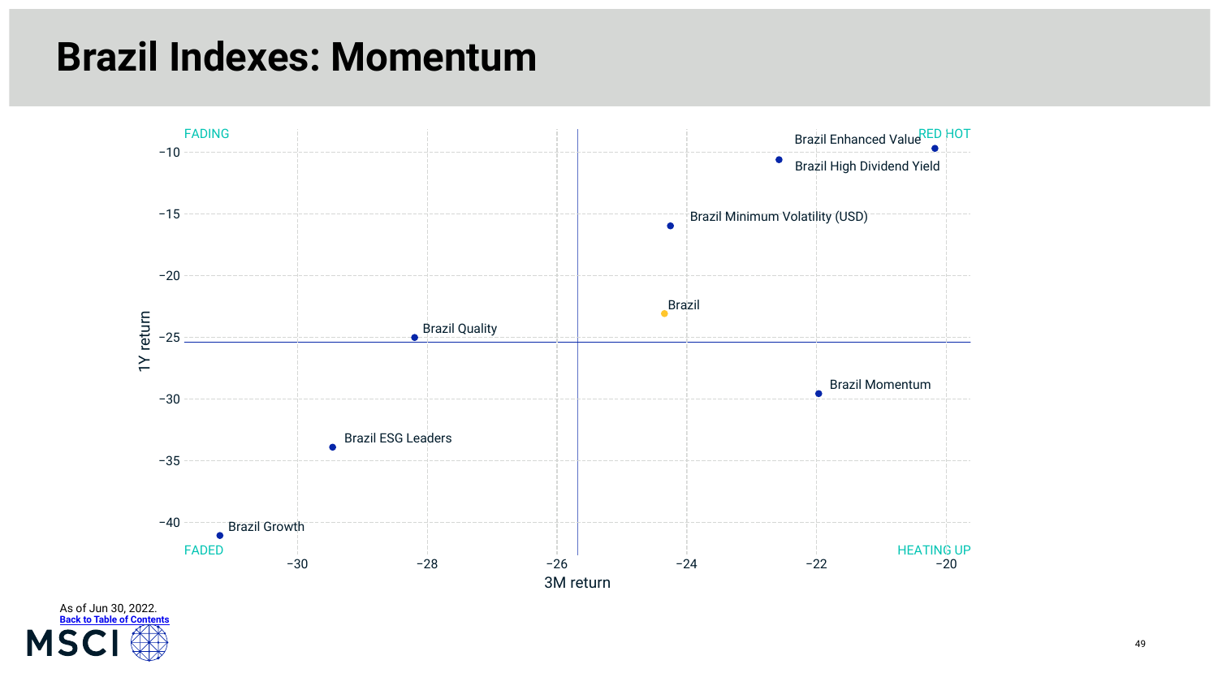# Brazil Indexes: Momentum

FADING

RED HOT

FADED

HEATING UP

1Y return

3M return

Brazil Enhanced Value

Brazil High Dividend Yield

Brazil Minimum Volatility (USD)

Brazil

Brazil Quality

Brazil Momentum

Brazil ESG Leaders

Brazil Growth

−10

−15

−20

−25

−30

−35

−40

−30

−28

−26

−24

−22

−20

As of Jun 30, 2022.

Back to Table of Contents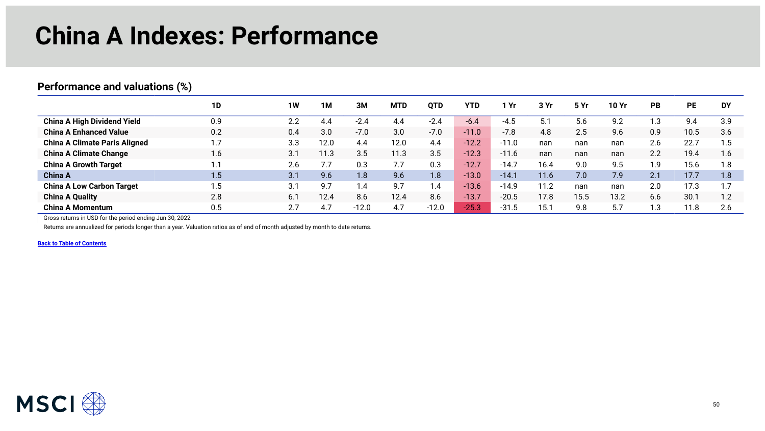# China A Indexes: Performance

## Performance and valuations (%)

| | 1D | 1W | 1M | 3M | MTD | QTD | YTD | 1 Yr | 3 Yr | 5 Yr | 10 Yr | PB | PE | DY |
|---|---|---|---|---|---|---|---|---|---|---|---|---|---|---|
| **China A High Dividend Yield** | 0.9 | 2.2 | 4.4 | -2.4 | 4.4 | -2.4 | -6.4 | -4.5 | 5.1 | 5.6 | 9.2 | 1.3 | 9.4 | 3.9 |
| **China A Enhanced Value** | 0.2 | 0.4 | 3.0 | -7.0 | 3.0 | -7.0 | -11.0 | -7.8 | 4.8 | 2.5 | 9.6 | 0.9 | 10.5 | 3.6 |
| **China A Climate Paris Aligned** | 1.7 | 3.3 | 12.0 | 4.4 | 12.0 | 4.4 | -12.2 | -11.0 | nan | nan | nan | 2.6 | 22.7 | 1.5 |
| **China A Climate Change** | 1.6 | 3.1 | 11.3 | 3.5 | 11.3 | 3.5 | -12.3 | -11.6 | nan | nan | nan | 2.2 | 19.4 | 1.6 |
| **China A Growth Target** | 1.1 | 2.6 | 7.7 | 0.3 | 7.7 | 0.3 | -12.7 | -14.7 | 16.4 | 9.0 | 9.5 | 1.9 | 15.6 | 1.8 |
| **China A** | 1.5 | 3.1 | 9.6 | 1.8 | 9.6 | 1.8 | -13.0 | -14.1 | 11.6 | 7.0 | 7.9 | 2.1 | 17.7 | 1.8 |
| **China A Low Carbon Target** | 1.5 | 3.1 | 9.7 | 1.4 | 9.7 | 1.4 | -13.6 | -14.9 | 11.2 | nan | nan | 2.0 | 17.3 | 1.7 |
| **China A Quality** | 2.8 | 6.1 | 12.4 | 8.6 | 12.4 | 8.6 | -13.7 | -20.5 | 17.8 | 15.5 | 13.2 | 6.6 | 30.1 | 1.2 |
| **China A Momentum** | 0.5 | 2.7 | 4.7 | -12.0 | 4.7 | -12.0 | -25.3 | -31.5 | 15.1 | 9.8 | 5.7 | 1.3 | 11.8 | 2.6 |

Gross returns in USD for the period ending Jun 30, 2022

Returns are annualized for periods longer than a year. Valuation ratios as of end of month adjusted by month to date returns.

Back to Table of Contents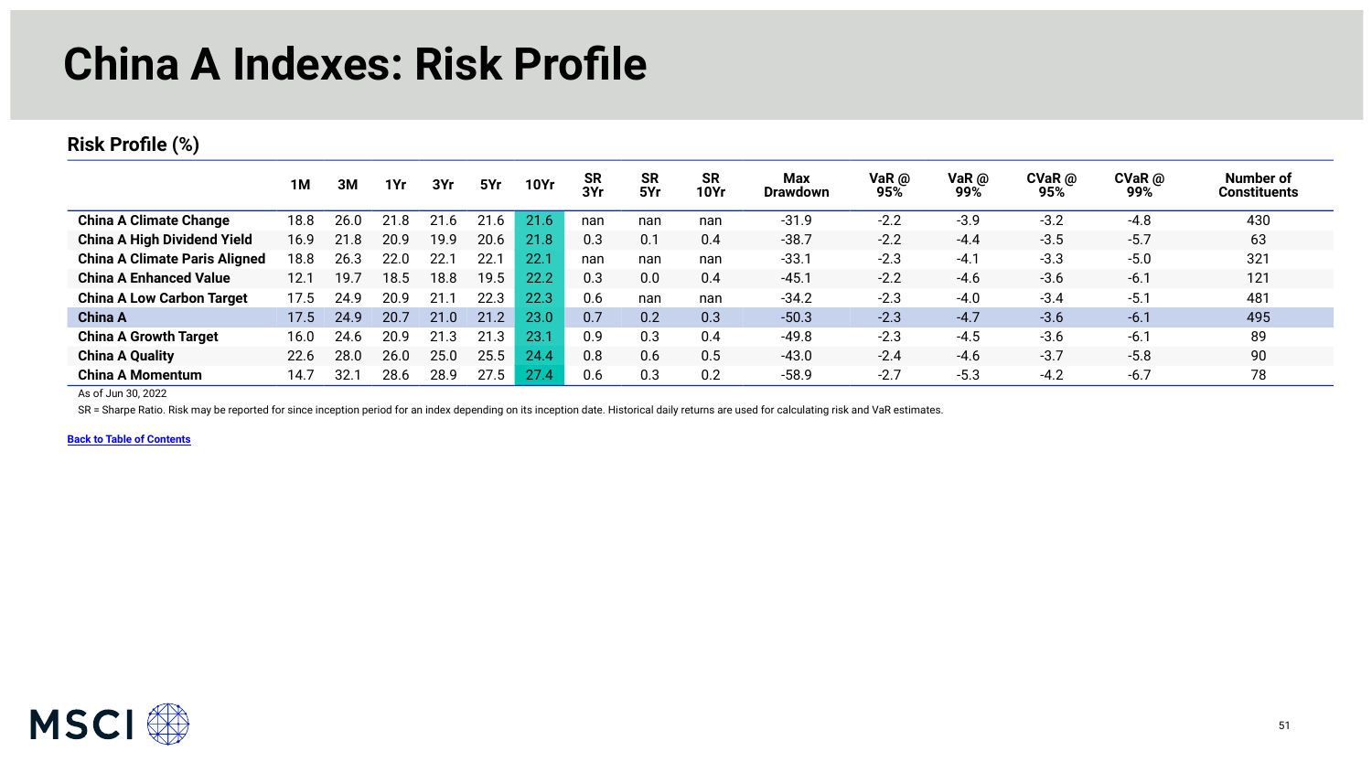# China A Indexes: Risk Profile

## Risk Profile (%)

| | 1M | 3M | 1Yr | 3Yr | 5Yr | 10Yr | SR 3Yr | SR 5Yr | SR 10Yr | Max Drawdown | VaR @ 95% | VaR @ 99% | CVaR @ 95% | CVaR @ 99% | Number of Constituents |
|---|---|---|---|---|---|---|---|---|---|---|---|---|---|---|---|
| **China A Climate Change** | 18.8 | 26.0 | 21.8 | 21.6 | 21.6 | 21.6 | nan | nan | nan | -31.9 | -2.2 | -3.9 | -3.2 | -4.8 | 430 |
| **China A High Dividend Yield** | 16.9 | 21.8 | 20.9 | 19.9 | 20.6 | 21.8 | 0.3 | 0.1 | 0.4 | -38.7 | -2.2 | -4.4 | -3.5 | -5.7 | 63 |
| **China A Climate Paris Aligned** | 18.8 | 26.3 | 22.0 | 22.1 | 22.1 | 22.1 | nan | nan | nan | -33.1 | -2.3 | -4.1 | -3.3 | -5.0 | 321 |
| **China A Enhanced Value** | 12.1 | 19.7 | 18.5 | 18.8 | 19.5 | 22.2 | 0.3 | 0.0 | 0.4 | -45.1 | -2.2 | -4.6 | -3.6 | -6.1 | 121 |
| **China A Low Carbon Target** | 17.5 | 24.9 | 20.9 | 21.1 | 22.3 | 22.3 | 0.6 | nan | nan | -34.2 | -2.3 | -4.0 | -3.4 | -5.1 | 481 |
| **China A** | 17.5 | 24.9 | 20.7 | 21.0 | 21.2 | 23.0 | 0.7 | 0.2 | 0.3 | -50.3 | -2.3 | -4.7 | -3.6 | -6.1 | 495 |
| **China A Growth Target** | 16.0 | 24.6 | 20.9 | 21.3 | 21.3 | 23.1 | 0.9 | 0.3 | 0.4 | -49.8 | -2.3 | -4.5 | -3.6 | -6.1 | 89 |
| **China A Quality** | 22.6 | 28.0 | 26.0 | 25.0 | 25.5 | 24.4 | 0.8 | 0.6 | 0.5 | -43.0 | -2.4 | -4.6 | -3.7 | -5.8 | 90 |
| **China A Momentum** | 14.7 | 32.1 | 28.6 | 28.9 | 27.5 | 27.4 | 0.6 | 0.3 | 0.2 | -58.9 | -2.7 | -5.3 | -4.2 | -6.7 | 78 |

As of Jun 30, 2022

SR = Sharpe Ratio. Risk may be reported for since inception period for an index depending on its inception date. Historical daily returns are used for calculating risk and VaR estimates.

**Back to Table of Contents**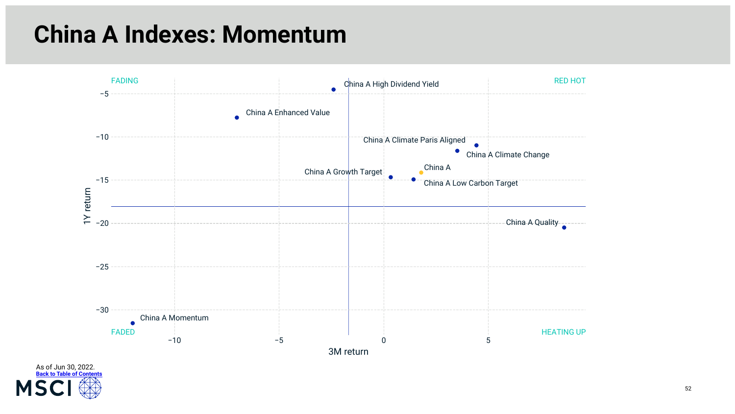# China A Indexes: Momentum

FADING | RED HOT | FADED | HEATING UP

1Y return vs. 3M return

- China A High Dividend Yield
- China A Enhanced Value
- China A Climate Paris Aligned
- China A Climate Change
- China A Growth Target
- China A
- China A Low Carbon Target
- China A Quality
- China A Momentum

As of Jun 30, 2022.

Back to Table of Contents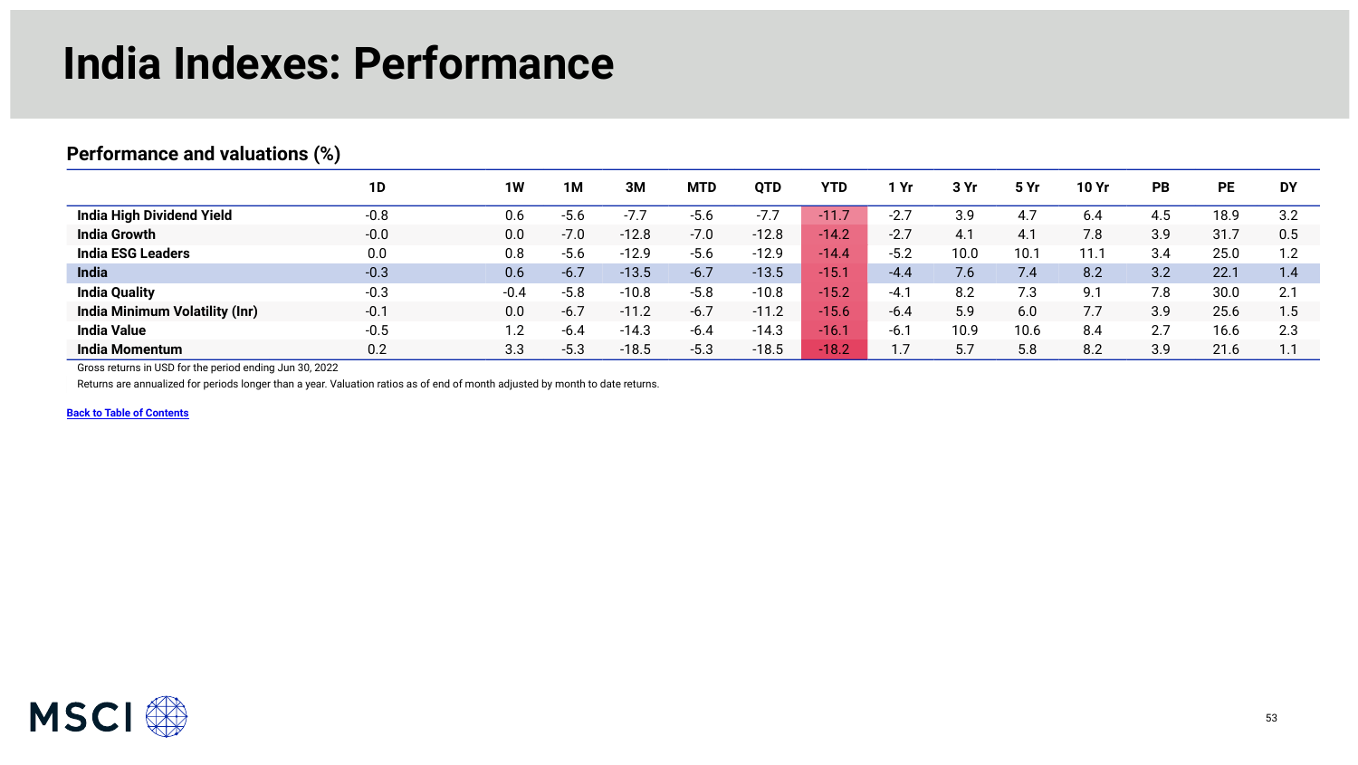# India Indexes: Performance

## Performance and valuations (%)

| | 1D | 1W | 1M | 3M | MTD | QTD | YTD | 1 Yr | 3 Yr | 5 Yr | 10 Yr | PB | PE | DY |
|---|---|---|---|---|---|---|---|---|---|---|---|---|---|---|
| **India High Dividend Yield** | -0.8 | 0.6 | -5.6 | -7.7 | -5.6 | -7.7 | -11.7 | -2.7 | 3.9 | 4.7 | 6.4 | 4.5 | 18.9 | 3.2 |
| **India Growth** | -0.0 | 0.0 | -7.0 | -12.8 | -7.0 | -12.8 | -14.2 | -2.7 | 4.1 | 4.1 | 7.8 | 3.9 | 31.7 | 0.5 |
| **India ESG Leaders** | 0.0 | 0.8 | -5.6 | -12.9 | -5.6 | -12.9 | -14.4 | -5.2 | 10.0 | 10.1 | 11.1 | 3.4 | 25.0 | 1.2 |
| **India** | -0.3 | 0.6 | -6.7 | -13.5 | -6.7 | -13.5 | -15.1 | -4.4 | 7.6 | 7.4 | 8.2 | 3.2 | 22.1 | 1.4 |
| **India Quality** | -0.3 | -0.4 | -5.8 | -10.8 | -5.8 | -10.8 | -15.2 | -4.1 | 8.2 | 7.3 | 9.1 | 7.8 | 30.0 | 2.1 |
| **India Minimum Volatility (Inr)** | -0.1 | 0.0 | -6.7 | -11.2 | -6.7 | -11.2 | -15.6 | -6.4 | 5.9 | 6.0 | 7.7 | 3.9 | 25.6 | 1.5 |
| **India Value** | -0.5 | 1.2 | -6.4 | -14.3 | -6.4 | -14.3 | -16.1 | -6.1 | 10.9 | 10.6 | 8.4 | 2.7 | 16.6 | 2.3 |
| **India Momentum** | 0.2 | 3.3 | -5.3 | -18.5 | -5.3 | -18.5 | -18.2 | 1.7 | 5.7 | 5.8 | 8.2 | 3.9 | 21.6 | 1.1 |

Gross returns in USD for the period ending Jun 30, 2022

Returns are annualized for periods longer than a year. Valuation ratios as of end of month adjusted by month to date returns.

[Back to Table of Contents]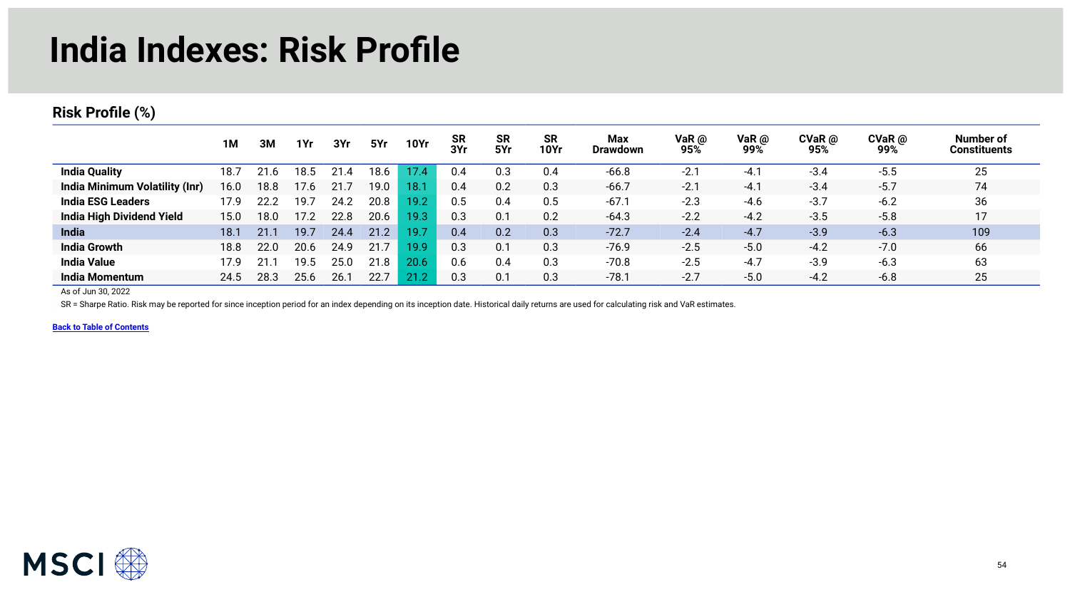# India Indexes: Risk Profile

## Risk Profile (%)

| | 1M | 3M | 1Yr | 3Yr | 5Yr | 10Yr | SR 3Yr | SR 5Yr | SR 10Yr | Max Drawdown | VaR @ 95% | VaR @ 99% | CVaR @ 95% | CVaR @ 99% | Number of Constituents |
|---|---|---|---|---|---|---|---|---|---|---|---|---|---|---|---|
| **India Quality** | 18.7 | 21.6 | 18.5 | 21.4 | 18.6 | 17.4 | 0.4 | 0.3 | 0.4 | -66.8 | -2.1 | -4.1 | -3.4 | -5.5 | 25 |
| **India Minimum Volatility (Inr)** | 16.0 | 18.8 | 17.6 | 21.7 | 19.0 | 18.1 | 0.4 | 0.2 | 0.3 | -66.7 | -2.1 | -4.1 | -3.4 | -5.7 | 74 |
| **India ESG Leaders** | 17.9 | 22.2 | 19.7 | 24.2 | 20.8 | 19.2 | 0.5 | 0.4 | 0.5 | -67.1 | -2.3 | -4.6 | -3.7 | -6.2 | 36 |
| **India High Dividend Yield** | 15.0 | 18.0 | 17.2 | 22.8 | 20.6 | 19.3 | 0.3 | 0.1 | 0.2 | -64.3 | -2.2 | -4.2 | -3.5 | -5.8 | 17 |
| **India** | 18.1 | 21.1 | 19.7 | 24.4 | 21.2 | 19.7 | 0.4 | 0.2 | 0.3 | -72.7 | -2.4 | -4.7 | -3.9 | -6.3 | 109 |
| **India Growth** | 18.8 | 22.0 | 20.6 | 24.9 | 21.7 | 19.9 | 0.3 | 0.1 | 0.3 | -76.9 | -2.5 | -5.0 | -4.2 | -7.0 | 66 |
| **India Value** | 17.9 | 21.1 | 19.5 | 25.0 | 21.8 | 20.6 | 0.6 | 0.4 | 0.3 | -70.8 | -2.5 | -4.7 | -3.9 | -6.3 | 63 |
| **India Momentum** | 24.5 | 28.3 | 25.6 | 26.1 | 22.7 | 21.2 | 0.3 | 0.1 | 0.3 | -78.1 | -2.7 | -5.0 | -4.2 | -6.8 | 25 |

As of Jun 30, 2022

SR = Sharpe Ratio. Risk may be reported for since inception period for an index depending on its inception date. Historical daily returns are used for calculating risk and VaR estimates.

**Back to Table of Contents**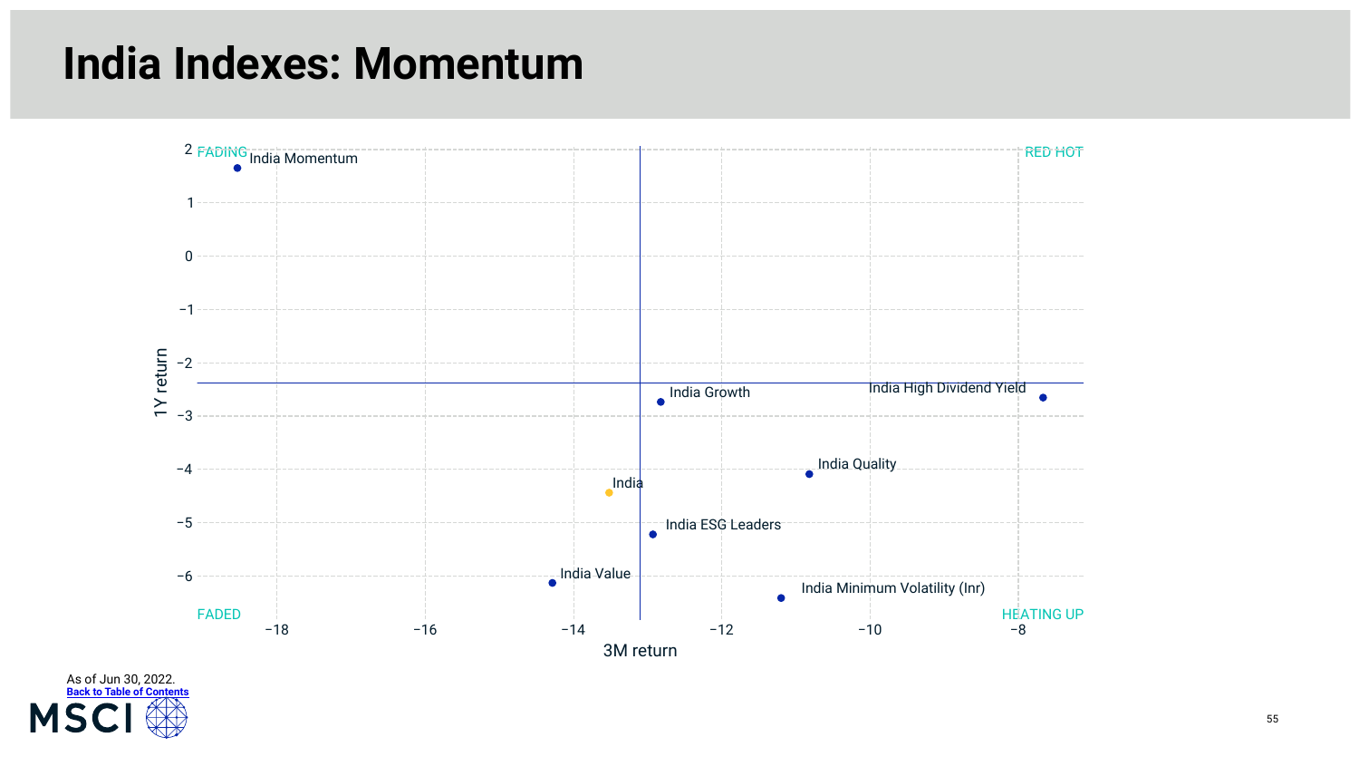# India Indexes: Momentum

FADING | RED HOT | FADED | HEATING UP

1Y return vs. 3M return

- India Momentum
- India Growth
- India High Dividend Yield
- India Quality
- India
- India ESG Leaders
- India Value
- India Minimum Volatility (Inr)

As of Jun 30, 2022.

Back to Table of Contents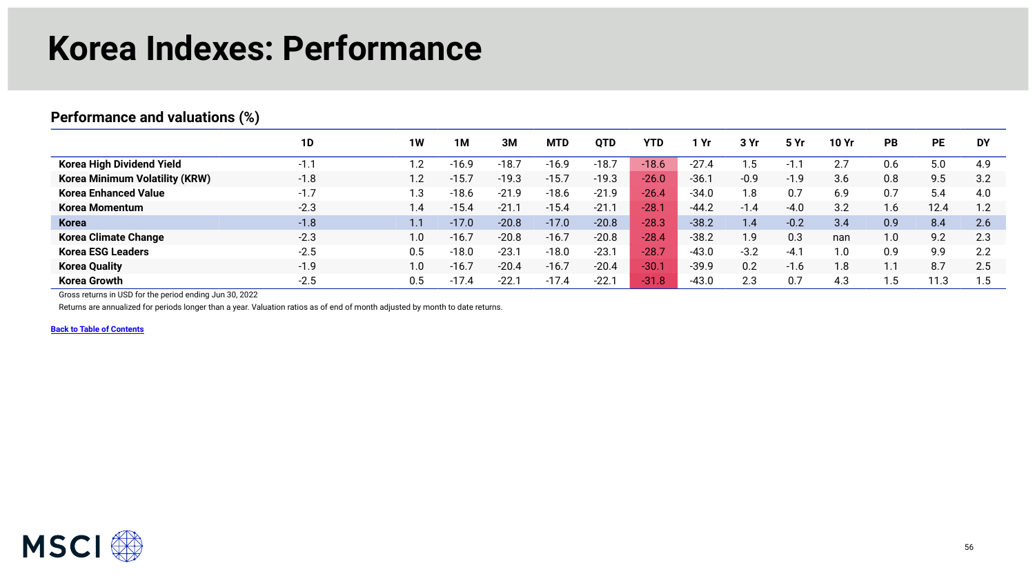# Korea Indexes: Performance

## Performance and valuations (%)

| | 1D | 1W | 1M | 3M | MTD | QTD | YTD | 1 Yr | 3 Yr | 5 Yr | 10 Yr | PB | PE | DY |
|---|---|---|---|---|---|---|---|---|---|---|---|---|---|---|
| **Korea High Dividend Yield** | -1.1 | 1.2 | -16.9 | -18.7 | -16.9 | -18.7 | -18.6 | -27.4 | 1.5 | -1.1 | 2.7 | 0.6 | 5.0 | 4.9 |
| **Korea Minimum Volatility (KRW)** | -1.8 | 1.2 | -15.7 | -19.3 | -15.7 | -19.3 | -26.0 | -36.1 | -0.9 | -1.9 | 3.6 | 0.8 | 9.5 | 3.2 |
| **Korea Enhanced Value** | -1.7 | 1.3 | -18.6 | -21.9 | -18.6 | -21.9 | -26.4 | -34.0 | 1.8 | 0.7 | 6.9 | 0.7 | 5.4 | 4.0 |
| **Korea Momentum** | -2.3 | 1.4 | -15.4 | -21.1 | -15.4 | -21.1 | -28.1 | -44.2 | -1.4 | -4.0 | 3.2 | 1.6 | 12.4 | 1.2 |
| **Korea** | -1.8 | 1.1 | -17.0 | -20.8 | -17.0 | -20.8 | -28.3 | -38.2 | 1.4 | -0.2 | 3.4 | 0.9 | 8.4 | 2.6 |
| **Korea Climate Change** | -2.3 | 1.0 | -16.7 | -20.8 | -16.7 | -20.8 | -28.4 | -38.2 | 1.9 | 0.3 | nan | 1.0 | 9.2 | 2.3 |
| **Korea ESG Leaders** | -2.5 | 0.5 | -18.0 | -23.1 | -18.0 | -23.1 | -28.7 | -43.0 | -3.2 | -4.1 | 1.0 | 0.9 | 9.9 | 2.2 |
| **Korea Quality** | -1.9 | 1.0 | -16.7 | -20.4 | -16.7 | -20.4 | -30.1 | -39.9 | 0.2 | -1.6 | 1.8 | 1.1 | 8.7 | 2.5 |
| **Korea Growth** | -2.5 | 0.5 | -17.4 | -22.1 | -17.4 | -22.1 | -31.8 | -43.0 | 2.3 | 0.7 | 4.3 | 1.5 | 11.3 | 1.5 |

Gross returns in USD for the period ending Jun 30, 2022

Returns are annualized for periods longer than a year. Valuation ratios as of end of month adjusted by month to date returns.

[Back to Table of Contents]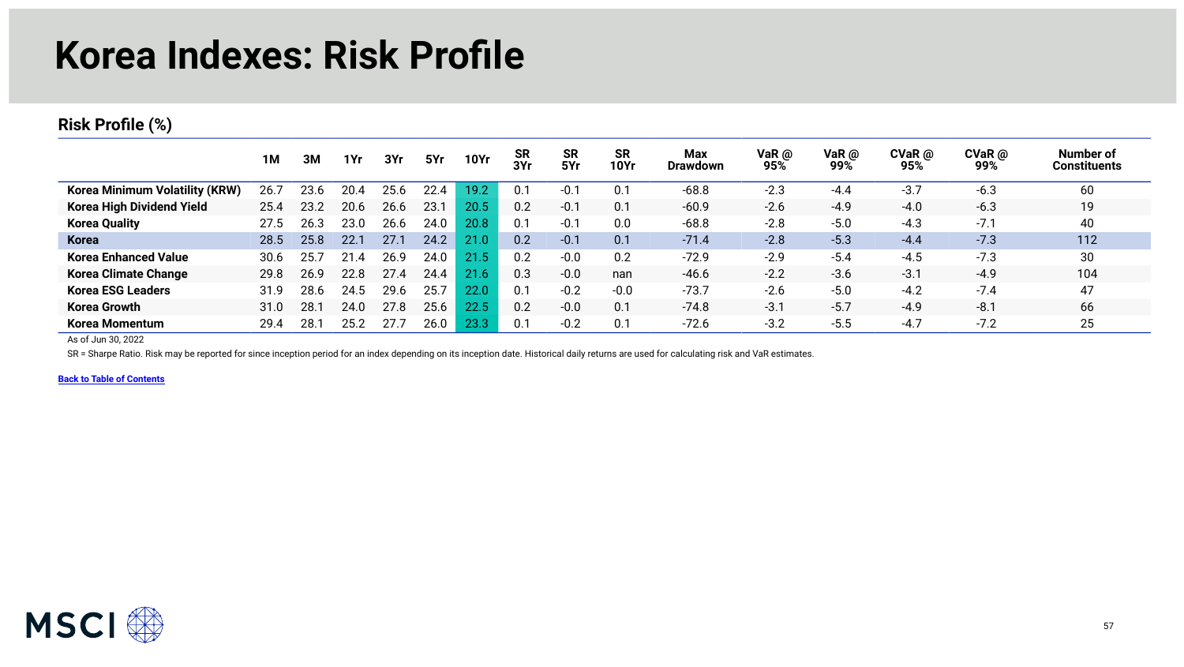# Korea Indexes: Risk Profile

## Risk Profile (%)

| | 1M | 3M | 1Yr | 3Yr | 5Yr | 10Yr | SR 3Yr | SR 5Yr | SR 10Yr | Max Drawdown | VaR @ 95% | VaR @ 99% | CVaR @ 95% | CVaR @ 99% | Number of Constituents |
|---|---|---|---|---|---|---|---|---|---|---|---|---|---|---|---|
| **Korea Minimum Volatility (KRW)** | 26.7 | 23.6 | 20.4 | 25.6 | 22.4 | 19.2 | 0.1 | -0.1 | 0.1 | -68.8 | -2.3 | -4.4 | -3.7 | -6.3 | 60 |
| **Korea High Dividend Yield** | 25.4 | 23.2 | 20.6 | 26.6 | 23.1 | 20.5 | 0.2 | -0.1 | 0.1 | -60.9 | -2.6 | -4.9 | -4.0 | -6.3 | 19 |
| **Korea Quality** | 27.5 | 26.3 | 23.0 | 26.6 | 24.0 | 20.8 | 0.1 | -0.1 | 0.0 | -68.8 | -2.8 | -5.0 | -4.3 | -7.1 | 40 |
| **Korea** | 28.5 | 25.8 | 22.1 | 27.1 | 24.2 | 21.0 | 0.2 | -0.1 | 0.1 | -71.4 | -2.8 | -5.3 | -4.4 | -7.3 | 112 |
| **Korea Enhanced Value** | 30.6 | 25.7 | 21.4 | 26.9 | 24.0 | 21.5 | 0.2 | -0.0 | 0.2 | -72.9 | -2.9 | -5.4 | -4.5 | -7.3 | 30 |
| **Korea Climate Change** | 29.8 | 26.9 | 22.8 | 27.4 | 24.4 | 21.6 | 0.3 | -0.0 | nan | -46.6 | -2.2 | -3.6 | -3.1 | -4.9 | 104 |
| **Korea ESG Leaders** | 31.9 | 28.6 | 24.5 | 29.6 | 25.7 | 22.0 | 0.1 | -0.2 | -0.0 | -73.7 | -2.6 | -5.0 | -4.2 | -7.4 | 47 |
| **Korea Growth** | 31.0 | 28.1 | 24.0 | 27.8 | 25.6 | 22.5 | 0.2 | -0.0 | 0.1 | -74.8 | -3.1 | -5.7 | -4.9 | -8.1 | 66 |
| **Korea Momentum** | 29.4 | 28.1 | 25.2 | 27.7 | 26.0 | 23.3 | 0.1 | -0.2 | 0.1 | -72.6 | -3.2 | -5.5 | -4.7 | -7.2 | 25 |

As of Jun 30, 2022

SR = Sharpe Ratio. Risk may be reported for since inception period for an index depending on its inception date. Historical daily returns are used for calculating risk and VaR estimates.

**Back to Table of Contents**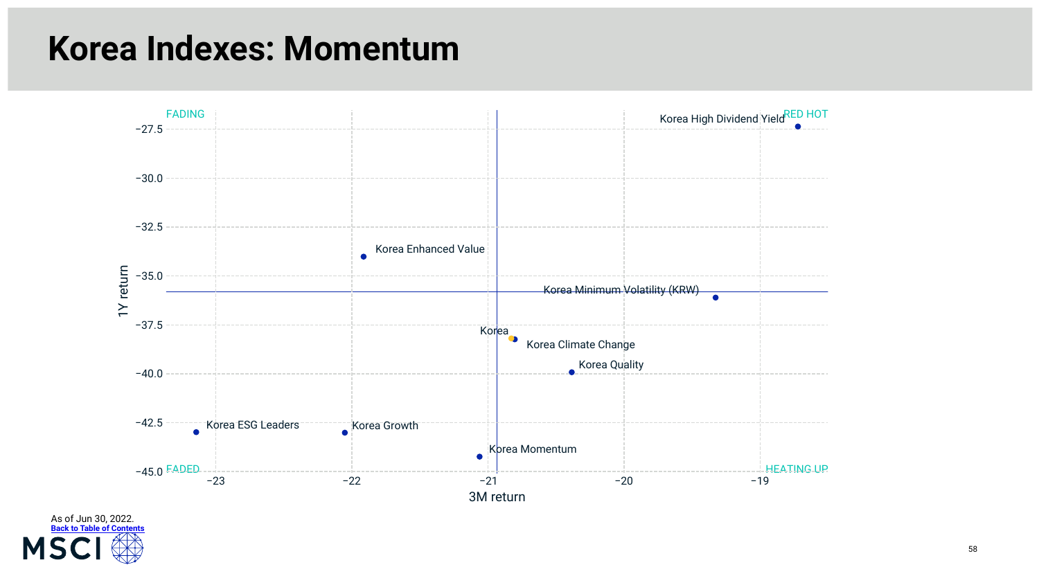# Korea Indexes: Momentum

FADING | RED HOT | FADED | HEATING UP

1Y return vs. 3M return

- Korea High Dividend Yield
- Korea Enhanced Value
- Korea Minimum Volatility (KRW)
- Korea
- Korea Climate Change
- Korea Quality
- Korea ESG Leaders
- Korea Growth
- Korea Momentum

As of Jun 30, 2022.

Back to Table of Contents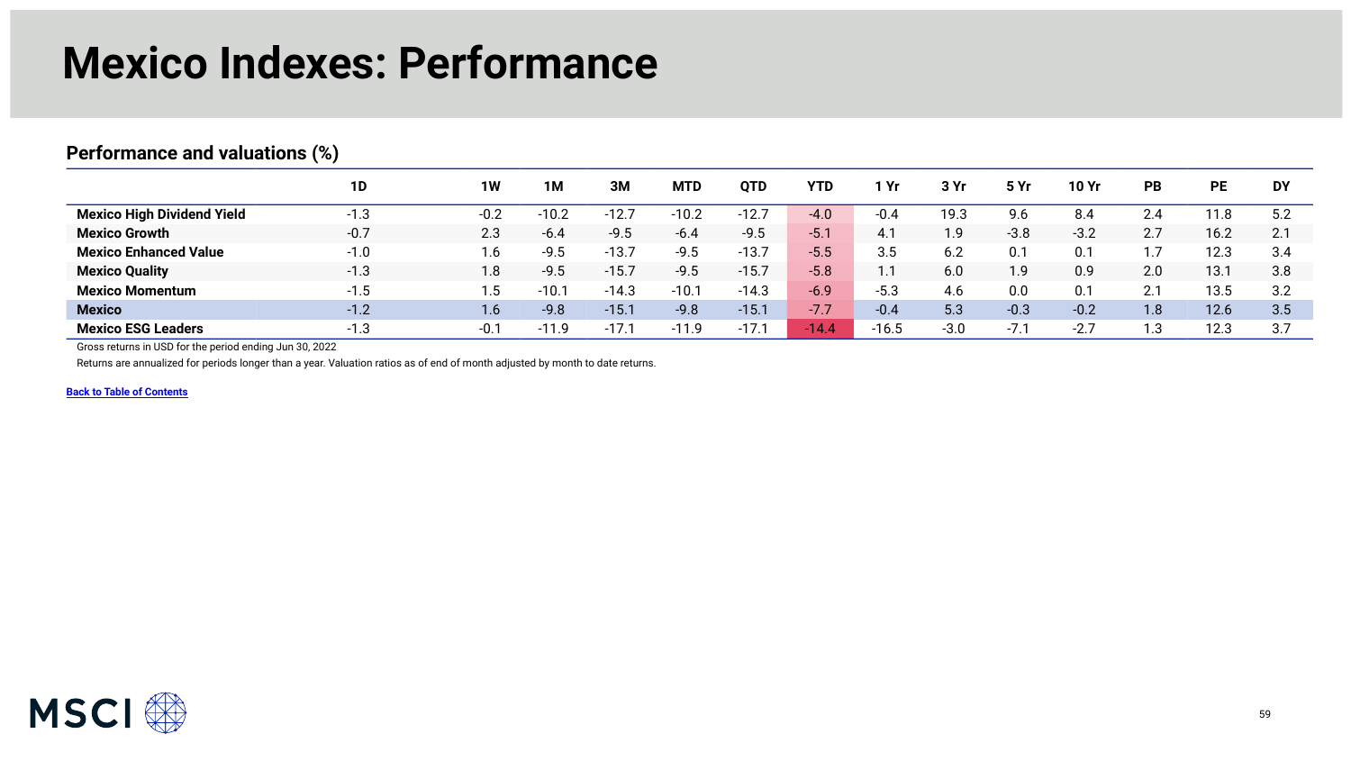# Mexico Indexes: Performance

## Performance and valuations (%)

| | 1D | 1W | 1M | 3M | MTD | QTD | YTD | 1 Yr | 3 Yr | 5 Yr | 10 Yr | PB | PE | DY |
|---|---|---|---|---|---|---|---|---|---|---|---|---|---|---|
| **Mexico High Dividend Yield** | -1.3 | -0.2 | -10.2 | -12.7 | -10.2 | -12.7 | -4.0 | -0.4 | 19.3 | 9.6 | 8.4 | 2.4 | 11.8 | 5.2 |
| **Mexico Growth** | -0.7 | 2.3 | -6.4 | -9.5 | -6.4 | -9.5 | -5.1 | 4.1 | 1.9 | -3.8 | -3.2 | 2.7 | 16.2 | 2.1 |
| **Mexico Enhanced Value** | -1.0 | 1.6 | -9.5 | -13.7 | -9.5 | -13.7 | -5.5 | 3.5 | 6.2 | 0.1 | 0.1 | 1.7 | 12.3 | 3.4 |
| **Mexico Quality** | -1.3 | 1.8 | -9.5 | -15.7 | -9.5 | -15.7 | -5.8 | 1.1 | 6.0 | 1.9 | 0.9 | 2.0 | 13.1 | 3.8 |
| **Mexico Momentum** | -1.5 | 1.5 | -10.1 | -14.3 | -10.1 | -14.3 | -6.9 | -5.3 | 4.6 | 0.0 | 0.1 | 2.1 | 13.5 | 3.2 |
| **Mexico** | -1.2 | 1.6 | -9.8 | -15.1 | -9.8 | -15.1 | -7.7 | -0.4 | 5.3 | -0.3 | -0.2 | 1.8 | 12.6 | 3.5 |
| **Mexico ESG Leaders** | -1.3 | -0.1 | -11.9 | -17.1 | -11.9 | -17.1 | -14.4 | -16.5 | -3.0 | -7.1 | -2.7 | 1.3 | 12.3 | 3.7 |

Gross returns in USD for the period ending Jun 30, 2022

Returns are annualized for periods longer than a year. Valuation ratios as of end of month adjusted by month to date returns.

**Back to Table of Contents**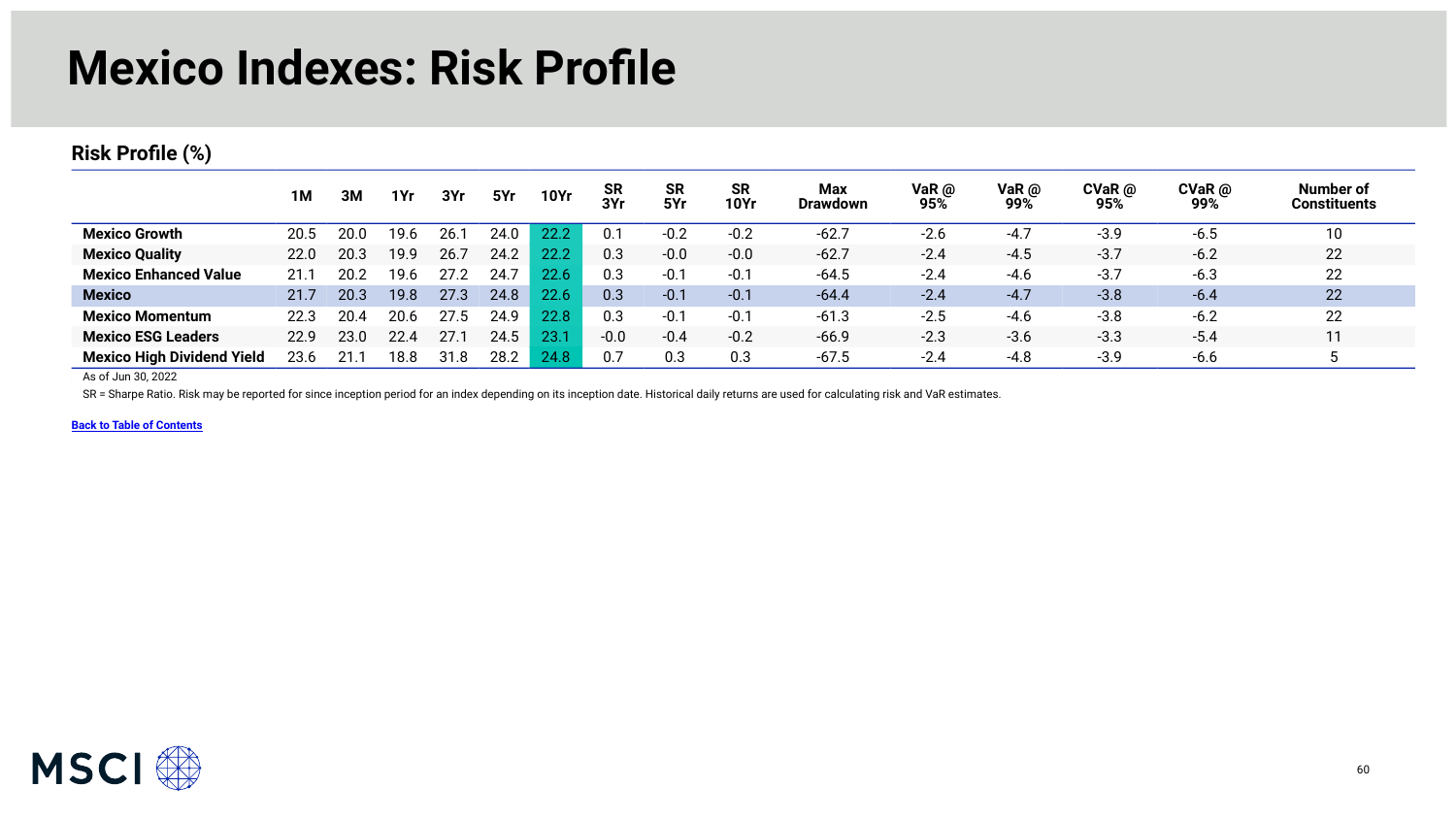# Mexico Indexes: Risk Profile

## Risk Profile (%)

| | 1M | 3M | 1Yr | 3Yr | 5Yr | 10Yr | SR 3Yr | SR 5Yr | SR 10Yr | Max Drawdown | VaR @ 95% | VaR @ 99% | CVaR @ 95% | CVaR @ 99% | Number of Constituents |
|---|---|---|---|---|---|---|---|---|---|---|---|---|---|---|---|
| **Mexico Growth** | 20.5 | 20.0 | 19.6 | 26.1 | 24.0 | 22.2 | 0.1 | -0.2 | -0.2 | -62.7 | -2.6 | -4.7 | -3.9 | -6.5 | 10 |
| **Mexico Quality** | 22.0 | 20.3 | 19.9 | 26.7 | 24.2 | 22.2 | 0.3 | -0.0 | -0.0 | -62.7 | -2.4 | -4.5 | -3.7 | -6.2 | 22 |
| **Mexico Enhanced Value** | 21.1 | 20.2 | 19.6 | 27.2 | 24.7 | 22.6 | 0.3 | -0.1 | -0.1 | -64.5 | -2.4 | -4.6 | -3.7 | -6.3 | 22 |
| **Mexico** | 21.7 | 20.3 | 19.8 | 27.3 | 24.8 | 22.6 | 0.3 | -0.1 | -0.1 | -64.4 | -2.4 | -4.7 | -3.8 | -6.4 | 22 |
| **Mexico Momentum** | 22.3 | 20.4 | 20.6 | 27.5 | 24.9 | 22.8 | 0.3 | -0.1 | -0.1 | -61.3 | -2.5 | -4.6 | -3.8 | -6.2 | 22 |
| **Mexico ESG Leaders** | 22.9 | 23.0 | 22.4 | 27.1 | 24.5 | 23.1 | -0.0 | -0.4 | -0.2 | -66.9 | -2.3 | -3.6 | -3.3 | -5.4 | 11 |
| **Mexico High Dividend Yield** | 23.6 | 21.1 | 18.8 | 31.8 | 28.2 | 24.8 | 0.7 | 0.3 | 0.3 | -67.5 | -2.4 | -4.8 | -3.9 | -6.6 | 5 |

As of Jun 30, 2022

SR = Sharpe Ratio. Risk may be reported for since inception period for an index depending on its inception date. Historical daily returns are used for calculating risk and VaR estimates.

**Back to Table of Contents**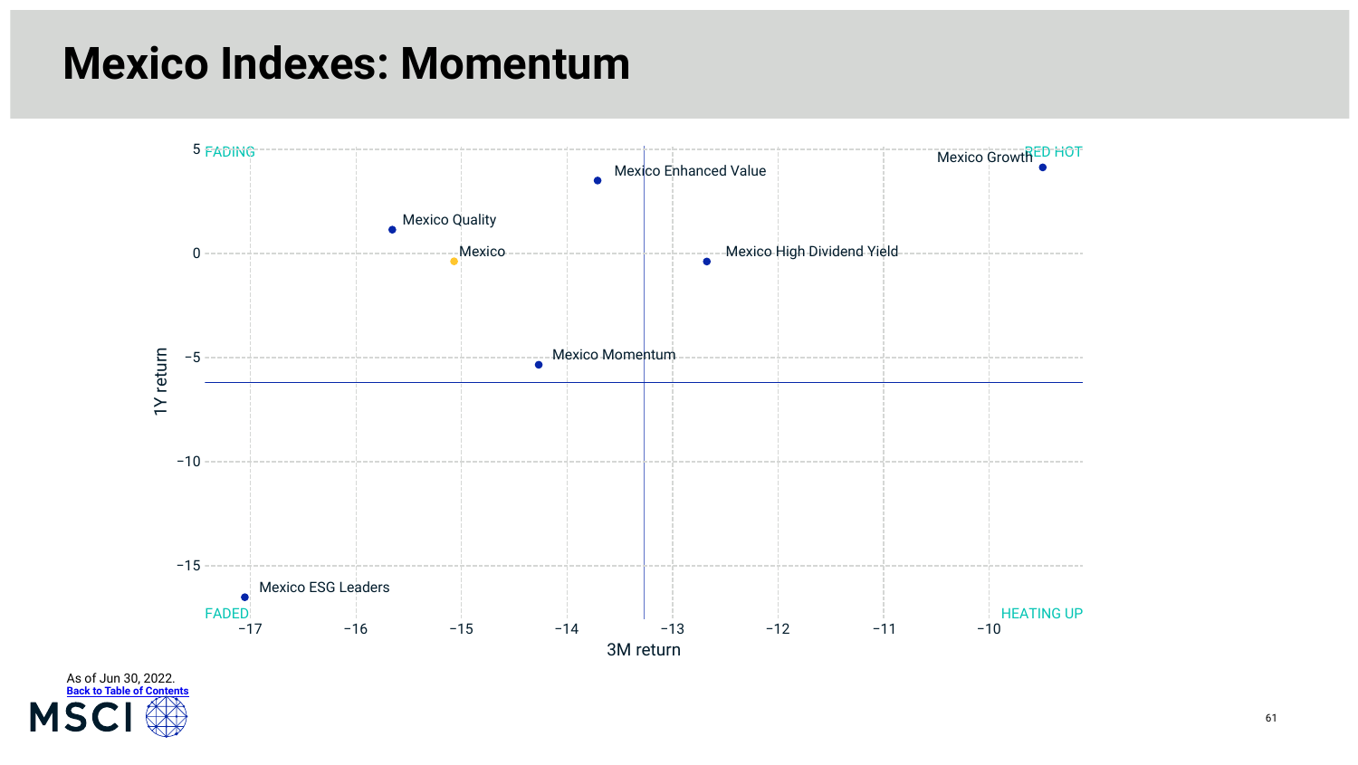# Mexico Indexes: Momentum

FADING

RED HOT

FADED

HEATING UP

Mexico Growth

Mexico Enhanced Value

Mexico Quality

Mexico

Mexico High Dividend Yield

Mexico Momentum

Mexico ESG Leaders

1Y return

3M return

As of Jun 30, 2022.

Back to Table of Contents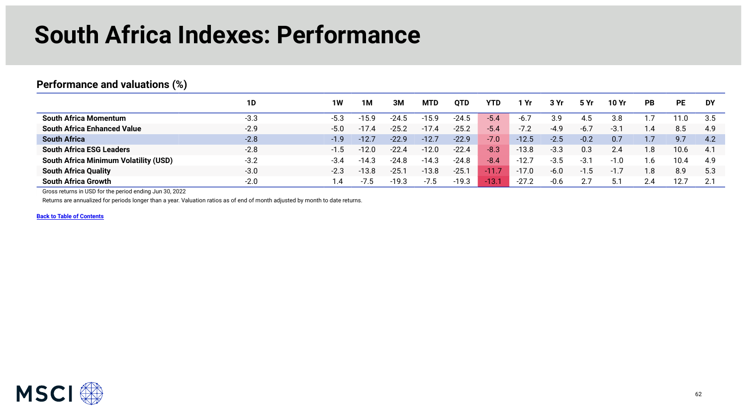# South Africa Indexes: Performance

## Performance and valuations (%)

| | 1D | 1W | 1M | 3M | MTD | QTD | YTD | 1 Yr | 3 Yr | 5 Yr | 10 Yr | PB | PE | DY |
|---|---|---|---|---|---|---|---|---|---|---|---|---|---|---|
| **South Africa Momentum** | -3.3 | -5.3 | -15.9 | -24.5 | -15.9 | -24.5 | -5.4 | -6.7 | 3.9 | 4.5 | 3.8 | 1.7 | 11.0 | 3.5 |
| **South Africa Enhanced Value** | -2.9 | -5.0 | -17.4 | -25.2 | -17.4 | -25.2 | -5.4 | -7.2 | -4.9 | -6.7 | -3.1 | 1.4 | 8.5 | 4.9 |
| **South Africa** | -2.8 | -1.9 | -12.7 | -22.9 | -12.7 | -22.9 | -7.0 | -12.5 | -2.5 | -0.2 | 0.7 | 1.7 | 9.7 | 4.2 |
| **South Africa ESG Leaders** | -2.8 | -1.5 | -12.0 | -22.4 | -12.0 | -22.4 | -8.3 | -13.8 | -3.3 | 0.3 | 2.4 | 1.8 | 10.6 | 4.1 |
| **South Africa Minimum Volatility (USD)** | -3.2 | -3.4 | -14.3 | -24.8 | -14.3 | -24.8 | -8.4 | -12.7 | -3.5 | -3.1 | -1.0 | 1.6 | 10.4 | 4.9 |
| **South Africa Quality** | -3.0 | -2.3 | -13.8 | -25.1 | -13.8 | -25.1 | -11.7 | -17.0 | -6.0 | -1.5 | -1.7 | 1.8 | 8.9 | 5.3 |
| **South Africa Growth** | -2.0 | 1.4 | -7.5 | -19.3 | -7.5 | -19.3 | -13.1 | -27.2 | -0.6 | 2.7 | 5.1 | 2.4 | 12.7 | 2.1 |

Gross returns in USD for the period ending Jun 30, 2022

Returns are annualized for periods longer than a year. Valuation ratios as of end of month adjusted by month to date returns.

Back to Table of Contents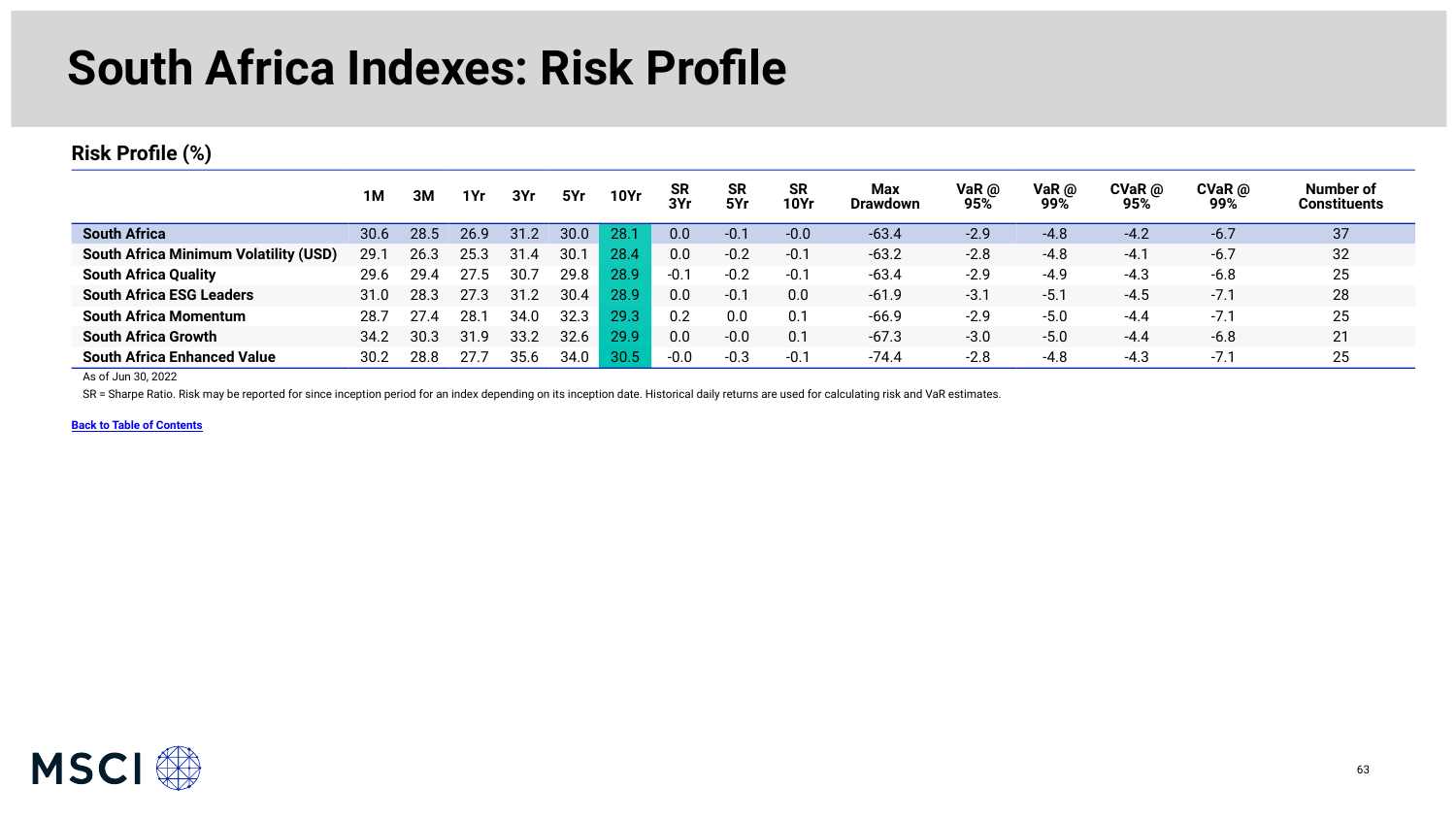# South Africa Indexes: Risk Profile

## Risk Profile (%)

| | 1M | 3M | 1Yr | 3Yr | 5Yr | 10Yr | SR 3Yr | SR 5Yr | SR 10Yr | Max Drawdown | VaR @ 95% | VaR @ 99% | CVaR @ 95% | CVaR @ 99% | Number of Constituents |
|---|---|---|---|---|---|---|---|---|---|---|---|---|---|---|---|
| **South Africa** | 30.6 | 28.5 | 26.9 | 31.2 | 30.0 | 28.1 | 0.0 | -0.1 | -0.0 | -63.4 | -2.9 | -4.8 | -4.2 | -6.7 | 37 |
| **South Africa Minimum Volatility (USD)** | 29.1 | 26.3 | 25.3 | 31.4 | 30.1 | 28.4 | 0.0 | -0.2 | -0.1 | -63.2 | -2.8 | -4.8 | -4.1 | -6.7 | 32 |
| **South Africa Quality** | 29.6 | 29.4 | 27.5 | 30.7 | 29.8 | 28.9 | -0.1 | -0.2 | -0.1 | -63.4 | -2.9 | -4.9 | -4.3 | -6.8 | 25 |
| **South Africa ESG Leaders** | 31.0 | 28.3 | 27.3 | 31.2 | 30.4 | 28.9 | 0.0 | -0.1 | 0.0 | -61.9 | -3.1 | -5.1 | -4.5 | -7.1 | 28 |
| **South Africa Momentum** | 28.7 | 27.4 | 28.1 | 34.0 | 32.3 | 29.3 | 0.2 | 0.0 | 0.1 | -66.9 | -2.9 | -5.0 | -4.4 | -7.1 | 25 |
| **South Africa Growth** | 34.2 | 30.3 | 31.9 | 33.2 | 32.6 | 29.9 | 0.0 | -0.0 | 0.1 | -67.3 | -3.0 | -5.0 | -4.4 | -6.8 | 21 |
| **South Africa Enhanced Value** | 30.2 | 28.8 | 27.7 | 35.6 | 34.0 | 30.5 | -0.0 | -0.3 | -0.1 | -74.4 | -2.8 | -4.8 | -4.3 | -7.1 | 25 |

As of Jun 30, 2022

SR = Sharpe Ratio. Risk may be reported for since inception period for an index depending on its inception date. Historical daily returns are used for calculating risk and VaR estimates.

[Back to Table of Contents]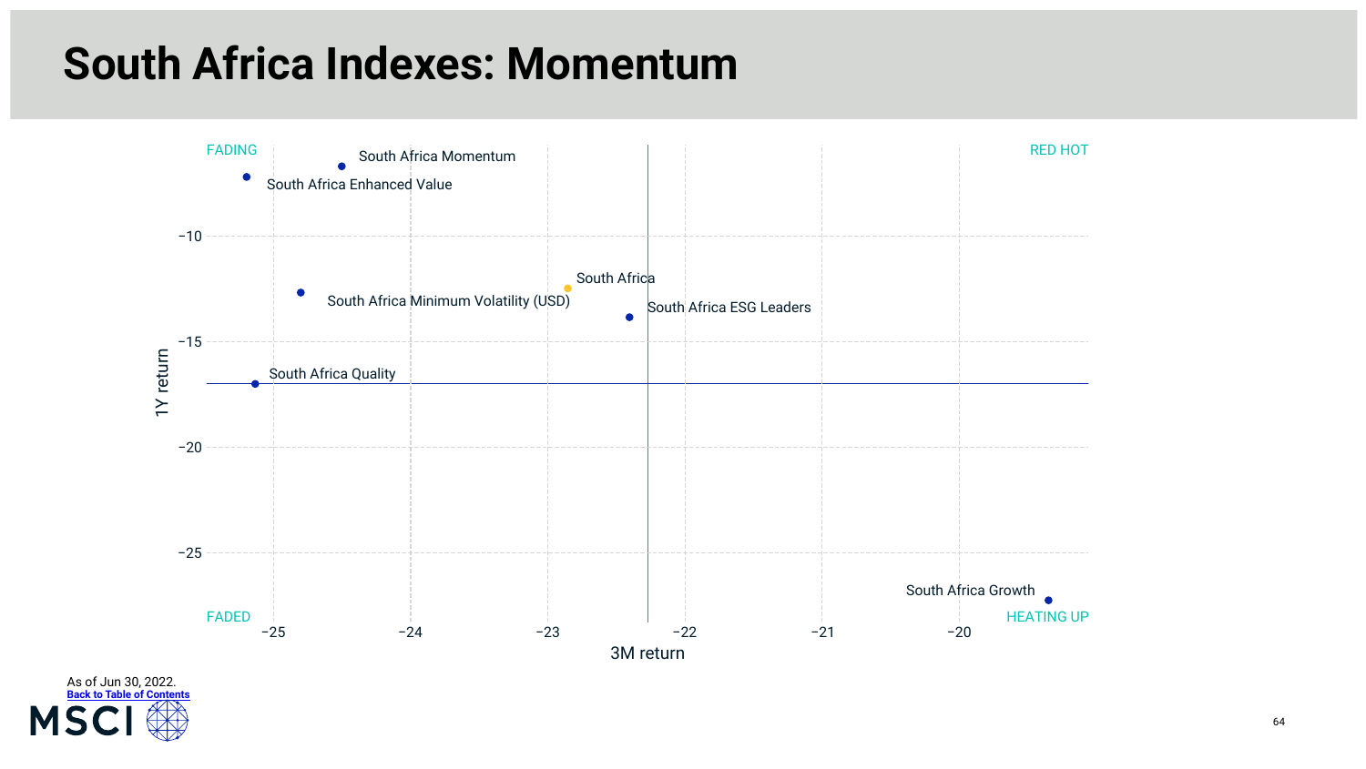# South Africa Indexes: Momentum

FADING

RED HOT

FADED

HEATING UP

South Africa Momentum

South Africa Enhanced Value

South Africa

South Africa Minimum Volatility (USD)

South Africa ESG Leaders

South Africa Quality

South Africa Growth

1Y return

3M return

−10

−15

−20

−25

−25

−24

−23

−22

−21

−20

As of Jun 30, 2022.

Back to Table of Contents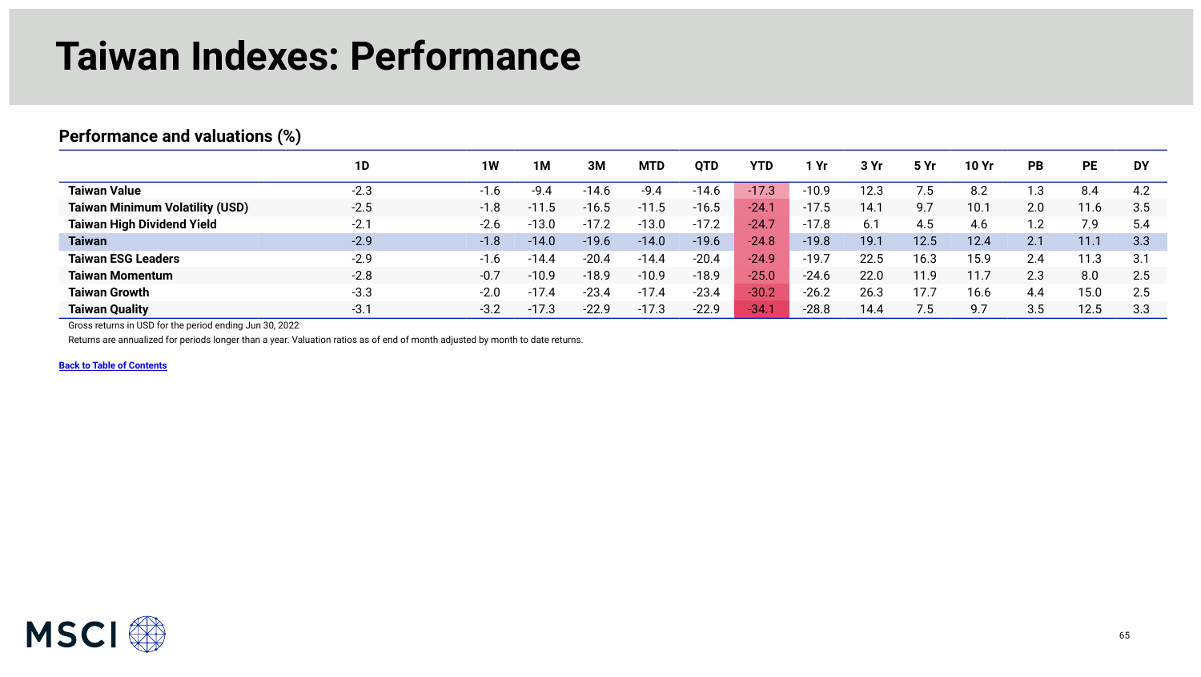# Taiwan Indexes: Performance

## Performance and valuations (%)

| | 1D | 1W | 1M | 3M | MTD | QTD | YTD | 1 Yr | 3 Yr | 5 Yr | 10 Yr | PB | PE | DY |
|---|---|---|---|---|---|---|---|---|---|---|---|---|---|---|
| **Taiwan Value** | -2.3 | -1.6 | -9.4 | -14.6 | -9.4 | -14.6 | -17.3 | -10.9 | 12.3 | 7.5 | 8.2 | 1.3 | 8.4 | 4.2 |
| **Taiwan Minimum Volatility (USD)** | -2.5 | -1.8 | -11.5 | -16.5 | -11.5 | -16.5 | -24.1 | -17.5 | 14.1 | 9.7 | 10.1 | 2.0 | 11.6 | 3.5 |
| **Taiwan High Dividend Yield** | -2.1 | -2.6 | -13.0 | -17.2 | -13.0 | -17.2 | -24.7 | -17.8 | 6.1 | 4.5 | 4.6 | 1.2 | 7.9 | 5.4 |
| **Taiwan** | -2.9 | -1.8 | -14.0 | -19.6 | -14.0 | -19.6 | -24.8 | -19.8 | 19.1 | 12.5 | 12.4 | 2.1 | 11.1 | 3.3 |
| **Taiwan ESG Leaders** | -2.9 | -1.6 | -14.4 | -20.4 | -14.4 | -20.4 | -24.9 | -19.7 | 22.5 | 16.3 | 15.9 | 2.4 | 11.3 | 3.1 |
| **Taiwan Momentum** | -2.8 | -0.7 | -10.9 | -18.9 | -10.9 | -18.9 | -25.0 | -24.6 | 22.0 | 11.9 | 11.7 | 2.3 | 8.0 | 2.5 |
| **Taiwan Growth** | -3.3 | -2.0 | -17.4 | -23.4 | -17.4 | -23.4 | -30.2 | -26.2 | 26.3 | 17.7 | 16.6 | 4.4 | 15.0 | 2.5 |
| **Taiwan Quality** | -3.1 | -3.2 | -17.3 | -22.9 | -17.3 | -22.9 | -34.1 | -28.8 | 14.4 | 7.5 | 9.7 | 3.5 | 12.5 | 3.3 |

Gross returns in USD for the period ending Jun 30, 2022

Returns are annualized for periods longer than a year. Valuation ratios as of end of month adjusted by month to date returns.

Back to Table of Contents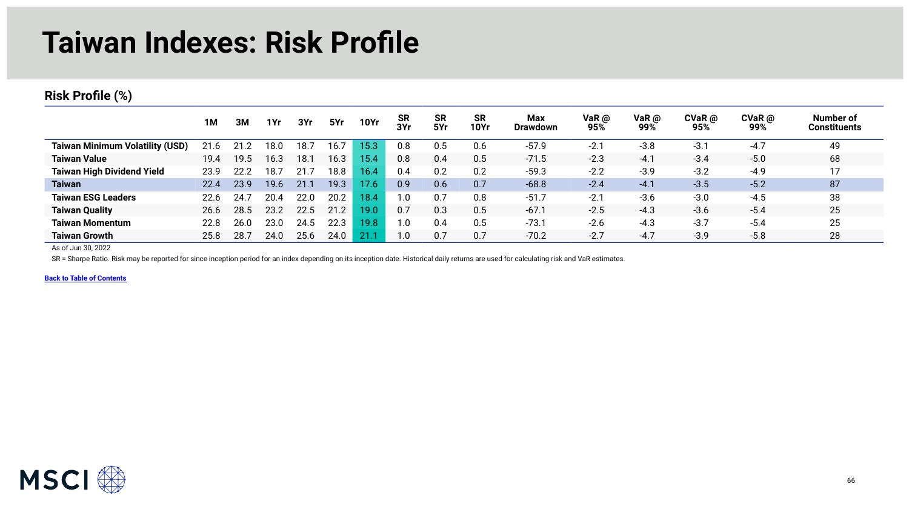# Taiwan Indexes: Risk Profile

## Risk Profile (%)

| | 1M | 3M | 1Yr | 3Yr | 5Yr | 10Yr | SR 3Yr | SR 5Yr | SR 10Yr | Max Drawdown | VaR @ 95% | VaR @ 99% | CVaR @ 95% | CVaR @ 99% | Number of Constituents |
|---|---|---|---|---|---|---|---|---|---|---|---|---|---|---|---|
| **Taiwan Minimum Volatility (USD)** | 21.6 | 21.2 | 18.0 | 18.7 | 16.7 | 15.3 | 0.8 | 0.5 | 0.6 | -57.9 | -2.1 | -3.8 | -3.1 | -4.7 | 49 |
| **Taiwan Value** | 19.4 | 19.5 | 16.3 | 18.1 | 16.3 | 15.4 | 0.8 | 0.4 | 0.5 | -71.5 | -2.3 | -4.1 | -3.4 | -5.0 | 68 |
| **Taiwan High Dividend Yield** | 23.9 | 22.2 | 18.7 | 21.7 | 18.8 | 16.4 | 0.4 | 0.2 | 0.2 | -59.3 | -2.2 | -3.9 | -3.2 | -4.9 | 17 |
| **Taiwan** | 22.4 | 23.9 | 19.6 | 21.1 | 19.3 | 17.6 | 0.9 | 0.6 | 0.7 | -68.8 | -2.4 | -4.1 | -3.5 | -5.2 | 87 |
| **Taiwan ESG Leaders** | 22.6 | 24.7 | 20.4 | 22.0 | 20.2 | 18.4 | 1.0 | 0.7 | 0.8 | -51.7 | -2.1 | -3.6 | -3.0 | -4.5 | 38 |
| **Taiwan Quality** | 26.6 | 28.5 | 23.2 | 22.5 | 21.2 | 19.0 | 0.7 | 0.3 | 0.5 | -67.1 | -2.5 | -4.3 | -3.6 | -5.4 | 25 |
| **Taiwan Momentum** | 22.8 | 26.0 | 23.0 | 24.5 | 22.3 | 19.8 | 1.0 | 0.4 | 0.5 | -73.1 | -2.6 | -4.3 | -3.7 | -5.4 | 25 |
| **Taiwan Growth** | 25.8 | 28.7 | 24.0 | 25.6 | 24.0 | 21.1 | 1.0 | 0.7 | 0.7 | -70.2 | -2.7 | -4.7 | -3.9 | -5.8 | 28 |

As of Jun 30, 2022

SR = Sharpe Ratio. Risk may be reported for since inception period for an index depending on its inception date. Historical daily returns are used for calculating risk and VaR estimates.

**Back to Table of Contents**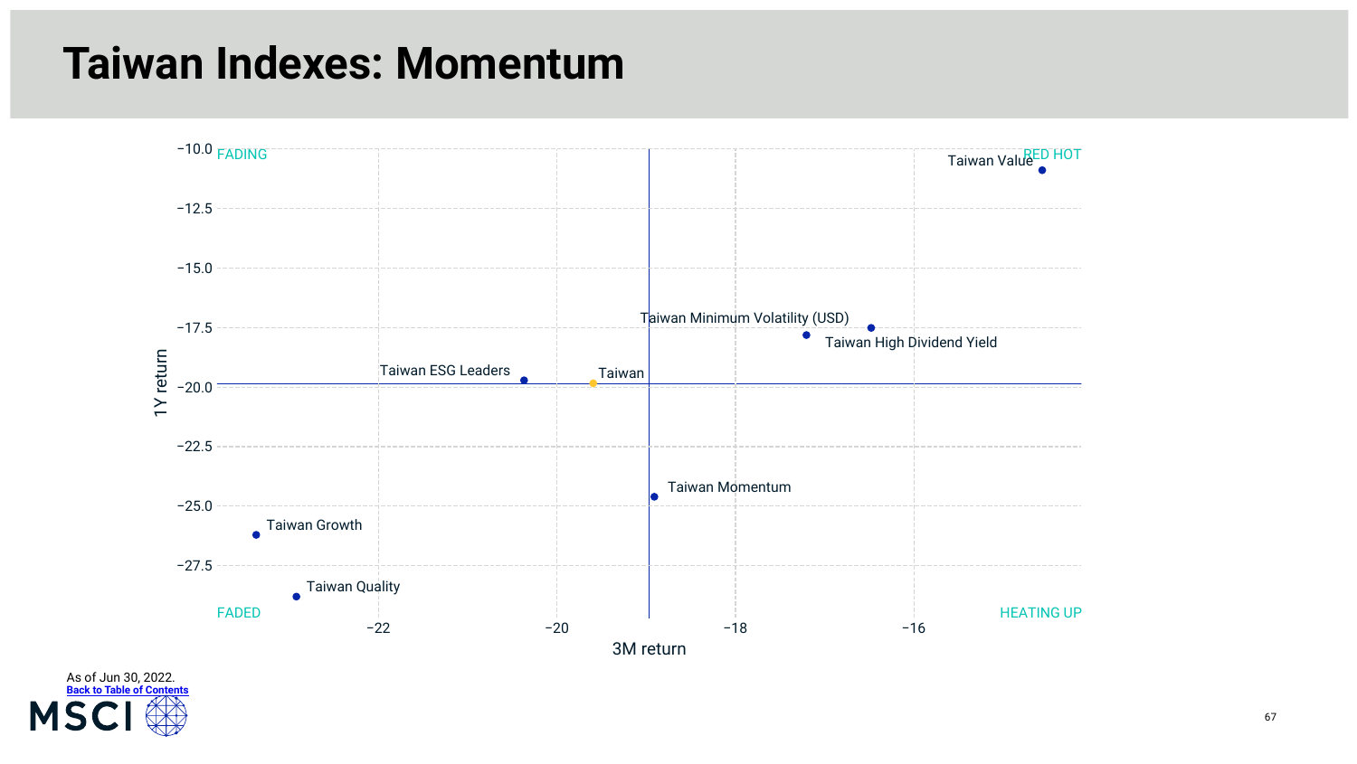# Taiwan Indexes: Momentum

FADING | RED HOT | FADED | HEATING UP

1Y return vs. 3M return

- Taiwan Value
- Taiwan Minimum Volatility (USD)
- Taiwan High Dividend Yield
- Taiwan ESG Leaders
- Taiwan
- Taiwan Momentum
- Taiwan Growth
- Taiwan Quality

As of Jun 30, 2022.

Back to Table of Contents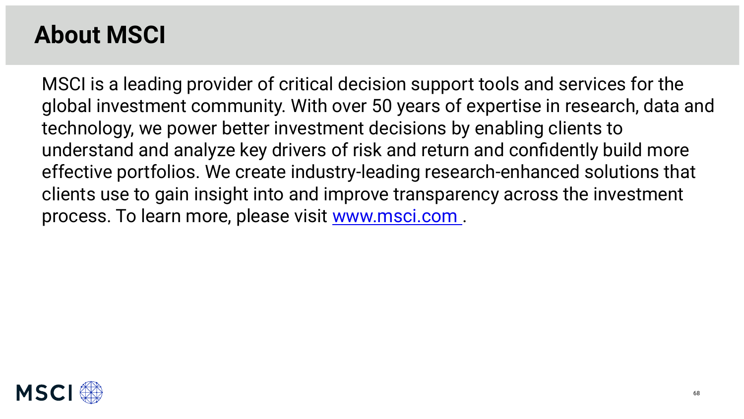# About MSCI

MSCI is a leading provider of critical decision support tools and services for the global investment community. With over 50 years of expertise in research, data and technology, we power better investment decisions by enabling clients to understand and analyze key drivers of risk and return and confidently build more effective portfolios. We create industry-leading research-enhanced solutions that clients use to gain insight into and improve transparency across the investment process. To learn more, please visit [www.msci.com](http://www.msci.com) .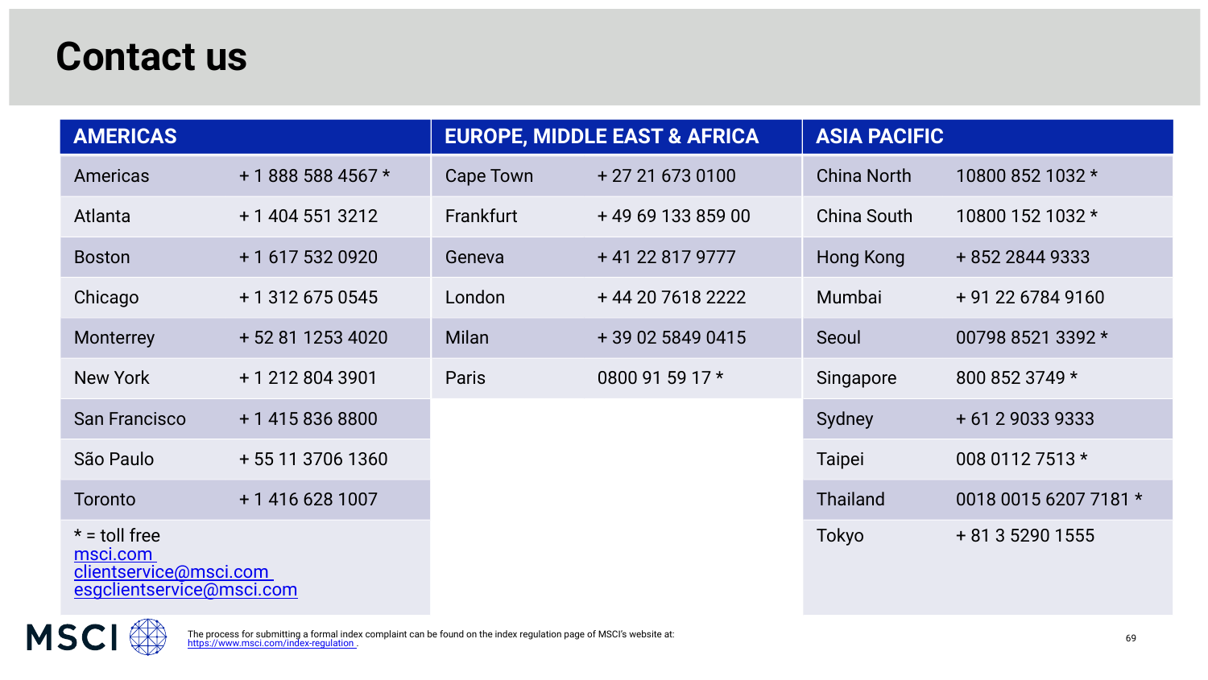# Contact us

| AMERICAS | | EUROPE, MIDDLE EAST & AFRICA | | ASIA PACIFIC | |
|---|---|---|---|---|---|
| Americas | + 1 888 588 4567 * | Cape Town | + 27 21 673 0100 | China North | 10800 852 1032 * |
| Atlanta | + 1 404 551 3212 | Frankfurt | + 49 69 133 859 00 | China South | 10800 152 1032 * |
| Boston | + 1 617 532 0920 | Geneva | + 41 22 817 9777 | Hong Kong | + 852 2844 9333 |
| Chicago | + 1 312 675 0545 | London | + 44 20 7618 2222 | Mumbai | + 91 22 6784 9160 |
| Monterrey | + 52 81 1253 4020 | Milan | + 39 02 5849 0415 | Seoul | 00798 8521 3392 * |
| New York | + 1 212 804 3901 | Paris | 0800 91 59 17 * | Singapore | 800 852 3749 * |
| San Francisco | + 1 415 836 8800 | | | Sydney | + 61 2 9033 9333 |
| São Paulo | + 55 11 3706 1360 | | | Taipei | 008 0112 7513 * |
| Toronto | + 1 416 628 1007 | | | Thailand | 0018 0015 6207 7181 * |
| | | | | Tokyo | + 81 3 5290 1555 |

* = toll free
[msci.com](https://www.msci.com)
[clientservice@msci.com](mailto:clientservice@msci.com)
[esgclientservice@msci.com](mailto:esgclientservice@msci.com)

The process for submitting a formal index complaint can be found on the index regulation page of MSCI's website at: [https://www.msci.com/index-regulation](https://www.msci.com/index-regulation).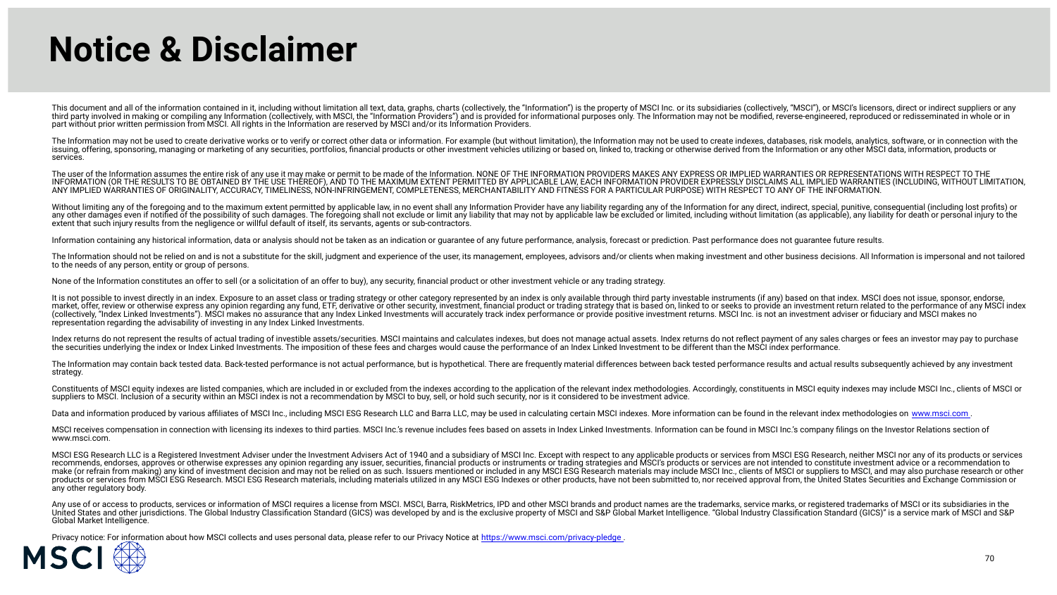# Notice & Disclaimer

This document and all of the information contained in it, including without limitation all text, data, graphs, charts (collectively, the "Information") is the property of MSCI Inc. or its subsidiaries (collectively, "MSCI"), or MSCI's licensors, direct or indirect suppliers or any third party involved in making or compiling any Information (collectively, with MSCI, the "Information Providers") and is provided for informational purposes only. The Information may not be modified, reverse-engineered, reproduced or redisseminated in whole or in part without prior written permission from MSCI. All rights in the Information are reserved by MSCI and/or its Information Providers.

The Information may not be used to create derivative works or to verify or correct other data or information. For example (but without limitation), the Information may not be used to create indexes, databases, risk models, analytics, software, or in connection with the issuing, offering, sponsoring, managing or marketing of any securities, portfolios, financial products or other investment vehicles utilizing or based on, linked to, tracking or otherwise derived from the Information or any other MSCI data, information, products or services.

The user of the Information assumes the entire risk of any use it may make or permit to be made of the Information. NONE OF THE INFORMATION PROVIDERS MAKES ANY EXPRESS OR IMPLIED WARRANTIES OR REPRESENTATIONS WITH RESPECT TO THE INFORMATION (OR THE RESULTS TO BE OBTAINED BY THE USE THEREOF), AND TO THE MAXIMUM EXTENT PERMITTED BY APPLICABLE LAW, EACH INFORMATION PROVIDER EXPRESSLY DISCLAIMS ALL IMPLIED WARRANTIES (INCLUDING, WITHOUT LIMITATION, ANY IMPLIED WARRANTIES OF ORIGINALITY, ACCURACY, TIMELINESS, NON-INFRINGEMENT, COMPLETENESS, MERCHANTABILITY AND FITNESS FOR A PARTICULAR PURPOSE) WITH RESPECT TO ANY OF THE INFORMATION.

Without limiting any of the foregoing and to the maximum extent permitted by applicable law, in no event shall any Information Provider have any liability regarding any of the Information for any direct, indirect, special, punitive, consequential (including lost profits) or any other damages even if notified of the possibility of such damages. The foregoing shall not exclude or limit any liability that may not by applicable law be excluded or limited, including without limitation (as applicable), any liability for death or personal injury to the extent that such injury results from the negligence or willful default of itself, its servants, agents or sub-contractors.

Information containing any historical information, data or analysis should not be taken as an indication or guarantee of any future performance, analysis, forecast or prediction. Past performance does not guarantee future results.

The Information should not be relied on and is not a substitute for the skill, judgment and experience of the user, its management, employees, advisors and/or clients when making investment and other business decisions. All Information is impersonal and not tailored to the needs of any person, entity or group of persons.

None of the Information constitutes an offer to sell (or a solicitation of an offer to buy), any security, financial product or other investment vehicle or any trading strategy.

It is not possible to invest directly in an index. Exposure to an asset class or trading strategy or other category represented by an index is only available through third party investable instruments (if any) based on that index. MSCI does not issue, sponsor, endorse, market, offer, review or otherwise express any opinion regarding any fund, ETF, derivative or other security, investment, financial product or trading strategy that is based on, linked to or seeks to provide an investment return related to the performance of any MSCI index (collectively, "Index Linked Investments"). MSCI makes no assurance that any Index Linked Investments will accurately track index performance or provide positive investment returns. MSCI Inc. is not an investment adviser or fiduciary and MSCI makes no representation regarding the advisability of investing in any Index Linked Investments.

Index returns do not represent the results of actual trading of investible assets/securities. MSCI maintains and calculates indexes, but does not manage actual assets. Index returns do not reflect payment of any sales charges or fees an investor may pay to purchase the securities underlying the index or Index Linked Investments. The imposition of these fees and charges would cause the performance of an Index Linked Investment to be different than the MSCI index performance.

The Information may contain back tested data. Back-tested performance is not actual performance, but is hypothetical. There are frequently material differences between back tested performance results and actual results subsequently achieved by any investment strategy.

Constituents of MSCI equity indexes are listed companies, which are included in or excluded from the indexes according to the application of the relevant index methodologies. Accordingly, constituents in MSCI equity indexes may include MSCI Inc., clients of MSCI or suppliers to MSCI. Inclusion of a security within an MSCI index is not a recommendation by MSCI to buy, sell, or hold such security, nor is it considered to be investment advice.

Data and information produced by various affiliates of MSCI Inc., including MSCI ESG Research LLC and Barra LLC, may be used in calculating certain MSCI indexes. More information can be found in the relevant index methodologies on www.msci.com .

MSCI receives compensation in connection with licensing its indexes to third parties. MSCI Inc.'s revenue includes fees based on assets in Index Linked Investments. Information can be found in MSCI Inc.'s company filings on the Investor Relations section of www.msci.com.

MSCI ESG Research LLC is a Registered Investment Adviser under the Investment Advisers Act of 1940 and a subsidiary of MSCI Inc. Except with respect to any applicable products or services from MSCI ESG Research, neither MSCI nor any of its products or services recommends, endorses, approves or otherwise expresses any opinion regarding any issuer, securities, financial products or instruments or trading strategies and MSCI's products or services are not intended to constitute investment advice or a recommendation to make (or refrain from making) any kind of investment decision and may not be relied on as such. Issuers mentioned or included in any MSCI ESG Research materials may include MSCI Inc., clients of MSCI or suppliers to MSCI, and may also purchase research or other products or services from MSCI ESG Research. MSCI ESG Research materials, including materials utilized in any MSCI ESG Indexes or other products, have not been submitted to, nor received approval from, the United States Securities and Exchange Commission or any other regulatory body.

Any use of or access to products, services or information of MSCI requires a license from MSCI. MSCI, Barra, RiskMetrics, IPD and other MSCI brands and product names are the trademarks, service marks, or registered trademarks of MSCI or its subsidiaries in the United States and other jurisdictions. The Global Industry Classification Standard (GICS) was developed by and is the exclusive property of MSCI and S&P Global Market Intelligence. "Global Industry Classification Standard (GICS)" is a service mark of MSCI and S&P Global Market Intelligence.

Privacy notice: For information about how MSCI collects and uses personal data, please refer to our Privacy Notice at https://www.msci.com/privacy-pledge .

MSCI